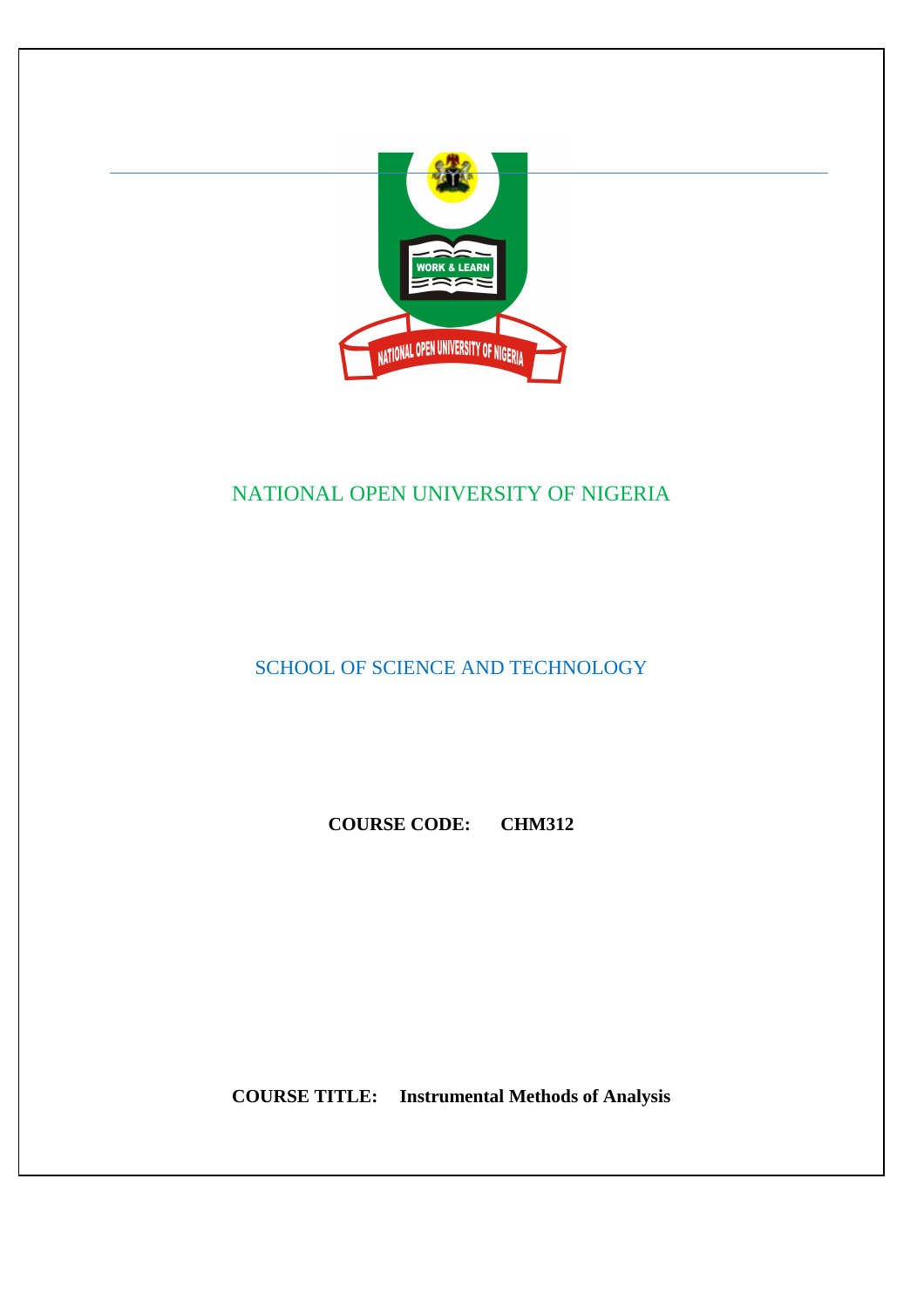# NATIONAL OPEN UNIVERSITY OF NIGERIA

## SCHOOL OF SCIENCE AND TECHNOLOGY

**COURSE CODE: CHM312**

**COURSE TITLE: Instrumental Methods of Analysis**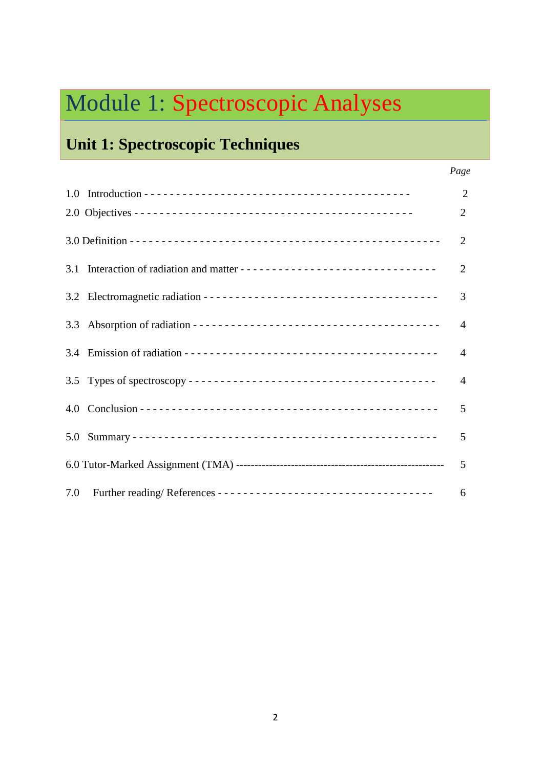# Module 1: Spectroscopic Analyses

## Unit 1: Spectroscopic Techniques

| | *Page* |
|---|---|
| 1.0 Introduction | 2 |
| 2.0 Objectives | 2 |
| 3.0 Definition | 2 |
| 3.1 Interaction of radiation and matter | 2 |
| 3.2 Electromagnetic radiation | 3 |
| 3.3 Absorption of radiation | 4 |
| 3.4 Emission of radiation | 4 |
| 3.5 Types of spectroscopy | 4 |
| 4.0 Conclusion | 5 |
| 5.0 Summary | 5 |
| 6.0 Tutor-Marked Assignment (TMA) | 5 |
| 7.0 Further reading/ References | 6 |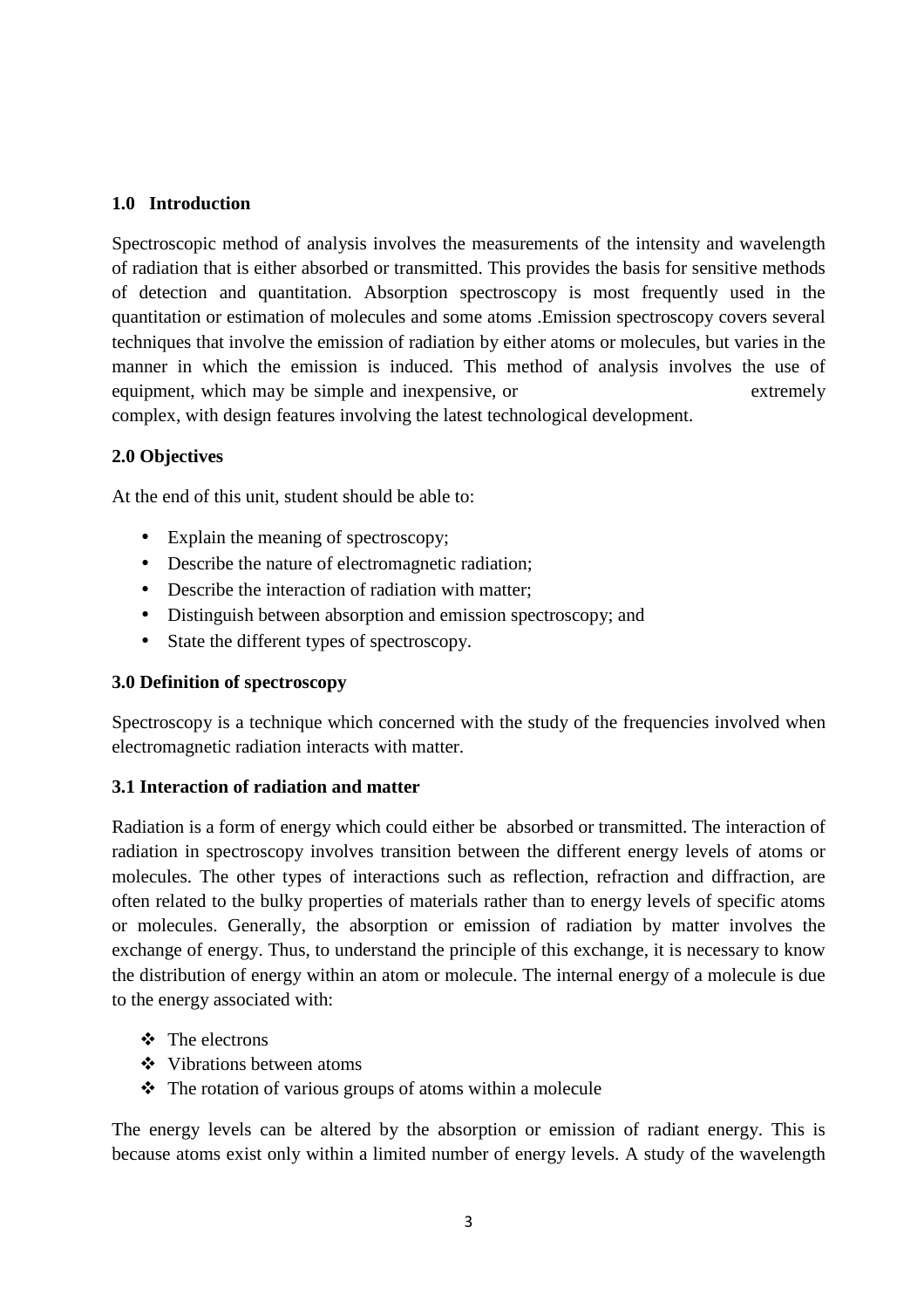## 1.0 Introduction

Spectroscopic method of analysis involves the measurements of the intensity and wavelength of radiation that is either absorbed or transmitted. This provides the basis for sensitive methods of detection and quantitation. Absorption spectroscopy is most frequently used in the quantitation or estimation of molecules and some atoms .Emission spectroscopy covers several techniques that involve the emission of radiation by either atoms or molecules, but varies in the manner in which the emission is induced. This method of analysis involves the use of equipment, which may be simple and inexpensive, or extremely complex, with design features involving the latest technological development.

## 2.0 Objectives

At the end of this unit, student should be able to:

- Explain the meaning of spectroscopy;
- Describe the nature of electromagnetic radiation;
- Describe the interaction of radiation with matter;
- Distinguish between absorption and emission spectroscopy; and
- State the different types of spectroscopy.

## 3.0 Definition of spectroscopy

Spectroscopy is a technique which concerned with the study of the frequencies involved when electromagnetic radiation interacts with matter.

### 3.1 Interaction of radiation and matter

Radiation is a form of energy which could either be absorbed or transmitted. The interaction of radiation in spectroscopy involves transition between the different energy levels of atoms or molecules. The other types of interactions such as reflection, refraction and diffraction, are often related to the bulky properties of materials rather than to energy levels of specific atoms or molecules. Generally, the absorption or emission of radiation by matter involves the exchange of energy. Thus, to understand the principle of this exchange, it is necessary to know the distribution of energy within an atom or molecule. The internal energy of a molecule is due to the energy associated with:

- The electrons
- Vibrations between atoms
- The rotation of various groups of atoms within a molecule

The energy levels can be altered by the absorption or emission of radiant energy. This is because atoms exist only within a limited number of energy levels. A study of the wavelength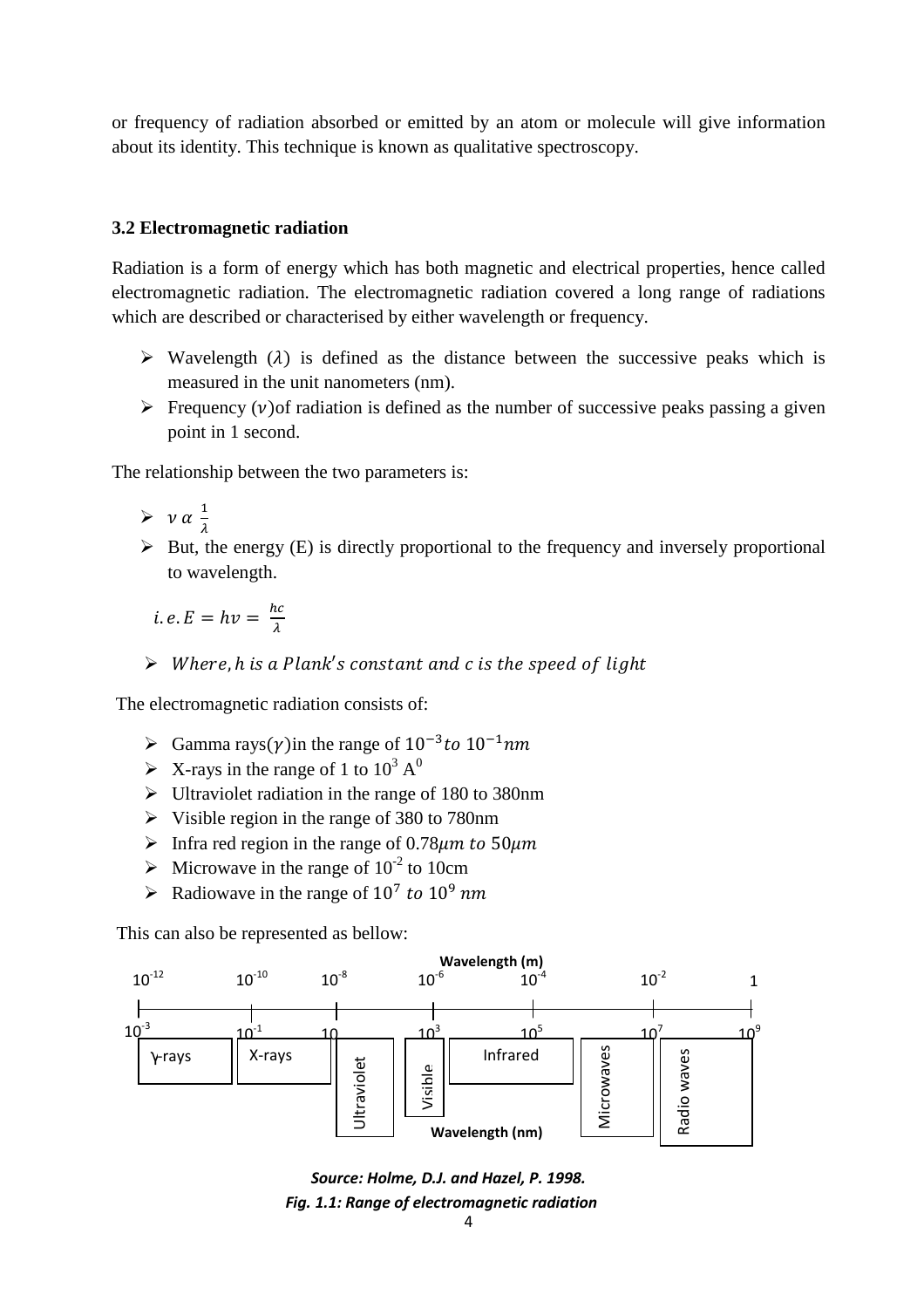or frequency of radiation absorbed or emitted by an atom or molecule will give information about its identity. This technique is known as qualitative spectroscopy.

### 3.2 Electromagnetic radiation

Radiation is a form of energy which has both magnetic and electrical properties, hence called electromagnetic radiation. The electromagnetic radiation covered a long range of radiations which are described or characterised by either wavelength or frequency.

- Wavelength ($\lambda$) is defined as the distance between the successive peaks which is measured in the unit nanometers (nm).
- Frequency ($v$)of radiation is defined as the number of successive peaks passing a given point in 1 second.

The relationship between the two parameters is:

- $v \; \alpha \; \frac{1}{\lambda}$
- But, the energy (E) is directly proportional to the frequency and inversely proportional to wavelength.

$i.e. E = hv = \frac{hc}{\lambda}$

- $Where, h \; is \; a \; Plank's \; constant \; and \; c \; is \; the \; speed \; of \; light$

The electromagnetic radiation consists of:

- Gamma rays($\gamma$)in the range of $10^{-3} \; to \; 10^{-1} nm$
- X-rays in the range of 1 to $10^3$ $A^0$
- Ultraviolet radiation in the range of 180 to 380nm
- Visible region in the range of 380 to 780nm
- Infra red region in the range of $0.78\mu m \; to \; 50\mu m$
- Microwave in the range of $10^{-2}$ to 10cm
- Radiowave in the range of $10^7 \; to \; 10^9 \; nm$

This can also be represented as bellow:

| Wavelength (m) | $10^{-12}$ | $10^{-10}$ | $10^{-8}$ | $10^{-6}$ | $10^{-4}$ | $10^{-2}$ | 1 |
|---|---|---|---|---|---|---|---|
| Wavelength (nm) | $10^{-3}$ | $10^{-1}$ | 10 | $10^{3}$ | $10^{5}$ | $10^{7}$ | $10^{9}$ |
| Region | γ-rays | X-rays | Ultraviolet | Visible | Infrared | Microwaves | Radio waves |

*Source: Holme, D.J. and Hazel, P. 1998.*

*Fig. 1.1: Range of electromagnetic radiation*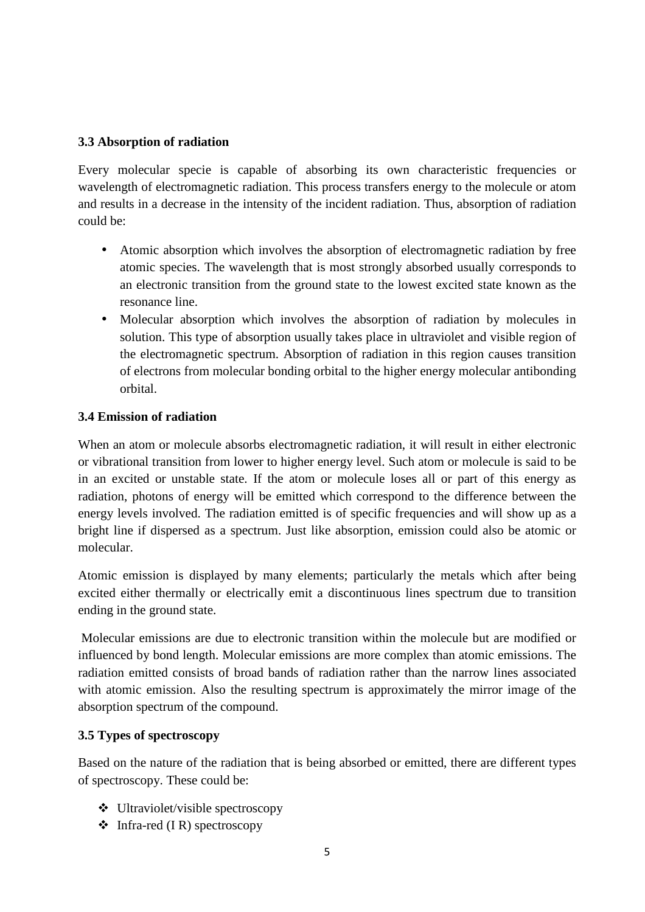### 3.3 Absorption of radiation

Every molecular specie is capable of absorbing its own characteristic frequencies or wavelength of electromagnetic radiation. This process transfers energy to the molecule or atom and results in a decrease in the intensity of the incident radiation. Thus, absorption of radiation could be:

- Atomic absorption which involves the absorption of electromagnetic radiation by free atomic species. The wavelength that is most strongly absorbed usually corresponds to an electronic transition from the ground state to the lowest excited state known as the resonance line.
- Molecular absorption which involves the absorption of radiation by molecules in solution. This type of absorption usually takes place in ultraviolet and visible region of the electromagnetic spectrum. Absorption of radiation in this region causes transition of electrons from molecular bonding orbital to the higher energy molecular antibonding orbital.

### 3.4 Emission of radiation

When an atom or molecule absorbs electromagnetic radiation, it will result in either electronic or vibrational transition from lower to higher energy level. Such atom or molecule is said to be in an excited or unstable state. If the atom or molecule loses all or part of this energy as radiation, photons of energy will be emitted which correspond to the difference between the energy levels involved. The radiation emitted is of specific frequencies and will show up as a bright line if dispersed as a spectrum. Just like absorption, emission could also be atomic or molecular.

Atomic emission is displayed by many elements; particularly the metals which after being excited either thermally or electrically emit a discontinuous lines spectrum due to transition ending in the ground state.

Molecular emissions are due to electronic transition within the molecule but are modified or influenced by bond length. Molecular emissions are more complex than atomic emissions. The radiation emitted consists of broad bands of radiation rather than the narrow lines associated with atomic emission. Also the resulting spectrum is approximately the mirror image of the absorption spectrum of the compound.

### 3.5 Types of spectroscopy

Based on the nature of the radiation that is being absorbed or emitted, there are different types of spectroscopy. These could be:

- Ultraviolet/visible spectroscopy
- Infra-red (I R) spectroscopy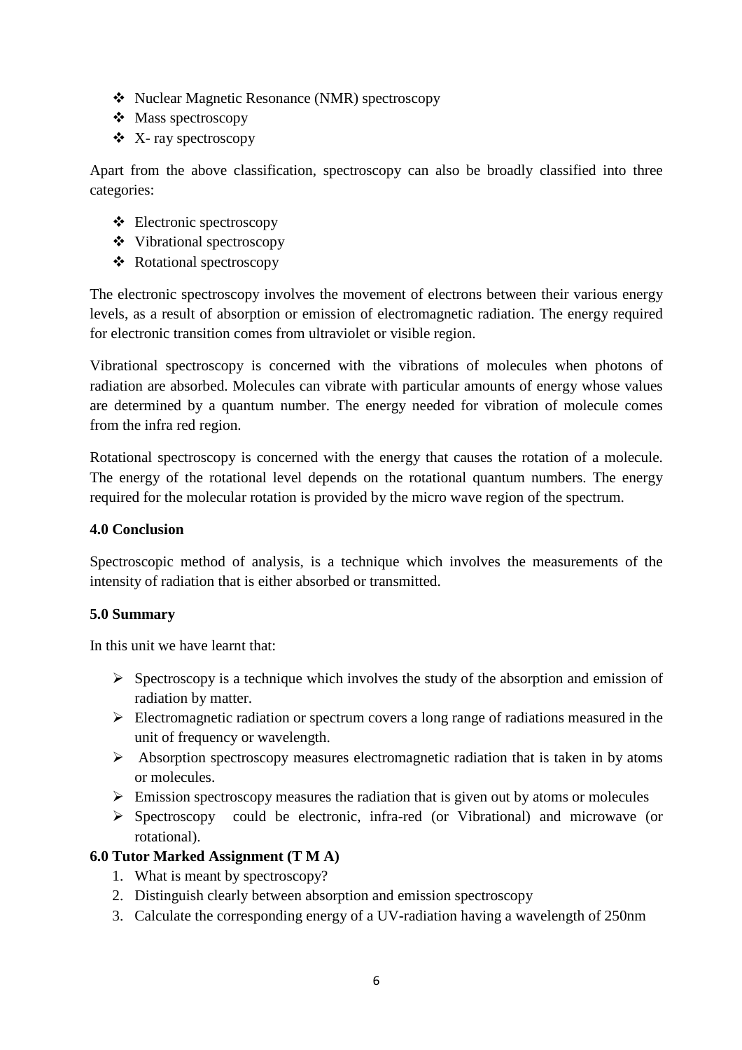- Nuclear Magnetic Resonance (NMR) spectroscopy
- Mass spectroscopy
- X- ray spectroscopy

Apart from the above classification, spectroscopy can also be broadly classified into three categories:

- Electronic spectroscopy
- Vibrational spectroscopy
- Rotational spectroscopy

The electronic spectroscopy involves the movement of electrons between their various energy levels, as a result of absorption or emission of electromagnetic radiation. The energy required for electronic transition comes from ultraviolet or visible region.

Vibrational spectroscopy is concerned with the vibrations of molecules when photons of radiation are absorbed. Molecules can vibrate with particular amounts of energy whose values are determined by a quantum number. The energy needed for vibration of molecule comes from the infra red region.

Rotational spectroscopy is concerned with the energy that causes the rotation of a molecule. The energy of the rotational level depends on the rotational quantum numbers. The energy required for the molecular rotation is provided by the micro wave region of the spectrum.

**4.0 Conclusion**

Spectroscopic method of analysis, is a technique which involves the measurements of the intensity of radiation that is either absorbed or transmitted.

**5.0 Summary**

In this unit we have learnt that:

- Spectroscopy is a technique which involves the study of the absorption and emission of radiation by matter.
- Electromagnetic radiation or spectrum covers a long range of radiations measured in the unit of frequency or wavelength.
- Absorption spectroscopy measures electromagnetic radiation that is taken in by atoms or molecules.
- Emission spectroscopy measures the radiation that is given out by atoms or molecules
- Spectroscopy could be electronic, infra-red (or Vibrational) and microwave (or rotational).

**6.0 Tutor Marked Assignment (T M A)**

1. What is meant by spectroscopy?
2. Distinguish clearly between absorption and emission spectroscopy
3. Calculate the corresponding energy of a UV-radiation having a wavelength of 250nm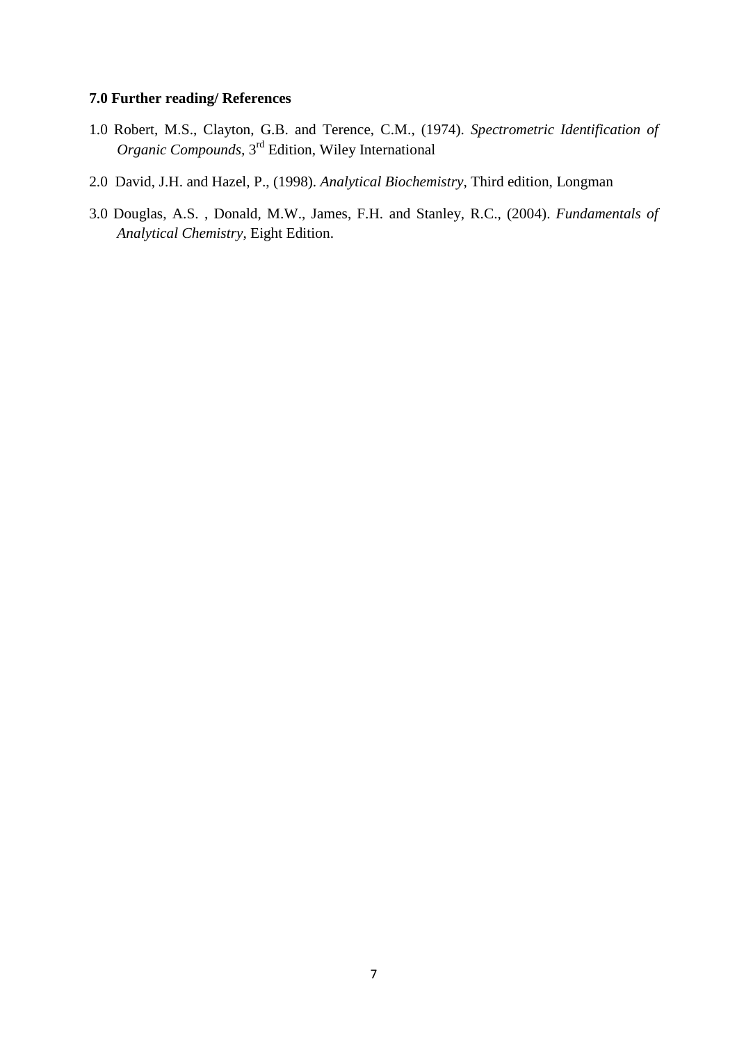### 7.0 Further reading/ References

1.0 Robert, M.S., Clayton, G.B. and Terence, C.M., (1974). *Spectrometric Identification of Organic Compounds*, 3$^{rd}$ Edition, Wiley International

2.0 David, J.H. and Hazel, P., (1998). *Analytical Biochemistry*, Third edition, Longman

3.0 Douglas, A.S. , Donald, M.W., James, F.H. and Stanley, R.C., (2004). *Fundamentals of Analytical Chemistry*, Eight Edition.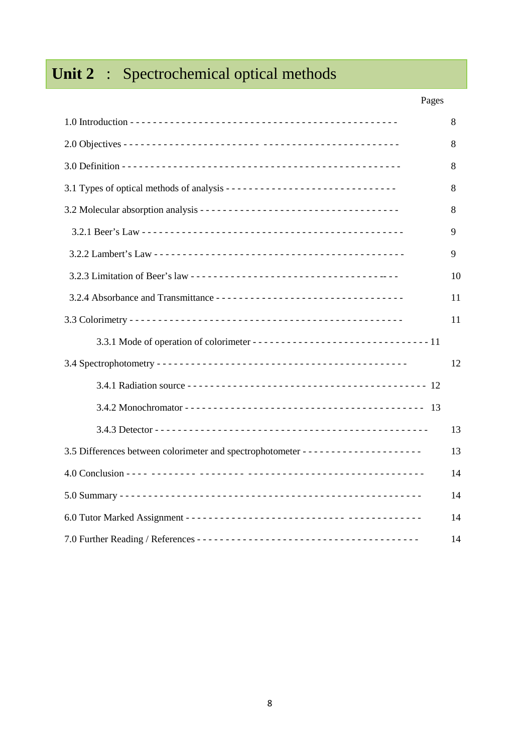# Unit 2 : Spectrochemical optical methods

| | Pages |
|---|---|
| 1.0 Introduction | 8 |
| 2.0 Objectives | 8 |
| 3.0 Definition | 8 |
| 3.1 Types of optical methods of analysis | 8 |
| 3.2 Molecular absorption analysis | 8 |
| 3.2.1 Beer's Law | 9 |
| 3.2.2 Lambert's Law | 9 |
| 3.2.3 Limitation of Beer's law | 10 |
| 3.2.4 Absorbance and Transmittance | 11 |
| 3.3 Colorimetry | 11 |
| 3.3.1 Mode of operation of colorimeter | 11 |
| 3.4 Spectrophotometry | 12 |
| 3.4.1 Radiation source | 12 |
| 3.4.2 Monochromator | 13 |
| 3.4.3 Detector | 13 |
| 3.5 Differences between colorimeter and spectrophotometer | 13 |
| 4.0 Conclusion | 14 |
| 5.0 Summary | 14 |
| 6.0 Tutor Marked Assignment | 14 |
| 7.0 Further Reading / References | 14 |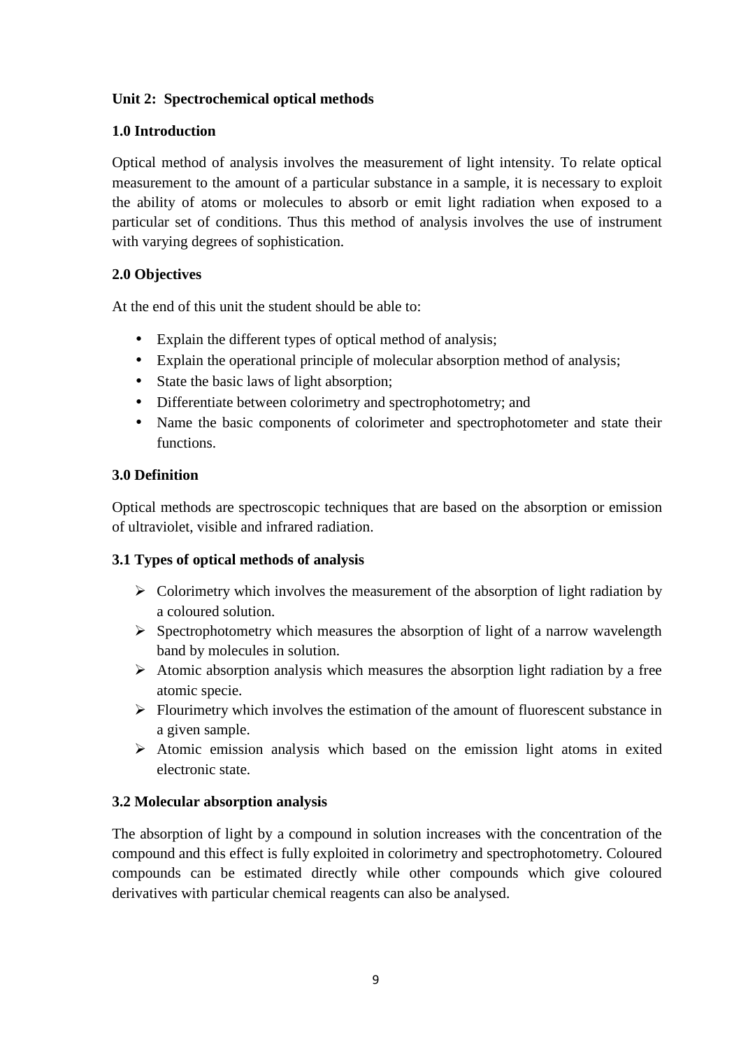## Unit 2: Spectrochemical optical methods

### 1.0 Introduction

Optical method of analysis involves the measurement of light intensity. To relate optical measurement to the amount of a particular substance in a sample, it is necessary to exploit the ability of atoms or molecules to absorb or emit light radiation when exposed to a particular set of conditions. Thus this method of analysis involves the use of instrument with varying degrees of sophistication.

### 2.0 Objectives

At the end of this unit the student should be able to:

- Explain the different types of optical method of analysis;
- Explain the operational principle of molecular absorption method of analysis;
- State the basic laws of light absorption;
- Differentiate between colorimetry and spectrophotometry; and
- Name the basic components of colorimeter and spectrophotometer and state their functions.

### 3.0 Definition

Optical methods are spectroscopic techniques that are based on the absorption or emission of ultraviolet, visible and infrared radiation.

### 3.1 Types of optical methods of analysis

- Colorimetry which involves the measurement of the absorption of light radiation by a coloured solution.
- Spectrophotometry which measures the absorption of light of a narrow wavelength band by molecules in solution.
- Atomic absorption analysis which measures the absorption light radiation by a free atomic specie.
- Flourimetry which involves the estimation of the amount of fluorescent substance in a given sample.
- Atomic emission analysis which based on the emission light atoms in exited electronic state.

### 3.2 Molecular absorption analysis

The absorption of light by a compound in solution increases with the concentration of the compound and this effect is fully exploited in colorimetry and spectrophotometry. Coloured compounds can be estimated directly while other compounds which give coloured derivatives with particular chemical reagents can also be analysed.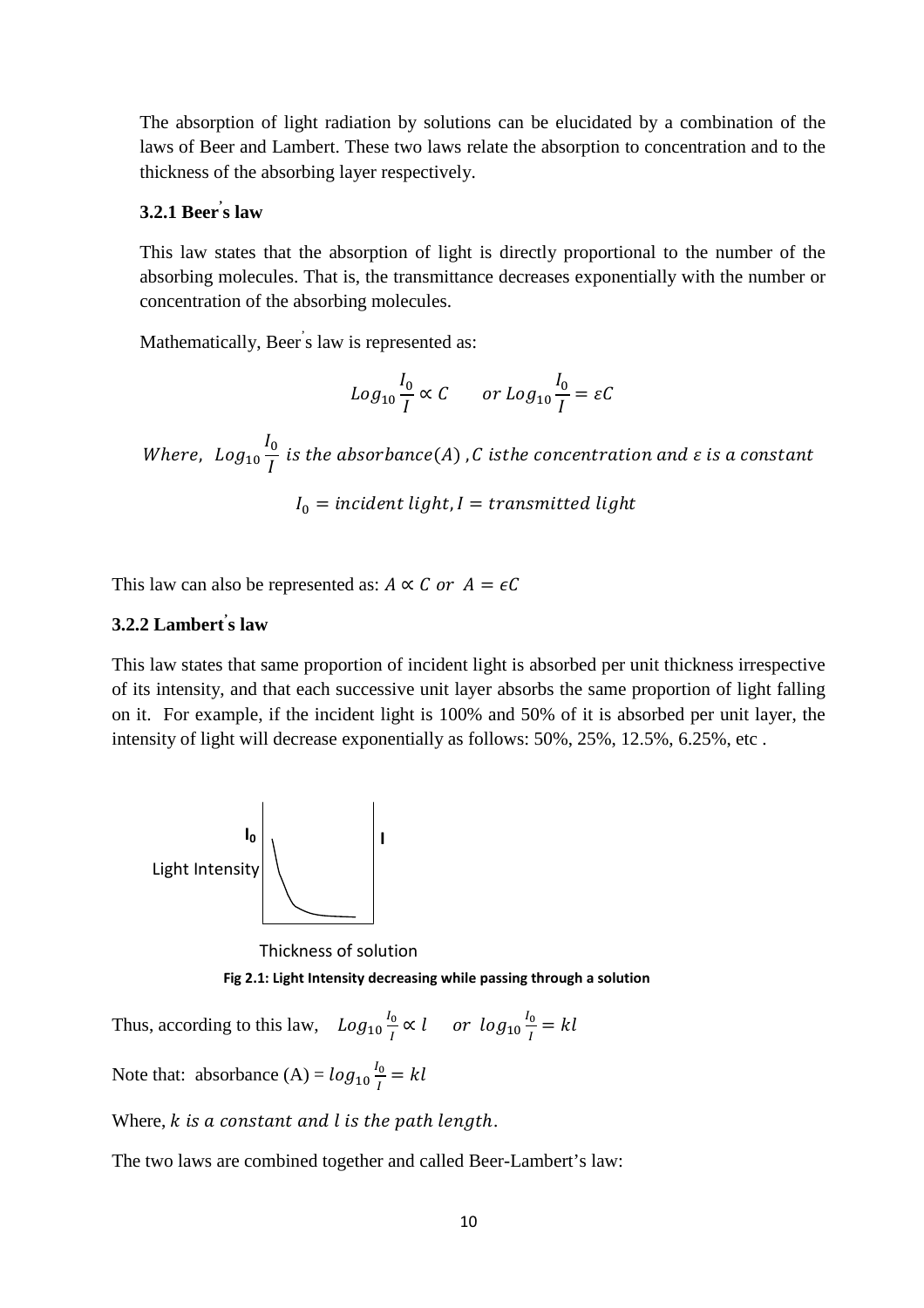The absorption of light radiation by solutions can be elucidated by a combination of the laws of Beer and Lambert. These two laws relate the absorption to concentration and to the thickness of the absorbing layer respectively.

### 3.2.1 Beer's law

This law states that the absorption of light is directly proportional to the number of the absorbing molecules. That is, the transmittance decreases exponentially with the number or concentration of the absorbing molecules.

Mathematically, Beer's law is represented as:

$$Log_{10}\frac{I_0}{I} \propto C \qquad or\ Log_{10}\frac{I_0}{I} = \varepsilon C$$

$$Where,\ \ Log_{10}\frac{I_0}{I}\ is\ the\ absorbance (A)\ , C\ isthe\ concentration\ and\ \varepsilon\ is\ a\ constant$$

$$I_0 = incident\ light, I = transmitted\ light$$

This law can also be represented as: $A \propto C\ or\ \ A = \epsilon C$

### 3.2.2 Lambert's law

This law states that same proportion of incident light is absorbed per unit thickness irrespective of its intensity, and that each successive unit layer absorbs the same proportion of light falling on it. For example, if the incident light is 100% and 50% of it is absorbed per unit layer, the intensity of light will decrease exponentially as follows: 50%, 25%, 12.5%, 6.25%, etc .

$I_0$ Light Intensity — I

Thickness of solution

**Fig 2.1: Light Intensity decreasing while passing through a solution**

Thus, according to this law, $\ \ Log_{10}\frac{I_0}{I} \propto l \quad or\ \ log_{10}\frac{I_0}{I} = kl$

Note that: absorbance (A) = $log_{10}\frac{I_0}{I} = kl$

Where, $k\ is\ a\ constant\ and\ l\ is\ the\ path\ length.$

The two laws are combined together and called Beer-Lambert's law: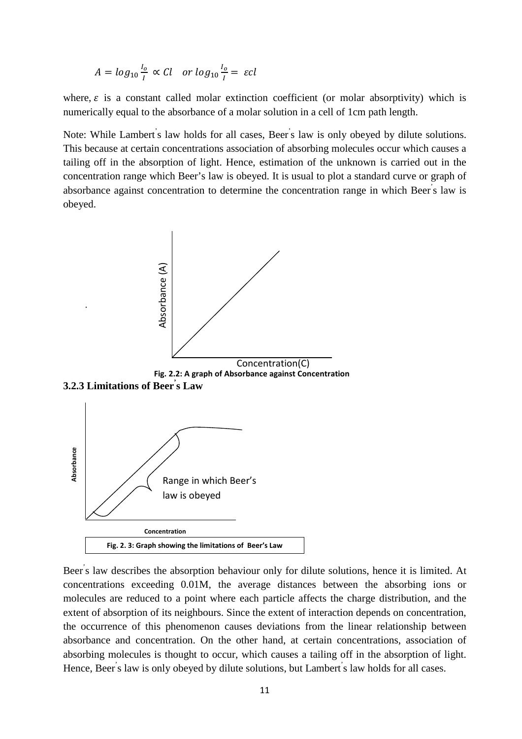$$A = log_{10}\frac{I_o}{I} \propto Cl \quad or\ log_{10}\frac{I_o}{I} = \varepsilon cl$$

where, $\varepsilon$ is a constant called molar extinction coefficient (or molar absorptivity) which is numerically equal to the absorbance of a molar solution in a cell of 1cm path length.

Note: While Lambert's law holds for all cases, Beer's law is only obeyed by dilute solutions. This because at certain concentrations association of absorbing molecules occur which causes a tailing off in the absorption of light. Hence, estimation of the unknown is carried out in the concentration range which Beer's law is obeyed. It is usual to plot a standard curve or graph of absorbance against concentration to determine the concentration range in which Beer's law is obeyed.

Fig. 2.2: A graph of Absorbance against Concentration

### 3.2.3 Limitations of Beer's Law

Fig. 2. 3: Graph showing the limitations of Beer's Law

Beer's law describes the absorption behaviour only for dilute solutions, hence it is limited. At concentrations exceeding 0.01M, the average distances between the absorbing ions or molecules are reduced to a point where each particle affects the charge distribution, and the extent of absorption of its neighbours. Since the extent of interaction depends on concentration, the occurrence of this phenomenon causes deviations from the linear relationship between absorbance and concentration. On the other hand, at certain concentrations, association of absorbing molecules is thought to occur, which causes a tailing off in the absorption of light. Hence, Beer's law is only obeyed by dilute solutions, but Lambert's law holds for all cases.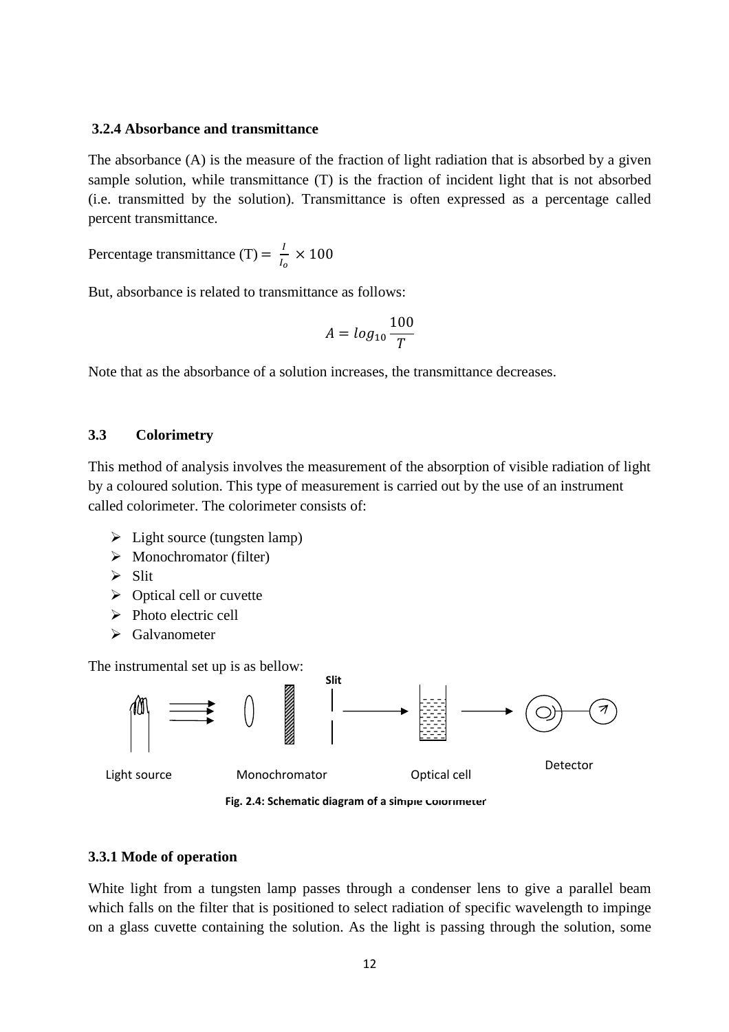### 3.2.4 Absorbance and transmittance

The absorbance (A) is the measure of the fraction of light radiation that is absorbed by a given sample solution, while transmittance (T) is the fraction of incident light that is not absorbed (i.e. transmitted by the solution). Transmittance is often expressed as a percentage called percent transmittance.

Percentage transmittance (T) $= \frac{I}{I_o} \times 100$

But, absorbance is related to transmittance as follows:

$$A = log_{10} \frac{100}{T}$$

Note that as the absorbance of a solution increases, the transmittance decreases.

## 3.3 Colorimetry

This method of analysis involves the measurement of the absorption of visible radiation of light by a coloured solution. This type of measurement is carried out by the use of an instrument called colorimeter. The colorimeter consists of:

- Light source (tungsten lamp)
- Monochromator (filter)
- Slit
- Optical cell or cuvette
- Photo electric cell
- Galvanometer

The instrumental set up is as bellow:

Slit

Light source Monochromator Optical cell Detector

**Fig. 2.4: Schematic diagram of a simple Colorimeter**

### 3.3.1 Mode of operation

White light from a tungsten lamp passes through a condenser lens to give a parallel beam which falls on the filter that is positioned to select radiation of specific wavelength to impinge on a glass cuvette containing the solution. As the light is passing through the solution, some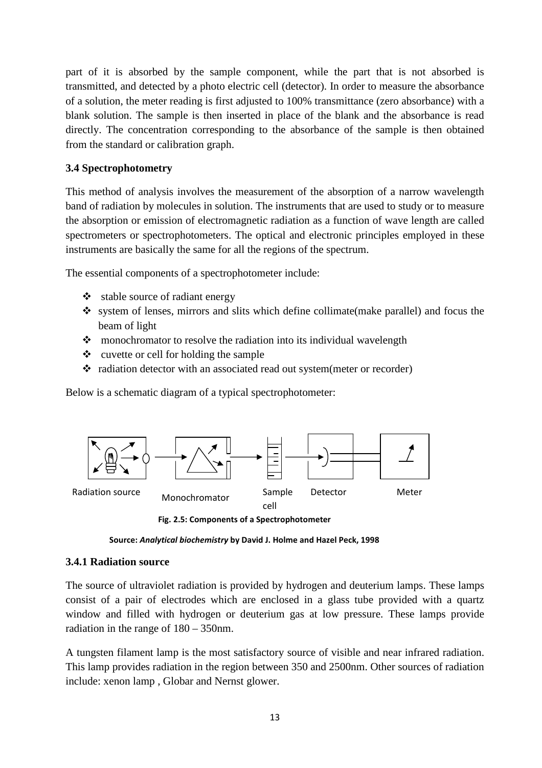part of it is absorbed by the sample component, while the part that is not absorbed is transmitted, and detected by a photo electric cell (detector). In order to measure the absorbance of a solution, the meter reading is first adjusted to 100% transmittance (zero absorbance) with a blank solution. The sample is then inserted in place of the blank and the absorbance is read directly. The concentration corresponding to the absorbance of the sample is then obtained from the standard or calibration graph.

### 3.4 Spectrophotometry

This method of analysis involves the measurement of the absorption of a narrow wavelength band of radiation by molecules in solution. The instruments that are used to study or to measure the absorption or emission of electromagnetic radiation as a function of wave length are called spectrometers or spectrophotometers. The optical and electronic principles employed in these instruments are basically the same for all the regions of the spectrum.

The essential components of a spectrophotometer include:

- stable source of radiant energy
- system of lenses, mirrors and slits which define collimate(make parallel) and focus the beam of light
- monochromator to resolve the radiation into its individual wavelength
- cuvette or cell for holding the sample
- radiation detector with an associated read out system(meter or recorder)

Below is a schematic diagram of a typical spectrophotometer:

Radiation source Monochromator Sample cell Detector Meter

**Fig. 2.5: Components of a Spectrophotometer**

**Source:** ***Analytical biochemistry*** **by David J. Holme and Hazel Peck, 1998**

### 3.4.1 Radiation source

The source of ultraviolet radiation is provided by hydrogen and deuterium lamps. These lamps consist of a pair of electrodes which are enclosed in a glass tube provided with a quartz window and filled with hydrogen or deuterium gas at low pressure. These lamps provide radiation in the range of 180 – 350nm.

A tungsten filament lamp is the most satisfactory source of visible and near infrared radiation. This lamp provides radiation in the region between 350 and 2500nm. Other sources of radiation include: xenon lamp , Globar and Nernst glower.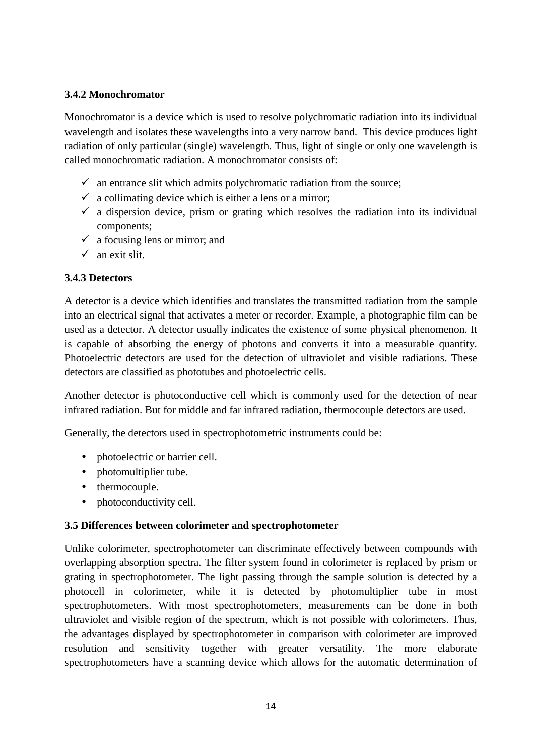### 3.4.2 Monochromator

Monochromator is a device which is used to resolve polychromatic radiation into its individual wavelength and isolates these wavelengths into a very narrow band. This device produces light radiation of only particular (single) wavelength. Thus, light of single or only one wavelength is called monochromatic radiation. A monochromator consists of:

- ✓ an entrance slit which admits polychromatic radiation from the source;
- ✓ a collimating device which is either a lens or a mirror;
- ✓ a dispersion device, prism or grating which resolves the radiation into its individual components;
- ✓ a focusing lens or mirror; and
- ✓ an exit slit.

### 3.4.3 Detectors

A detector is a device which identifies and translates the transmitted radiation from the sample into an electrical signal that activates a meter or recorder. Example, a photographic film can be used as a detector. A detector usually indicates the existence of some physical phenomenon. It is capable of absorbing the energy of photons and converts it into a measurable quantity. Photoelectric detectors are used for the detection of ultraviolet and visible radiations. These detectors are classified as phototubes and photoelectric cells.

Another detector is photoconductive cell which is commonly used for the detection of near infrared radiation. But for middle and far infrared radiation, thermocouple detectors are used.

Generally, the detectors used in spectrophotometric instruments could be:

- photoelectric or barrier cell.
- photomultiplier tube.
- thermocouple.
- photoconductivity cell.

### 3.5 Differences between colorimeter and spectrophotometer

Unlike colorimeter, spectrophotometer can discriminate effectively between compounds with overlapping absorption spectra. The filter system found in colorimeter is replaced by prism or grating in spectrophotometer. The light passing through the sample solution is detected by a photocell in colorimeter, while it is detected by photomultiplier tube in most spectrophotometers. With most spectrophotometers, measurements can be done in both ultraviolet and visible region of the spectrum, which is not possible with colorimeters. Thus, the advantages displayed by spectrophotometer in comparison with colorimeter are improved resolution and sensitivity together with greater versatility. The more elaborate spectrophotometers have a scanning device which allows for the automatic determination of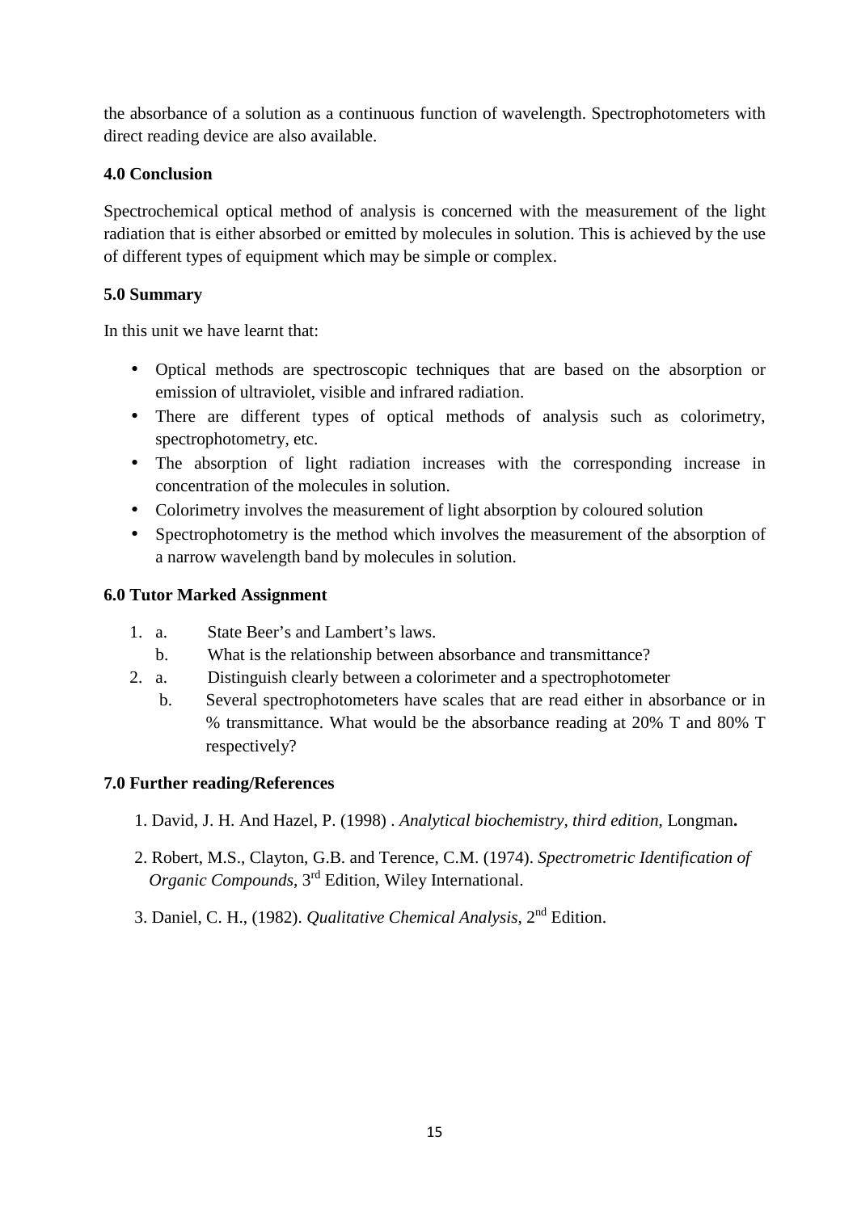the absorbance of a solution as a continuous function of wavelength. Spectrophotometers with direct reading device are also available.

## 4.0 Conclusion

Spectrochemical optical method of analysis is concerned with the measurement of the light radiation that is either absorbed or emitted by molecules in solution. This is achieved by the use of different types of equipment which may be simple or complex.

## 5.0 Summary

In this unit we have learnt that:

- Optical methods are spectroscopic techniques that are based on the absorption or emission of ultraviolet, visible and infrared radiation.
- There are different types of optical methods of analysis such as colorimetry, spectrophotometry, etc.
- The absorption of light radiation increases with the corresponding increase in concentration of the molecules in solution.
- Colorimetry involves the measurement of light absorption by coloured solution
- Spectrophotometry is the method which involves the measurement of the absorption of a narrow wavelength band by molecules in solution.

## 6.0 Tutor Marked Assignment

1. a. State Beer's and Lambert's laws.
   b. What is the relationship between absorbance and transmittance?
2. a. Distinguish clearly between a colorimeter and a spectrophotometer
   b. Several spectrophotometers have scales that are read either in absorbance or in % transmittance. What would be the absorbance reading at 20% T and 80% T respectively?

## 7.0 Further reading/References

1. David, J. H. And Hazel, P. (1998) . *Analytical biochemistry, third edition,* Longman**.**
2. Robert, M.S., Clayton, G.B. and Terence, C.M. (1974). *Spectrometric Identification of Organic Compounds*, 3rd Edition, Wiley International.
3. Daniel, C. H., (1982). *Qualitative Chemical Analysis*, 2nd Edition.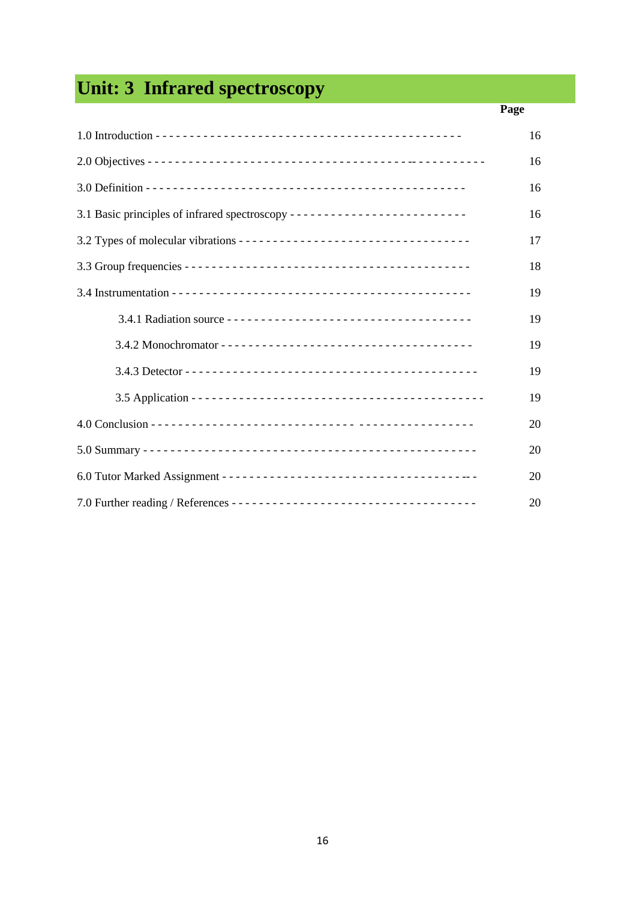# Unit: 3 Infrared spectroscopy

| | Page |
|---|---|
| 1.0 Introduction | 16 |
| 2.0 Objectives | 16 |
| 3.0 Definition | 16 |
| 3.1 Basic principles of infrared spectroscopy | 16 |
| 3.2 Types of molecular vibrations | 17 |
| 3.3 Group frequencies | 18 |
| 3.4 Instrumentation | 19 |
| 3.4.1 Radiation source | 19 |
| 3.4.2 Monochromator | 19 |
| 3.4.3 Detector | 19 |
| 3.5 Application | 19 |
| 4.0 Conclusion | 20 |
| 5.0 Summary | 20 |
| 6.0 Tutor Marked Assignment | 20 |
| 7.0 Further reading / References | 20 |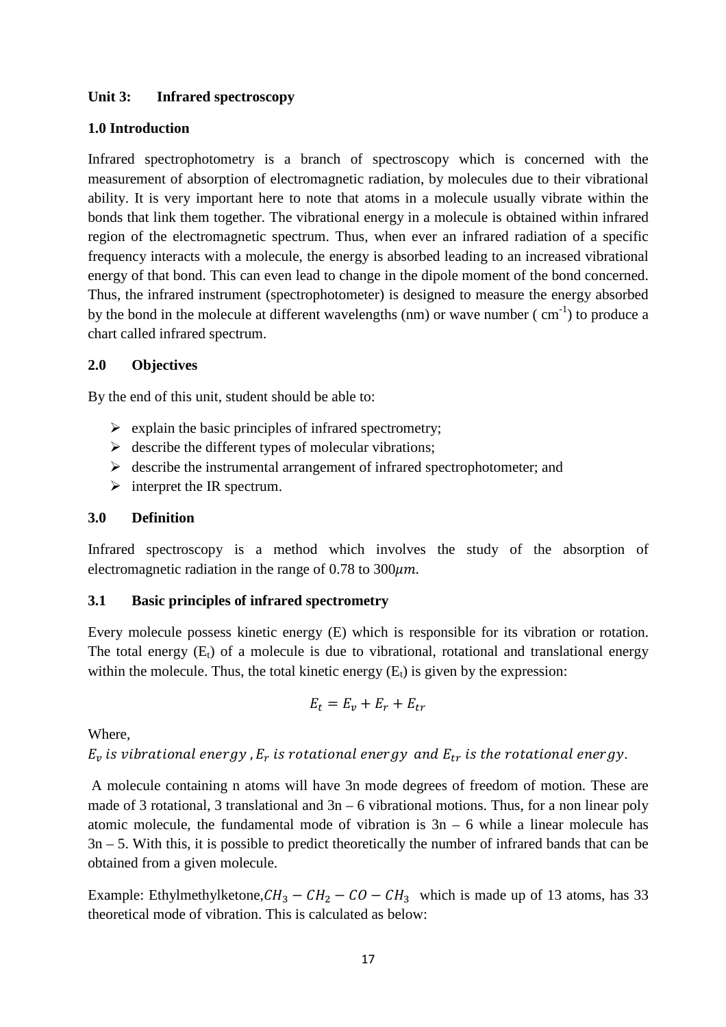**Unit 3: Infrared spectroscopy**

**1.0 Introduction**

Infrared spectrophotometry is a branch of spectroscopy which is concerned with the measurement of absorption of electromagnetic radiation, by molecules due to their vibrational ability. It is very important here to note that atoms in a molecule usually vibrate within the bonds that link them together. The vibrational energy in a molecule is obtained within infrared region of the electromagnetic spectrum. Thus, when ever an infrared radiation of a specific frequency interacts with a molecule, the energy is absorbed leading to an increased vibrational energy of that bond. This can even lead to change in the dipole moment of the bond concerned. Thus, the infrared instrument (spectrophotometer) is designed to measure the energy absorbed by the bond in the molecule at different wavelengths (nm) or wave number ( $cm^{-1}$) to produce a chart called infrared spectrum.

**2.0 Objectives**

By the end of this unit, student should be able to:

- explain the basic principles of infrared spectrometry;
- describe the different types of molecular vibrations;
- describe the instrumental arrangement of infrared spectrophotometer; and
- interpret the IR spectrum.

**3.0 Definition**

Infrared spectroscopy is a method which involves the study of the absorption of electromagnetic radiation in the range of 0.78 to 300$\mu m$.

**3.1 Basic principles of infrared spectrometry**

Every molecule possess kinetic energy (E) which is responsible for its vibration or rotation. The total energy ($E_t$) of a molecule is due to vibrational, rotational and translational energy within the molecule. Thus, the total kinetic energy ($E_t$) is given by the expression:

$$E_t = E_v + E_r + E_{tr}$$

Where,

$E_v$ *is vibrational energy* , $E_r$ *is rotational energy and* $E_{tr}$ *is the rotational energy.*

A molecule containing n atoms will have 3n mode degrees of freedom of motion. These are made of 3 rotational, 3 translational and 3n – 6 vibrational motions. Thus, for a non linear poly atomic molecule, the fundamental mode of vibration is 3n – 6 while a linear molecule has 3n – 5. With this, it is possible to predict theoretically the number of infrared bands that can be obtained from a given molecule.

Example: Ethylmethylketone,$CH_3 - CH_2 - CO - CH_3$ which is made up of 13 atoms, has 33 theoretical mode of vibration. This is calculated as below: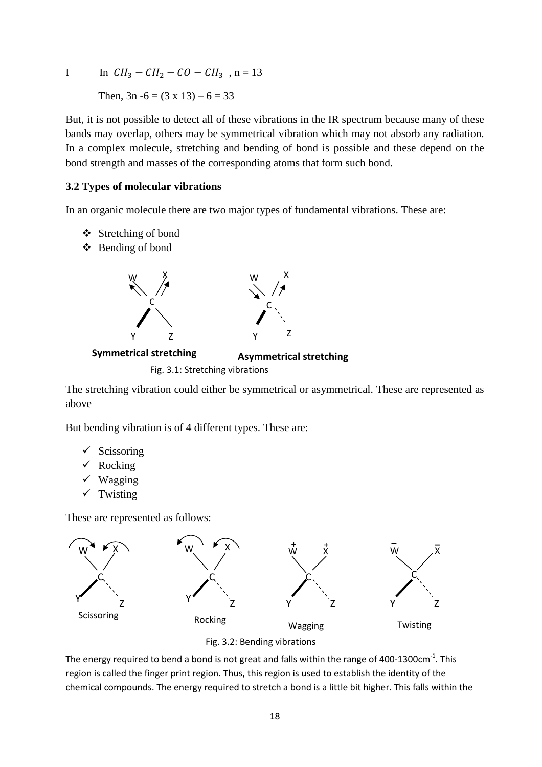I In $CH_3 - CH_2 - CO - CH_3$ , n = 13

Then, 3n -6 = (3 x 13) – 6 = 33

But, it is not possible to detect all of these vibrations in the IR spectrum because many of these bands may overlap, others may be symmetrical vibration which may not absorb any radiation. In a complex molecule, stretching and bending of bond is possible and these depend on the bond strength and masses of the corresponding atoms that form such bond.

### 3.2 Types of molecular vibrations

In an organic molecule there are two major types of fundamental vibrations. These are:

- Stretching of bond
- Bending of bond

**Symmetrical stretching** **Asymmetrical stretching**

Fig. 3.1: Stretching vibrations

The stretching vibration could either be symmetrical or asymmetrical. These are represented as above

But bending vibration is of 4 different types. These are:

- Scissoring
- Rocking
- Wagging
- Twisting

These are represented as follows:

Scissoring Rocking Wagging Twisting

Fig. 3.2: Bending vibrations

The energy required to bend a bond is not great and falls within the range of 400-1300cm$^{-1}$. This region is called the finger print region. Thus, this region is used to establish the identity of the chemical compounds. The energy required to stretch a bond is a little bit higher. This falls within the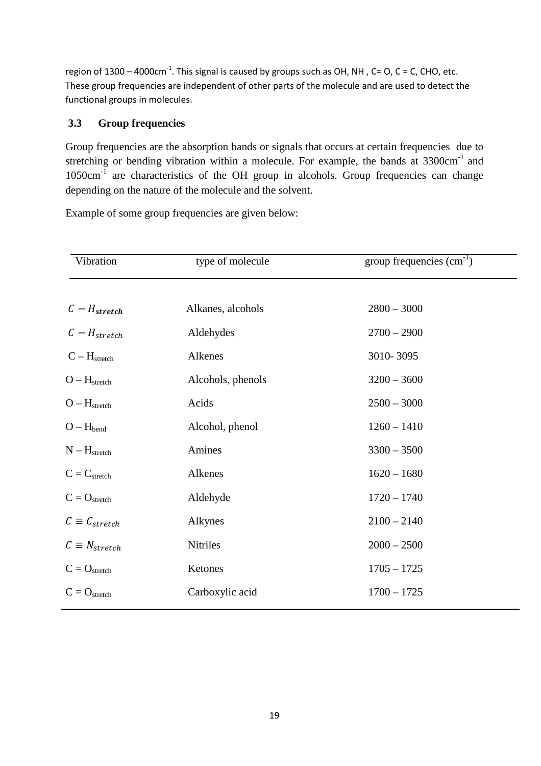region of 1300 – 4000cm$^{-1}$. This signal is caused by groups such as OH, NH , C= O, C = C, CHO, etc. These group frequencies are independent of other parts of the molecule and are used to detect the functional groups in molecules.

### 3.3 Group frequencies

Group frequencies are the absorption bands or signals that occurs at certain frequencies due to stretching or bending vibration within a molecule. For example, the bands at 3300cm$^{-1}$ and 1050cm$^{-1}$ are characteristics of the OH group in alcohols. Group frequencies can change depending on the nature of the molecule and the solvent.

Example of some group frequencies are given below:

| Vibration | type of molecule | group frequencies (cm$^{-1}$) |
|---|---|---|
| $C - H_{stretch}$ | Alkanes, alcohols | 2800 – 3000 |
| $C - H_{stretch}$ | Aldehydes | 2700 – 2900 |
| $C - H_{stretch}$ | Alkenes | 3010- 3095 |
| $O - H_{stretch}$ | Alcohols, phenols | 3200 – 3600 |
| $O - H_{stretch}$ | Acids | 2500 – 3000 |
| $O - H_{bend}$ | Alcohol, phenol | 1260 – 1410 |
| $N - H_{stretch}$ | Amines | 3300 – 3500 |
| $C = C_{stretch}$ | Alkenes | 1620 – 1680 |
| $C = O_{stretch}$ | Aldehyde | 1720 – 1740 |
| $C \equiv C_{stretch}$ | Alkynes | 2100 – 2140 |
| $C \equiv N_{stretch}$ | Nitriles | 2000 – 2500 |
| $C = O_{stretch}$ | Ketones | 1705 – 1725 |
| $C = O_{stretch}$ | Carboxylic acid | 1700 – 1725 |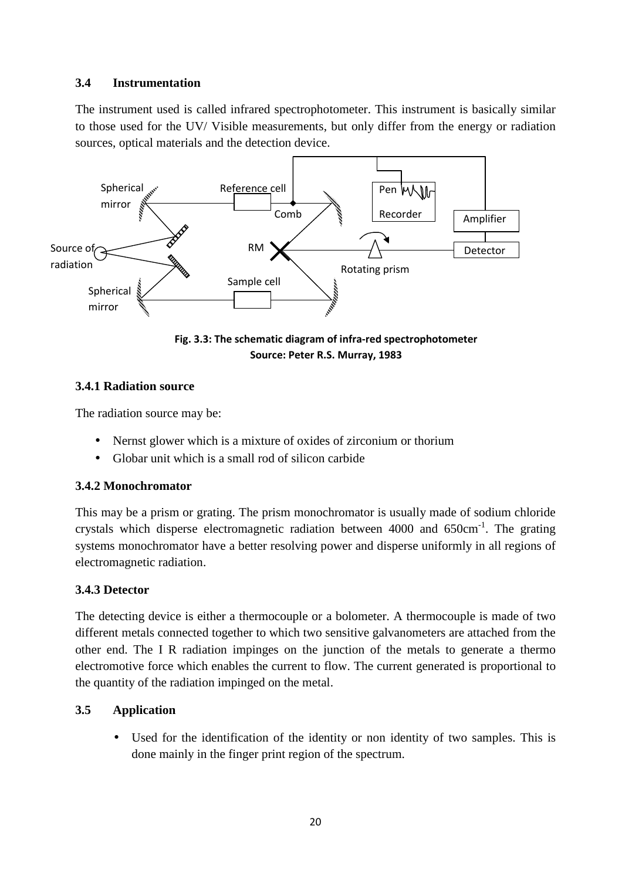### 3.4 Instrumentation

The instrument used is called infrared spectrophotometer. This instrument is basically similar to those used for the UV/ Visible measurements, but only differ from the energy or radiation sources, optical materials and the detection device.

**Fig. 3.3: The schematic diagram of infra-red spectrophotometer**
**Source: Peter R.S. Murray, 1983**

#### 3.4.1 Radiation source

The radiation source may be:

- Nernst glower which is a mixture of oxides of zirconium or thorium
- Globar unit which is a small rod of silicon carbide

#### 3.4.2 Monochromator

This may be a prism or grating. The prism monochromator is usually made of sodium chloride crystals which disperse electromagnetic radiation between 4000 and 650cm$^{-1}$. The grating systems monochromator have a better resolving power and disperse uniformly in all regions of electromagnetic radiation.

#### 3.4.3 Detector

The detecting device is either a thermocouple or a bolometer. A thermocouple is made of two different metals connected together to which two sensitive galvanometers are attached from the other end. The I R radiation impinges on the junction of the metals to generate a thermo electromotive force which enables the current to flow. The current generated is proportional to the quantity of the radiation impinged on the metal.

### 3.5 Application

- Used for the identification of the identity or non identity of two samples. This is done mainly in the finger print region of the spectrum.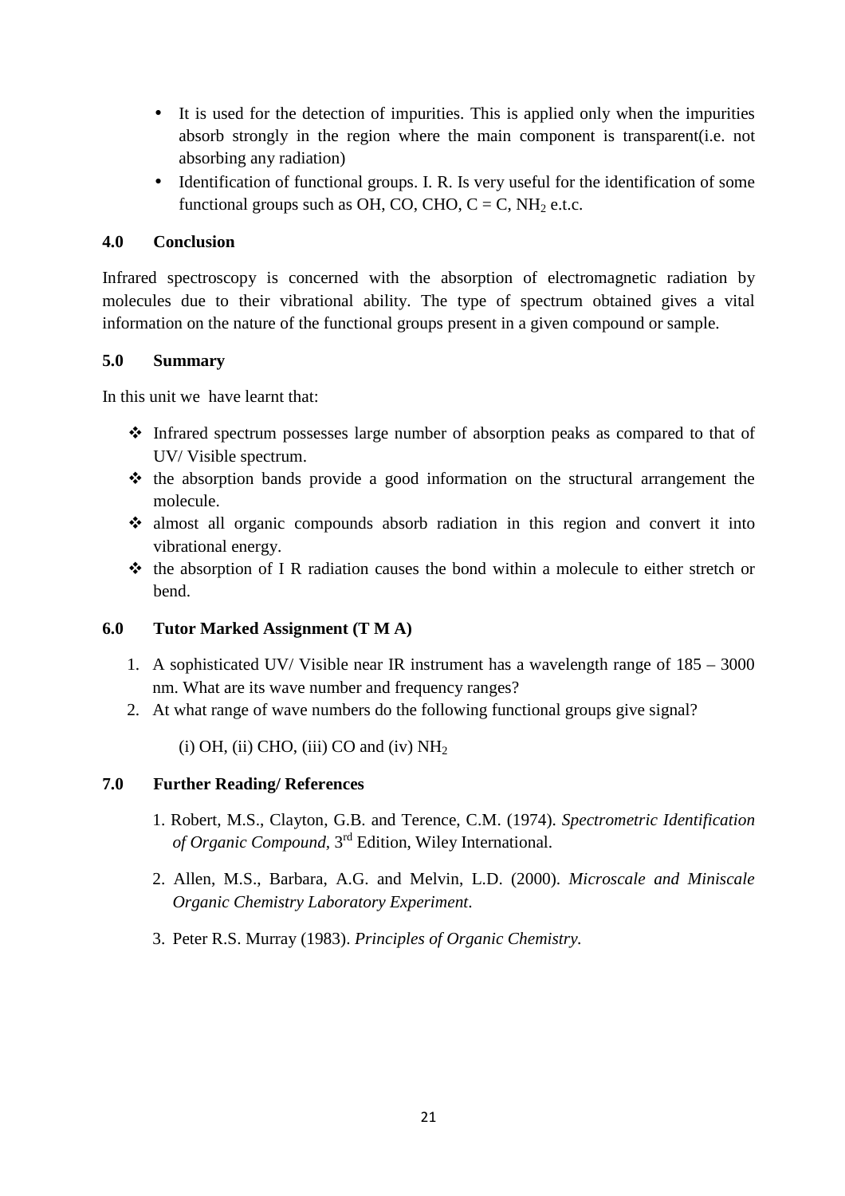- It is used for the detection of impurities. This is applied only when the impurities absorb strongly in the region where the main component is transparent(i.e. not absorbing any radiation)
- Identification of functional groups. I. R. Is very useful for the identification of some functional groups such as OH, CO, CHO, C = C, $NH_2$ e.t.c.

## 4.0 Conclusion

Infrared spectroscopy is concerned with the absorption of electromagnetic radiation by molecules due to their vibrational ability. The type of spectrum obtained gives a vital information on the nature of the functional groups present in a given compound or sample.

## 5.0 Summary

In this unit we have learnt that:

- Infrared spectrum possesses large number of absorption peaks as compared to that of UV/ Visible spectrum.
- the absorption bands provide a good information on the structural arrangement the molecule.
- almost all organic compounds absorb radiation in this region and convert it into vibrational energy.
- the absorption of I R radiation causes the bond within a molecule to either stretch or bend.

## 6.0 Tutor Marked Assignment (T M A)

1. A sophisticated UV/ Visible near IR instrument has a wavelength range of 185 – 3000 nm. What are its wave number and frequency ranges?
2. At what range of wave numbers do the following functional groups give signal?

   (i) OH, (ii) CHO, (iii) CO and (iv) $NH_2$

## 7.0 Further Reading/ References

1. Robert, M.S., Clayton, G.B. and Terence, C.M. (1974). *Spectrometric Identification of Organic Compound*, 3rd Edition, Wiley International.

2. Allen, M.S., Barbara, A.G. and Melvin, L.D. (2000). *Microscale and Miniscale Organic Chemistry Laboratory Experiment*.

3. Peter R.S. Murray (1983). *Principles of Organic Chemistry.*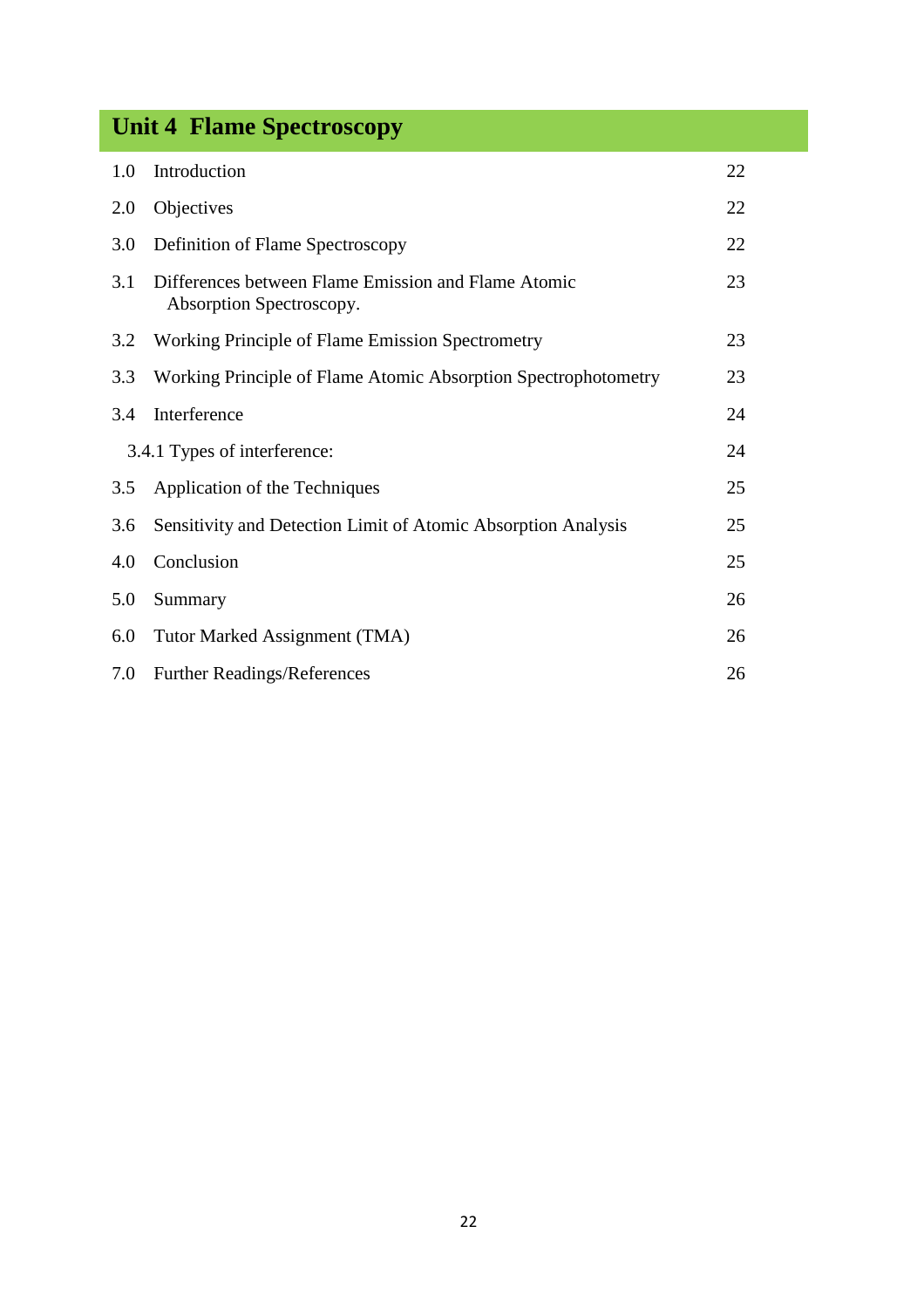# Unit 4 Flame Spectroscopy

| | | |
|---|---|---|
| 1.0 | Introduction | 22 |
| 2.0 | Objectives | 22 |
| 3.0 | Definition of Flame Spectroscopy | 22 |
| 3.1 | Differences between Flame Emission and Flame Atomic Absorption Spectroscopy. | 23 |
| 3.2 | Working Principle of Flame Emission Spectrometry | 23 |
| 3.3 | Working Principle of Flame Atomic Absorption Spectrophotometry | 23 |
| 3.4 | Interference | 24 |
| | 3.4.1 Types of interference: | 24 |
| 3.5 | Application of the Techniques | 25 |
| 3.6 | Sensitivity and Detection Limit of Atomic Absorption Analysis | 25 |
| 4.0 | Conclusion | 25 |
| 5.0 | Summary | 26 |
| 6.0 | Tutor Marked Assignment (TMA) | 26 |
| 7.0 | Further Readings/References | 26 |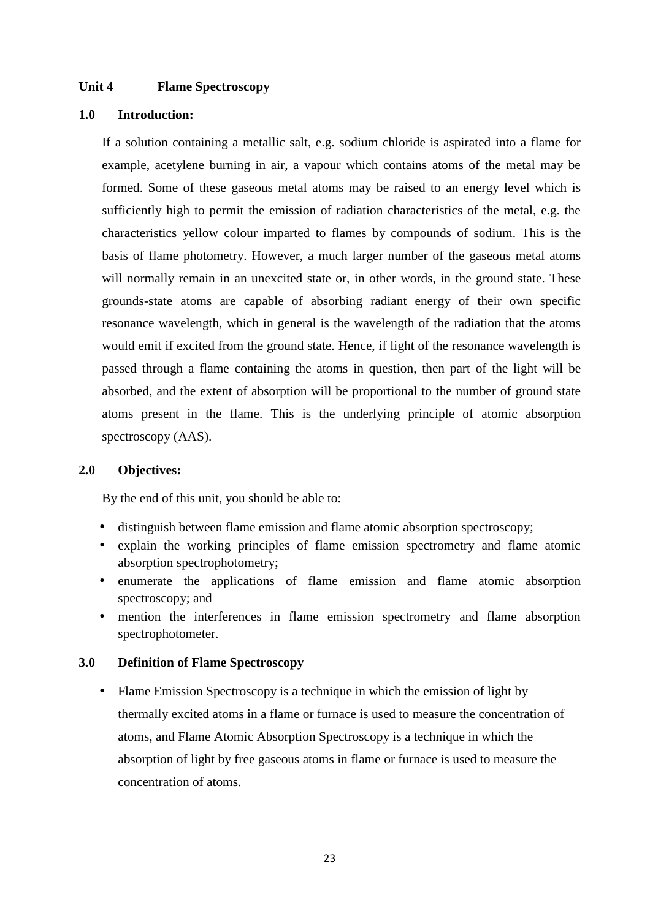## Unit 4 Flame Spectroscopy

### 1.0 Introduction:

If a solution containing a metallic salt, e.g. sodium chloride is aspirated into a flame for example, acetylene burning in air, a vapour which contains atoms of the metal may be formed. Some of these gaseous metal atoms may be raised to an energy level which is sufficiently high to permit the emission of radiation characteristics of the metal, e.g. the characteristics yellow colour imparted to flames by compounds of sodium. This is the basis of flame photometry. However, a much larger number of the gaseous metal atoms will normally remain in an unexcited state or, in other words, in the ground state. These grounds-state atoms are capable of absorbing radiant energy of their own specific resonance wavelength, which in general is the wavelength of the radiation that the atoms would emit if excited from the ground state. Hence, if light of the resonance wavelength is passed through a flame containing the atoms in question, then part of the light will be absorbed, and the extent of absorption will be proportional to the number of ground state atoms present in the flame. This is the underlying principle of atomic absorption spectroscopy (AAS).

### 2.0 Objectives:

By the end of this unit, you should be able to:

- distinguish between flame emission and flame atomic absorption spectroscopy;
- explain the working principles of flame emission spectrometry and flame atomic absorption spectrophotometry;
- enumerate the applications of flame emission and flame atomic absorption spectroscopy; and
- mention the interferences in flame emission spectrometry and flame absorption spectrophotometer.

### 3.0 Definition of Flame Spectroscopy

- Flame Emission Spectroscopy is a technique in which the emission of light by thermally excited atoms in a flame or furnace is used to measure the concentration of atoms, and Flame Atomic Absorption Spectroscopy is a technique in which the absorption of light by free gaseous atoms in flame or furnace is used to measure the concentration of atoms.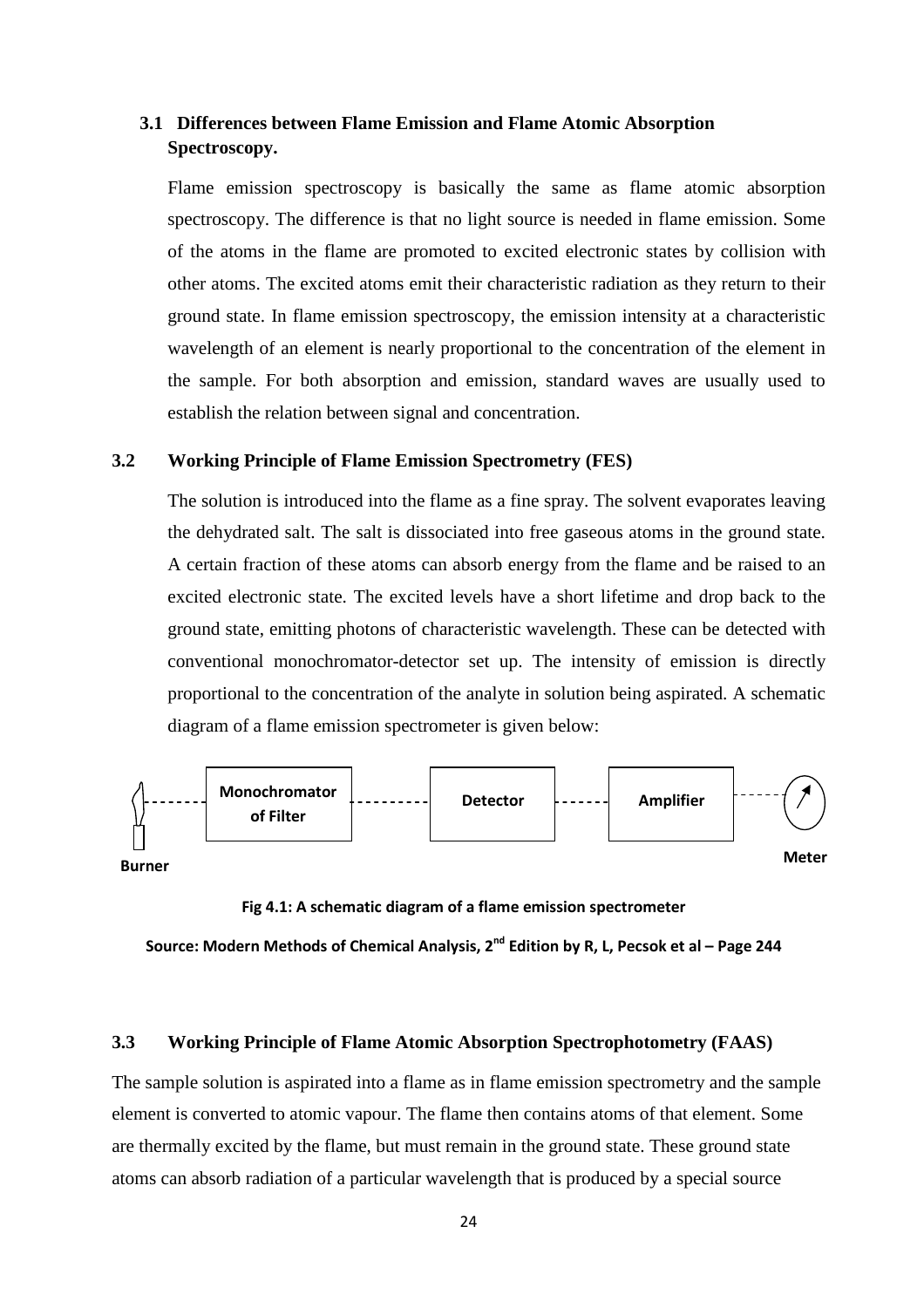### 3.1 Differences between Flame Emission and Flame Atomic Absorption Spectroscopy.

Flame emission spectroscopy is basically the same as flame atomic absorption spectroscopy. The difference is that no light source is needed in flame emission. Some of the atoms in the flame are promoted to excited electronic states by collision with other atoms. The excited atoms emit their characteristic radiation as they return to their ground state. In flame emission spectroscopy, the emission intensity at a characteristic wavelength of an element is nearly proportional to the concentration of the element in the sample. For both absorption and emission, standard waves are usually used to establish the relation between signal and concentration.

### 3.2 Working Principle of Flame Emission Spectrometry (FES)

The solution is introduced into the flame as a fine spray. The solvent evaporates leaving the dehydrated salt. The salt is dissociated into free gaseous atoms in the ground state. A certain fraction of these atoms can absorb energy from the flame and be raised to an excited electronic state. The excited levels have a short lifetime and drop back to the ground state, emitting photons of characteristic wavelength. These can be detected with conventional monochromator-detector set up. The intensity of emission is directly proportional to the concentration of the analyte in solution being aspirated. A schematic diagram of a flame emission spectrometer is given below:

Burner ----- Monochromator of Filter ----- Detector ----- Amplifier ----- Meter

**Fig 4.1: A schematic diagram of a flame emission spectrometer**

**Source: Modern Methods of Chemical Analysis, 2nd Edition by R, L, Pecsok et al – Page 244**

### 3.3 Working Principle of Flame Atomic Absorption Spectrophotometry (FAAS)

The sample solution is aspirated into a flame as in flame emission spectrometry and the sample element is converted to atomic vapour. The flame then contains atoms of that element. Some are thermally excited by the flame, but must remain in the ground state. These ground state atoms can absorb radiation of a particular wavelength that is produced by a special source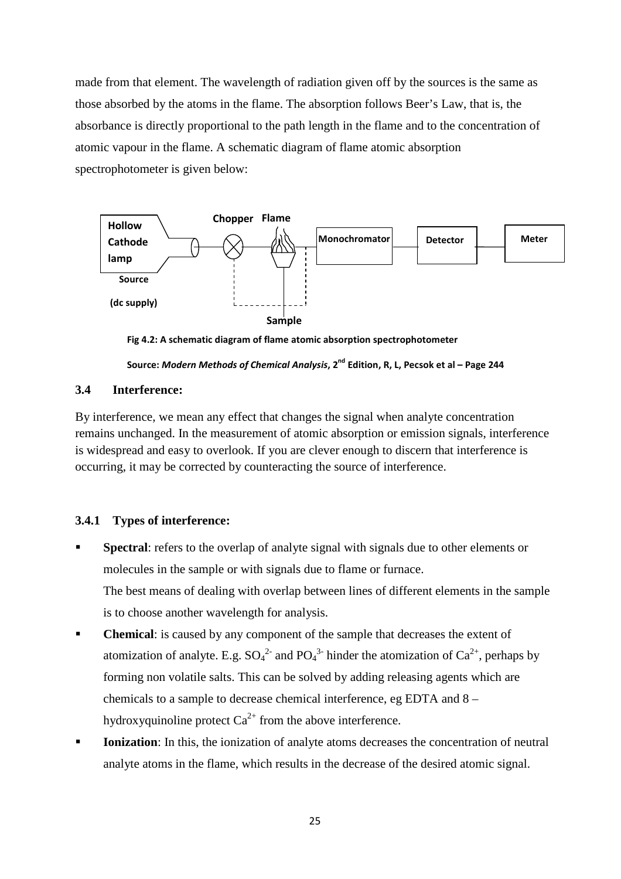made from that element. The wavelength of radiation given off by the sources is the same as those absorbed by the atoms in the flame. The absorption follows Beer's Law, that is, the absorbance is directly proportional to the path length in the flame and to the concentration of atomic vapour in the flame. A schematic diagram of flame atomic absorption spectrophotometer is given below:

**Fig 4.2: A schematic diagram of flame atomic absorption spectrophotometer**

**Source:** ***Modern Methods of Chemical Analysis*, 2nd Edition, R, L, Pecsok et al – Page 244**

## 3.4 Interference:

By interference, we mean any effect that changes the signal when analyte concentration remains unchanged. In the measurement of atomic absorption or emission signals, interference is widespread and easy to overlook. If you are clever enough to discern that interference is occurring, it may be corrected by counteracting the source of interference.

### 3.4.1 Types of interference:

- **Spectral**: refers to the overlap of analyte signal with signals due to other elements or molecules in the sample or with signals due to flame or furnace.
  The best means of dealing with overlap between lines of different elements in the sample is to choose another wavelength for analysis.
- **Chemical**: is caused by any component of the sample that decreases the extent of atomization of analyte. E.g. $SO_4^{2-}$ and $PO_4^{3-}$ hinder the atomization of $Ca^{2+}$, perhaps by forming non volatile salts. This can be solved by adding releasing agents which are chemicals to a sample to decrease chemical interference, eg EDTA and 8 – hydroxyquinoline protect $Ca^{2+}$ from the above interference.
- **Ionization**: In this, the ionization of analyte atoms decreases the concentration of neutral analyte atoms in the flame, which results in the decrease of the desired atomic signal.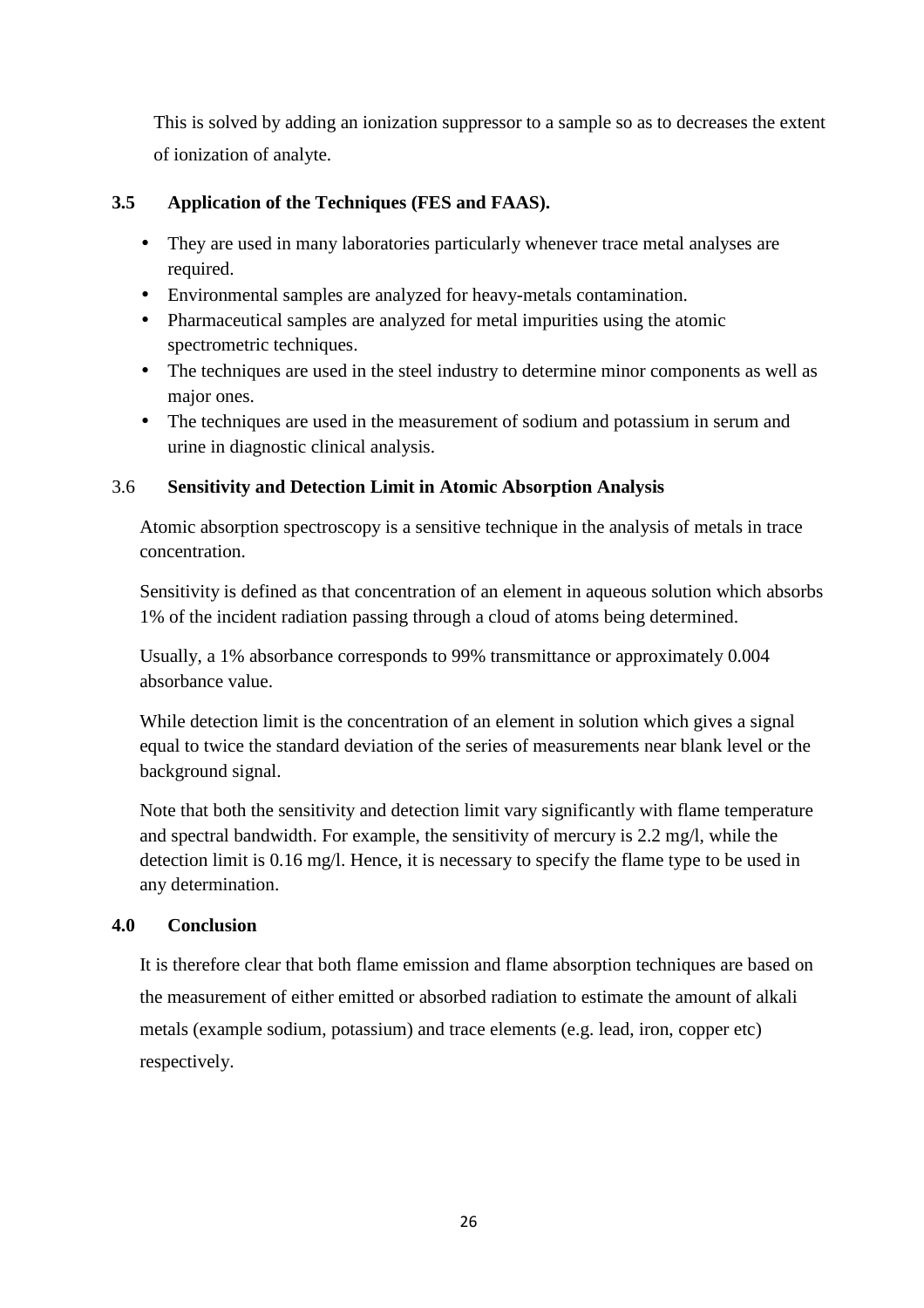This is solved by adding an ionization suppressor to a sample so as to decreases the extent of ionization of analyte.

### 3.5 Application of the Techniques (FES and FAAS).

- They are used in many laboratories particularly whenever trace metal analyses are required.
- Environmental samples are analyzed for heavy-metals contamination.
- Pharmaceutical samples are analyzed for metal impurities using the atomic spectrometric techniques.
- The techniques are used in the steel industry to determine minor components as well as major ones.
- The techniques are used in the measurement of sodium and potassium in serum and urine in diagnostic clinical analysis.

### 3.6 Sensitivity and Detection Limit in Atomic Absorption Analysis

Atomic absorption spectroscopy is a sensitive technique in the analysis of metals in trace concentration.

Sensitivity is defined as that concentration of an element in aqueous solution which absorbs 1% of the incident radiation passing through a cloud of atoms being determined.

Usually, a 1% absorbance corresponds to 99% transmittance or approximately 0.004 absorbance value.

While detection limit is the concentration of an element in solution which gives a signal equal to twice the standard deviation of the series of measurements near blank level or the background signal.

Note that both the sensitivity and detection limit vary significantly with flame temperature and spectral bandwidth. For example, the sensitivity of mercury is 2.2 mg/l, while the detection limit is 0.16 mg/l. Hence, it is necessary to specify the flame type to be used in any determination.

## 4.0 Conclusion

It is therefore clear that both flame emission and flame absorption techniques are based on the measurement of either emitted or absorbed radiation to estimate the amount of alkali metals (example sodium, potassium) and trace elements (e.g. lead, iron, copper etc) respectively.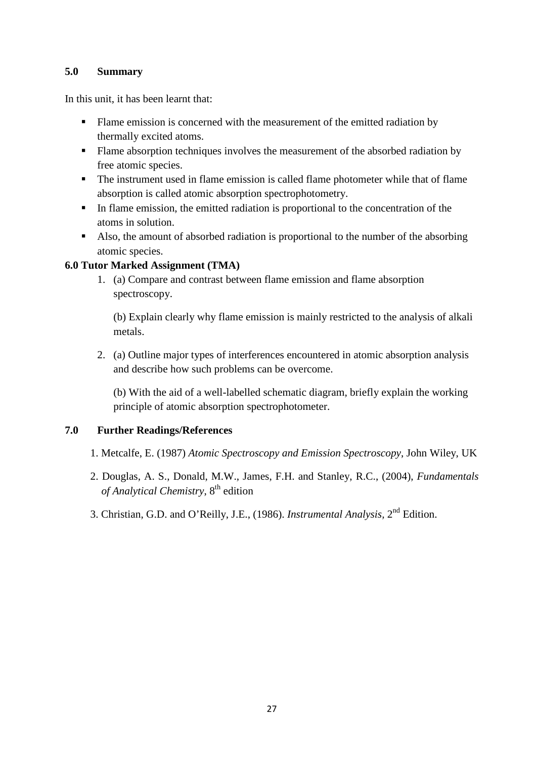## 5.0 Summary

In this unit, it has been learnt that:

- Flame emission is concerned with the measurement of the emitted radiation by thermally excited atoms.
- Flame absorption techniques involves the measurement of the absorbed radiation by free atomic species.
- The instrument used in flame emission is called flame photometer while that of flame absorption is called atomic absorption spectrophotometry.
- In flame emission, the emitted radiation is proportional to the concentration of the atoms in solution.
- Also, the amount of absorbed radiation is proportional to the number of the absorbing atomic species.

## 6.0 Tutor Marked Assignment (TMA)

1. (a) Compare and contrast between flame emission and flame absorption spectroscopy.

   (b) Explain clearly why flame emission is mainly restricted to the analysis of alkali metals.

2. (a) Outline major types of interferences encountered in atomic absorption analysis and describe how such problems can be overcome.

   (b) With the aid of a well-labelled schematic diagram, briefly explain the working principle of atomic absorption spectrophotometer.

## 7.0 Further Readings/References

1. Metcalfe, E. (1987) *Atomic Spectroscopy and Emission Spectroscopy*, John Wiley, UK
2. Douglas, A. S., Donald, M.W., James, F.H. and Stanley, R.C., (2004), *Fundamentals of Analytical Chemistry*, 8th edition
3. Christian, G.D. and O'Reilly, J.E., (1986). *Instrumental Analysis*, 2nd Edition.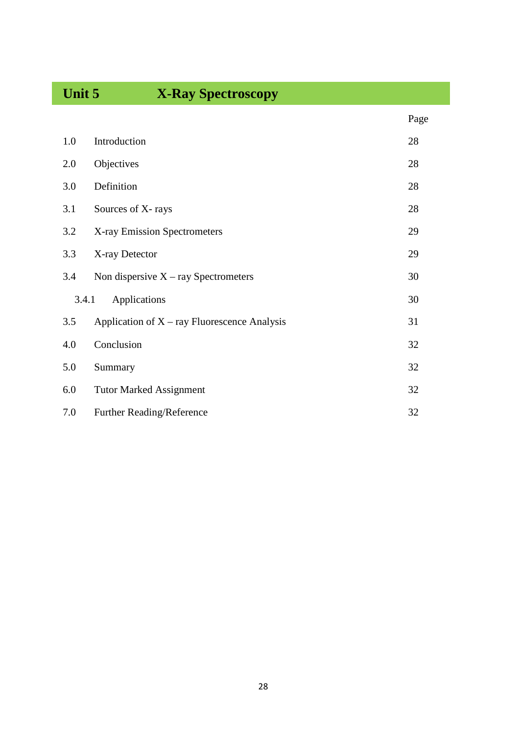## Unit 5 X-Ray Spectroscopy

| | | Page |
|---|---|---|
| 1.0 | Introduction | 28 |
| 2.0 | Objectives | 28 |
| 3.0 | Definition | 28 |
| 3.1 | Sources of X- rays | 28 |
| 3.2 | X-ray Emission Spectrometers | 29 |
| 3.3 | X-ray Detector | 29 |
| 3.4 | Non dispersive X – ray Spectrometers | 30 |
| 3.4.1 | Applications | 30 |
| 3.5 | Application of X – ray Fluorescence Analysis | 31 |
| 4.0 | Conclusion | 32 |
| 5.0 | Summary | 32 |
| 6.0 | Tutor Marked Assignment | 32 |
| 7.0 | Further Reading/Reference | 32 |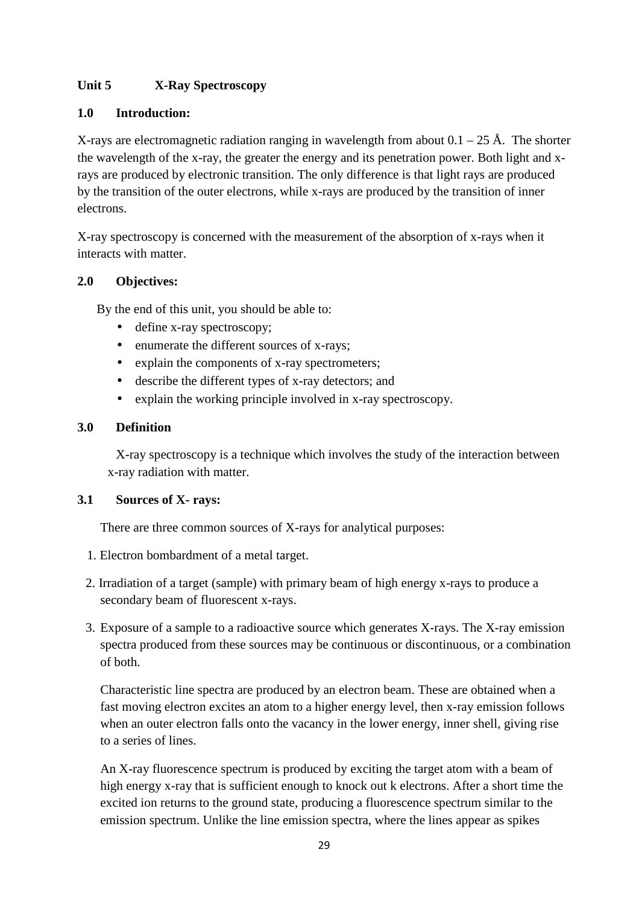## Unit 5 X-Ray Spectroscopy

### 1.0 Introduction:

X-rays are electromagnetic radiation ranging in wavelength from about 0.1 – 25 Å. The shorter the wavelength of the x-ray, the greater the energy and its penetration power. Both light and x-rays are produced by electronic transition. The only difference is that light rays are produced by the transition of the outer electrons, while x-rays are produced by the transition of inner electrons.

X-ray spectroscopy is concerned with the measurement of the absorption of x-rays when it interacts with matter.

### 2.0 Objectives:

By the end of this unit, you should be able to:

- define x-ray spectroscopy;
- enumerate the different sources of x-rays;
- explain the components of x-ray spectrometers;
- describe the different types of x-ray detectors; and
- explain the working principle involved in x-ray spectroscopy.

### 3.0 Definition

X-ray spectroscopy is a technique which involves the study of the interaction between x-ray radiation with matter.

### 3.1 Sources of X- rays:

There are three common sources of X-rays for analytical purposes:

1. Electron bombardment of a metal target.
2. Irradiation of a target (sample) with primary beam of high energy x-rays to produce a secondary beam of fluorescent x-rays.
3. Exposure of a sample to a radioactive source which generates X-rays. The X-ray emission spectra produced from these sources may be continuous or discontinuous, or a combination of both.

Characteristic line spectra are produced by an electron beam. These are obtained when a fast moving electron excites an atom to a higher energy level, then x-ray emission follows when an outer electron falls onto the vacancy in the lower energy, inner shell, giving rise to a series of lines.

An X-ray fluorescence spectrum is produced by exciting the target atom with a beam of high energy x-ray that is sufficient enough to knock out k electrons. After a short time the excited ion returns to the ground state, producing a fluorescence spectrum similar to the emission spectrum. Unlike the line emission spectra, where the lines appear as spikes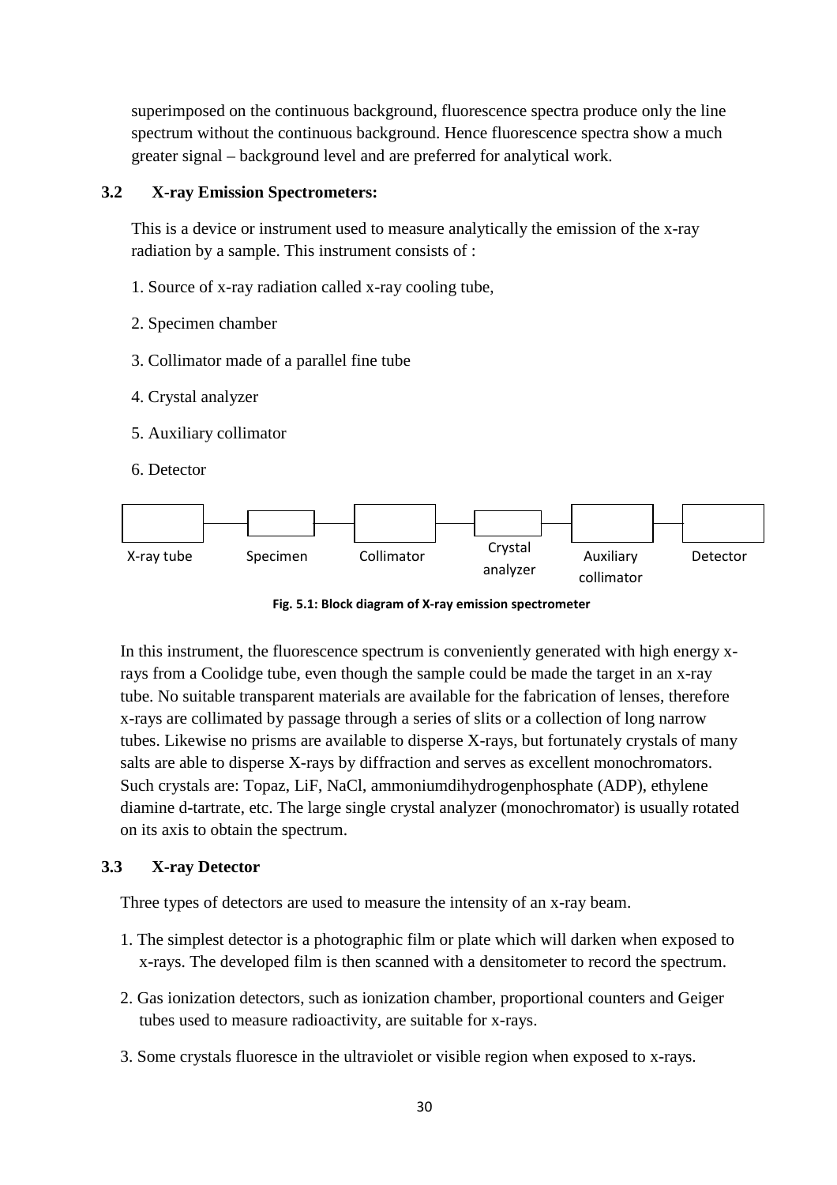superimposed on the continuous background, fluorescence spectra produce only the line spectrum without the continuous background. Hence fluorescence spectra show a much greater signal – background level and are preferred for analytical work.

### 3.2 X-ray Emission Spectrometers:

This is a device or instrument used to measure analytically the emission of the x-ray radiation by a sample. This instrument consists of :

1. Source of x-ray radiation called x-ray cooling tube,
2. Specimen chamber
3. Collimator made of a parallel fine tube
4. Crystal analyzer
5. Auxiliary collimator
6. Detector

X-ray tube — Specimen — Collimator — Crystal analyzer — Auxiliary collimator — Detector

**Fig. 5.1: Block diagram of X-ray emission spectrometer**

In this instrument, the fluorescence spectrum is conveniently generated with high energy x-rays from a Coolidge tube, even though the sample could be made the target in an x-ray tube. No suitable transparent materials are available for the fabrication of lenses, therefore x-rays are collimated by passage through a series of slits or a collection of long narrow tubes. Likewise no prisms are available to disperse X-rays, but fortunately crystals of many salts are able to disperse X-rays by diffraction and serves as excellent monochromators. Such crystals are: Topaz, LiF, NaCl, ammoniumdihydrogenphosphate (ADP), ethylene diamine d-tartrate, etc. The large single crystal analyzer (monochromator) is usually rotated on its axis to obtain the spectrum.

### 3.3 X-ray Detector

Three types of detectors are used to measure the intensity of an x-ray beam.

1. The simplest detector is a photographic film or plate which will darken when exposed to x-rays. The developed film is then scanned with a densitometer to record the spectrum.
2. Gas ionization detectors, such as ionization chamber, proportional counters and Geiger tubes used to measure radioactivity, are suitable for x-rays.
3. Some crystals fluoresce in the ultraviolet or visible region when exposed to x-rays.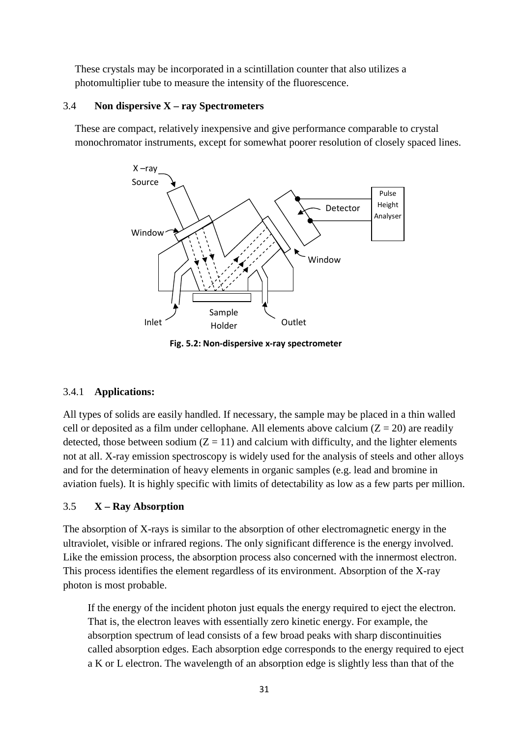These crystals may be incorporated in a scintillation counter that also utilizes a photomultiplier tube to measure the intensity of the fluorescence.

## 3.4 Non dispersive X – ray Spectrometers

These are compact, relatively inexpensive and give performance comparable to crystal monochromator instruments, except for somewhat poorer resolution of closely spaced lines.

**Fig. 5.2: Non-dispersive x-ray spectrometer**

### 3.4.1 Applications:

All types of solids are easily handled. If necessary, the sample may be placed in a thin walled cell or deposited as a film under cellophane. All elements above calcium ($Z = 20$) are readily detected, those between sodium ($Z = 11$) and calcium with difficulty, and the lighter elements not at all. X-ray emission spectroscopy is widely used for the analysis of steels and other alloys and for the determination of heavy elements in organic samples (e.g. lead and bromine in aviation fuels). It is highly specific with limits of detectability as low as a few parts per million.

## 3.5 X – Ray Absorption

The absorption of X-rays is similar to the absorption of other electromagnetic energy in the ultraviolet, visible or infrared regions. The only significant difference is the energy involved. Like the emission process, the absorption process also concerned with the innermost electron. This process identifies the element regardless of its environment. Absorption of the X-ray photon is most probable.

If the energy of the incident photon just equals the energy required to eject the electron. That is, the electron leaves with essentially zero kinetic energy. For example, the absorption spectrum of lead consists of a few broad peaks with sharp discontinuities called absorption edges. Each absorption edge corresponds to the energy required to eject a K or L electron. The wavelength of an absorption edge is slightly less than that of the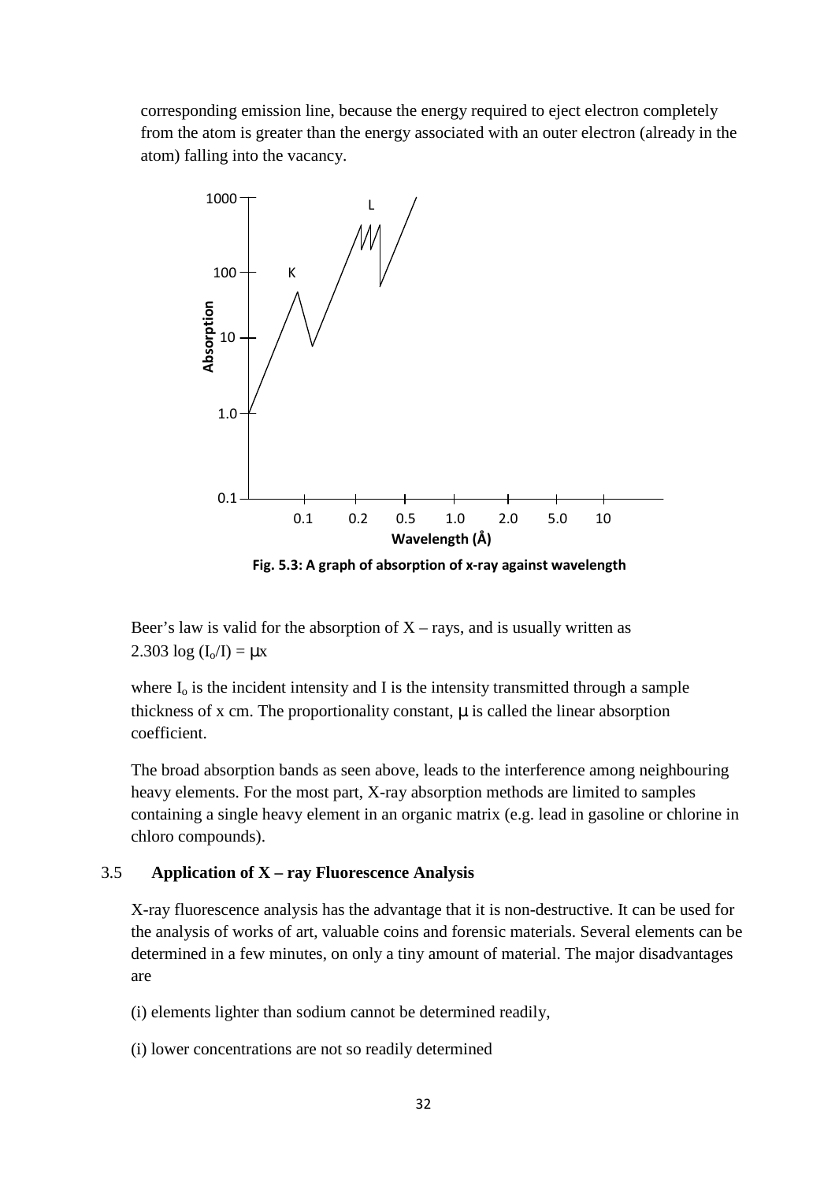corresponding emission line, because the energy required to eject electron completely from the atom is greater than the energy associated with an outer electron (already in the atom) falling into the vacancy.

Fig. 5.3: A graph of absorption of x-ray against wavelength

Beer's law is valid for the absorption of X – rays, and is usually written as
$2.303 \log (I_o/I) = \mu x$

where $I_o$ is the incident intensity and I is the intensity transmitted through a sample thickness of x cm. The proportionality constant, $\mu$ is called the linear absorption coefficient.

The broad absorption bands as seen above, leads to the interference among neighbouring heavy elements. For the most part, X-ray absorption methods are limited to samples containing a single heavy element in an organic matrix (e.g. lead in gasoline or chlorine in chloro compounds).

## 3.5 Application of X – ray Fluorescence Analysis

X-ray fluorescence analysis has the advantage that it is non-destructive. It can be used for the analysis of works of art, valuable coins and forensic materials. Several elements can be determined in a few minutes, on only a tiny amount of material. The major disadvantages are

(i) elements lighter than sodium cannot be determined readily,

(i) lower concentrations are not so readily determined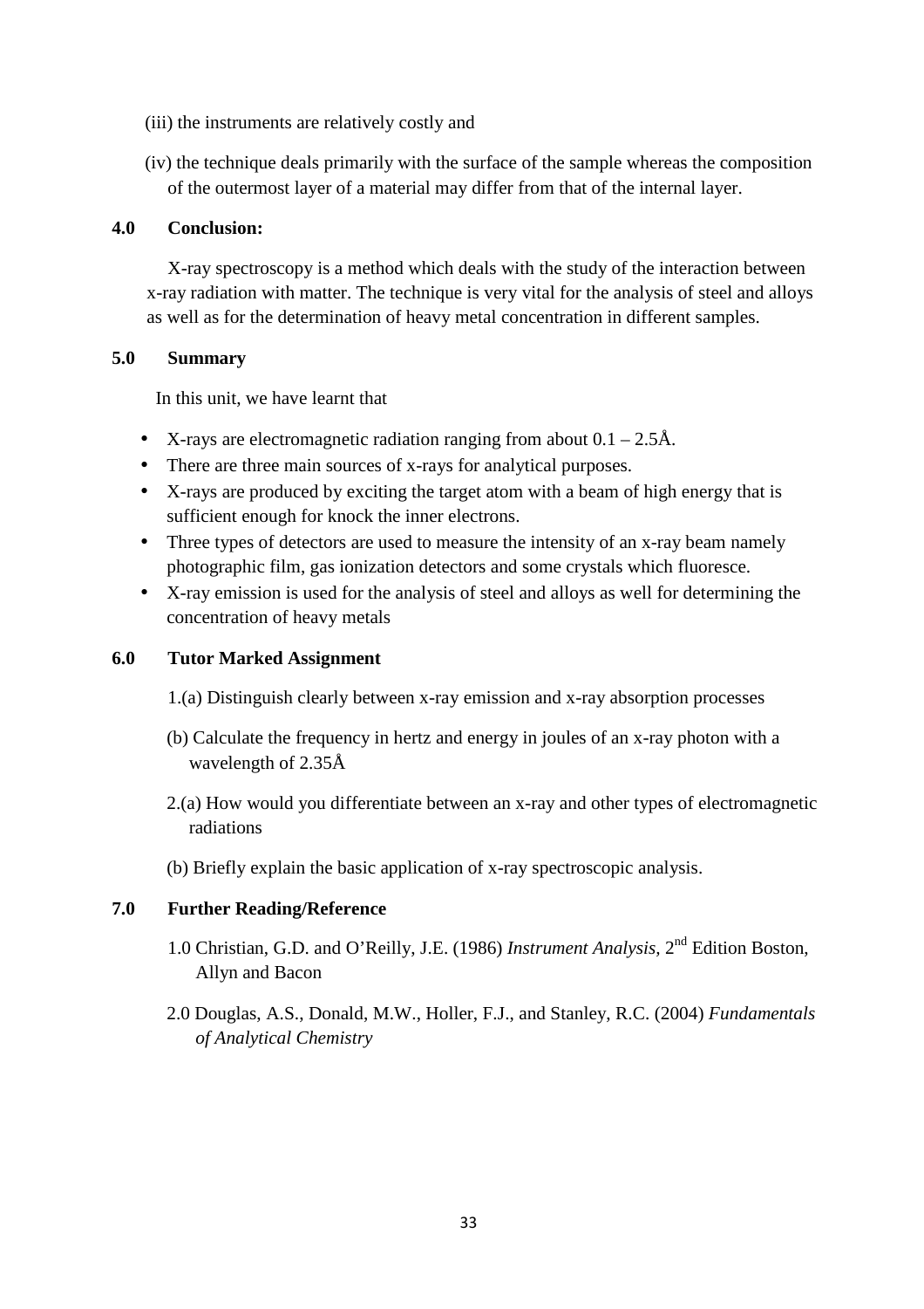(iii) the instruments are relatively costly and

(iv) the technique deals primarily with the surface of the sample whereas the composition of the outermost layer of a material may differ from that of the internal layer.

## 4.0 Conclusion:

X-ray spectroscopy is a method which deals with the study of the interaction between x-ray radiation with matter. The technique is very vital for the analysis of steel and alloys as well as for the determination of heavy metal concentration in different samples.

## 5.0 Summary

In this unit, we have learnt that

- X-rays are electromagnetic radiation ranging from about 0.1 – 2.5Å.
- There are three main sources of x-rays for analytical purposes.
- X-rays are produced by exciting the target atom with a beam of high energy that is sufficient enough for knock the inner electrons.
- Three types of detectors are used to measure the intensity of an x-ray beam namely photographic film, gas ionization detectors and some crystals which fluoresce.
- X-ray emission is used for the analysis of steel and alloys as well for determining the concentration of heavy metals

## 6.0 Tutor Marked Assignment

1.(a) Distinguish clearly between x-ray emission and x-ray absorption processes

(b) Calculate the frequency in hertz and energy in joules of an x-ray photon with a wavelength of 2.35Å

2.(a) How would you differentiate between an x-ray and other types of electromagnetic radiations

(b) Briefly explain the basic application of x-ray spectroscopic analysis.

## 7.0 Further Reading/Reference

1.0 Christian, G.D. and O'Reilly, J.E. (1986) *Instrument Analysis*, 2nd Edition Boston, Allyn and Bacon

2.0 Douglas, A.S., Donald, M.W., Holler, F.J., and Stanley, R.C. (2004) *Fundamentals of Analytical Chemistry*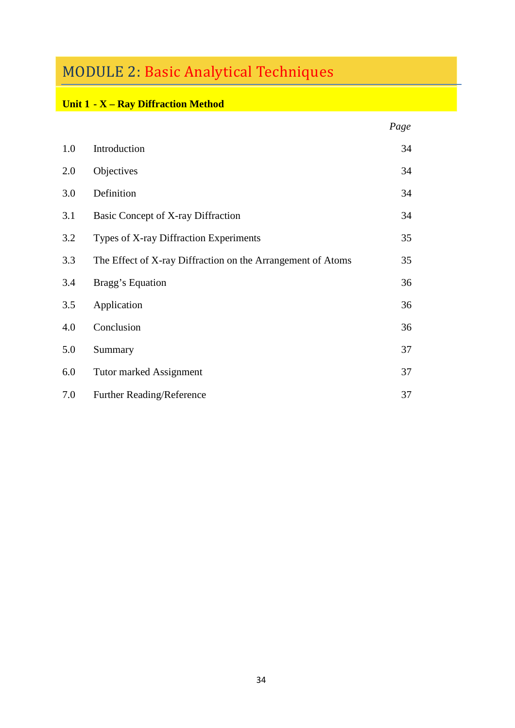# MODULE 2: Basic Analytical Techniques

## Unit 1 - X – Ray Diffraction Method

| | | *Page* |
|---|---|---|
| 1.0 | Introduction | 34 |
| 2.0 | Objectives | 34 |
| 3.0 | Definition | 34 |
| 3.1 | Basic Concept of X-ray Diffraction | 34 |
| 3.2 | Types of X-ray Diffraction Experiments | 35 |
| 3.3 | The Effect of X-ray Diffraction on the Arrangement of Atoms | 35 |
| 3.4 | Bragg's Equation | 36 |
| 3.5 | Application | 36 |
| 4.0 | Conclusion | 36 |
| 5.0 | Summary | 37 |
| 6.0 | Tutor marked Assignment | 37 |
| 7.0 | Further Reading/Reference | 37 |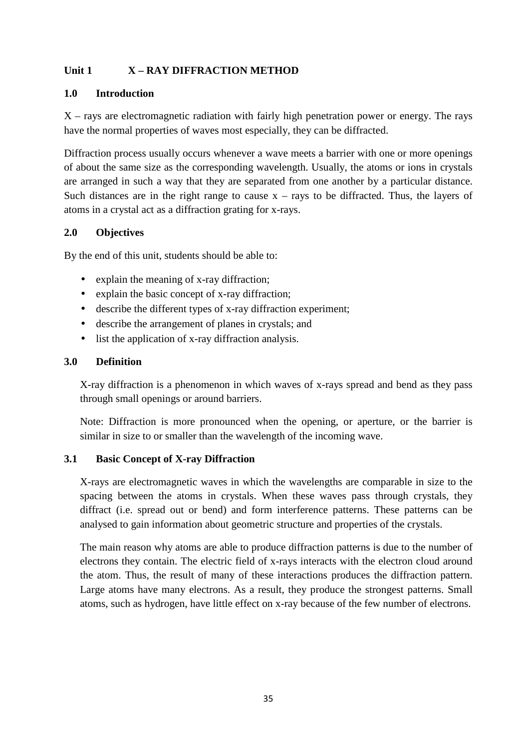# Unit 1 X – RAY DIFFRACTION METHOD

## 1.0 Introduction

X – rays are electromagnetic radiation with fairly high penetration power or energy. The rays have the normal properties of waves most especially, they can be diffracted.

Diffraction process usually occurs whenever a wave meets a barrier with one or more openings of about the same size as the corresponding wavelength. Usually, the atoms or ions in crystals are arranged in such a way that they are separated from one another by a particular distance. Such distances are in the right range to cause x – rays to be diffracted. Thus, the layers of atoms in a crystal act as a diffraction grating for x-rays.

## 2.0 Objectives

By the end of this unit, students should be able to:

- explain the meaning of x-ray diffraction;
- explain the basic concept of x-ray diffraction;
- describe the different types of x-ray diffraction experiment;
- describe the arrangement of planes in crystals; and
- list the application of x-ray diffraction analysis.

## 3.0 Definition

X-ray diffraction is a phenomenon in which waves of x-rays spread and bend as they pass through small openings or around barriers.

Note: Diffraction is more pronounced when the opening, or aperture, or the barrier is similar in size to or smaller than the wavelength of the incoming wave.

### 3.1 Basic Concept of X-ray Diffraction

X-rays are electromagnetic waves in which the wavelengths are comparable in size to the spacing between the atoms in crystals. When these waves pass through crystals, they diffract (i.e. spread out or bend) and form interference patterns. These patterns can be analysed to gain information about geometric structure and properties of the crystals.

The main reason why atoms are able to produce diffraction patterns is due to the number of electrons they contain. The electric field of x-rays interacts with the electron cloud around the atom. Thus, the result of many of these interactions produces the diffraction pattern. Large atoms have many electrons. As a result, they produce the strongest patterns. Small atoms, such as hydrogen, have little effect on x-ray because of the few number of electrons.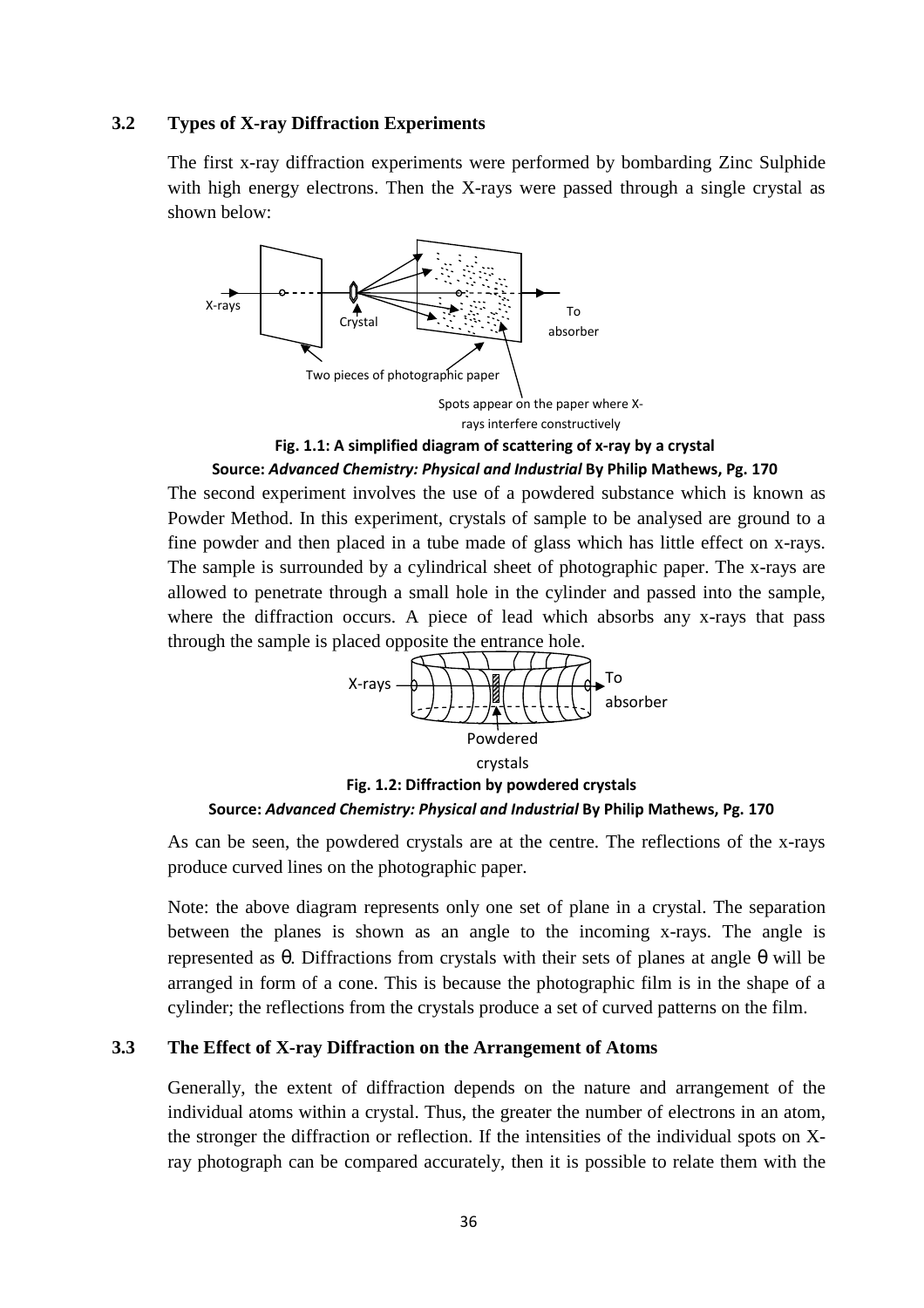### 3.2 Types of X-ray Diffraction Experiments

The first x-ray diffraction experiments were performed by bombarding Zinc Sulphide with high energy electrons. Then the X-rays were passed through a single crystal as shown below:

**Fig. 1.1: A simplified diagram of scattering of x-ray by a crystal**

**Source:** ***Advanced Chemistry: Physical and Industrial*** **By Philip Mathews, Pg. 170**

The second experiment involves the use of a powdered substance which is known as Powder Method. In this experiment, crystals of sample to be analysed are ground to a fine powder and then placed in a tube made of glass which has little effect on x-rays. The sample is surrounded by a cylindrical sheet of photographic paper. The x-rays are allowed to penetrate through a small hole in the cylinder and passed into the sample, where the diffraction occurs. A piece of lead which absorbs any x-rays that pass through the sample is placed opposite the entrance hole.

**Fig. 1.2: Diffraction by powdered crystals**

**Source:** ***Advanced Chemistry: Physical and Industrial*** **By Philip Mathews, Pg. 170**

As can be seen, the powdered crystals are at the centre. The reflections of the x-rays produce curved lines on the photographic paper.

Note: the above diagram represents only one set of plane in a crystal. The separation between the planes is shown as an angle to the incoming x-rays. The angle is represented as $\theta$. Diffractions from crystals with their sets of planes at angle $\theta$ will be arranged in form of a cone. This is because the photographic film is in the shape of a cylinder; the reflections from the crystals produce a set of curved patterns on the film.

### 3.3 The Effect of X-ray Diffraction on the Arrangement of Atoms

Generally, the extent of diffraction depends on the nature and arrangement of the individual atoms within a crystal. Thus, the greater the number of electrons in an atom, the stronger the diffraction or reflection. If the intensities of the individual spots on X-ray photograph can be compared accurately, then it is possible to relate them with the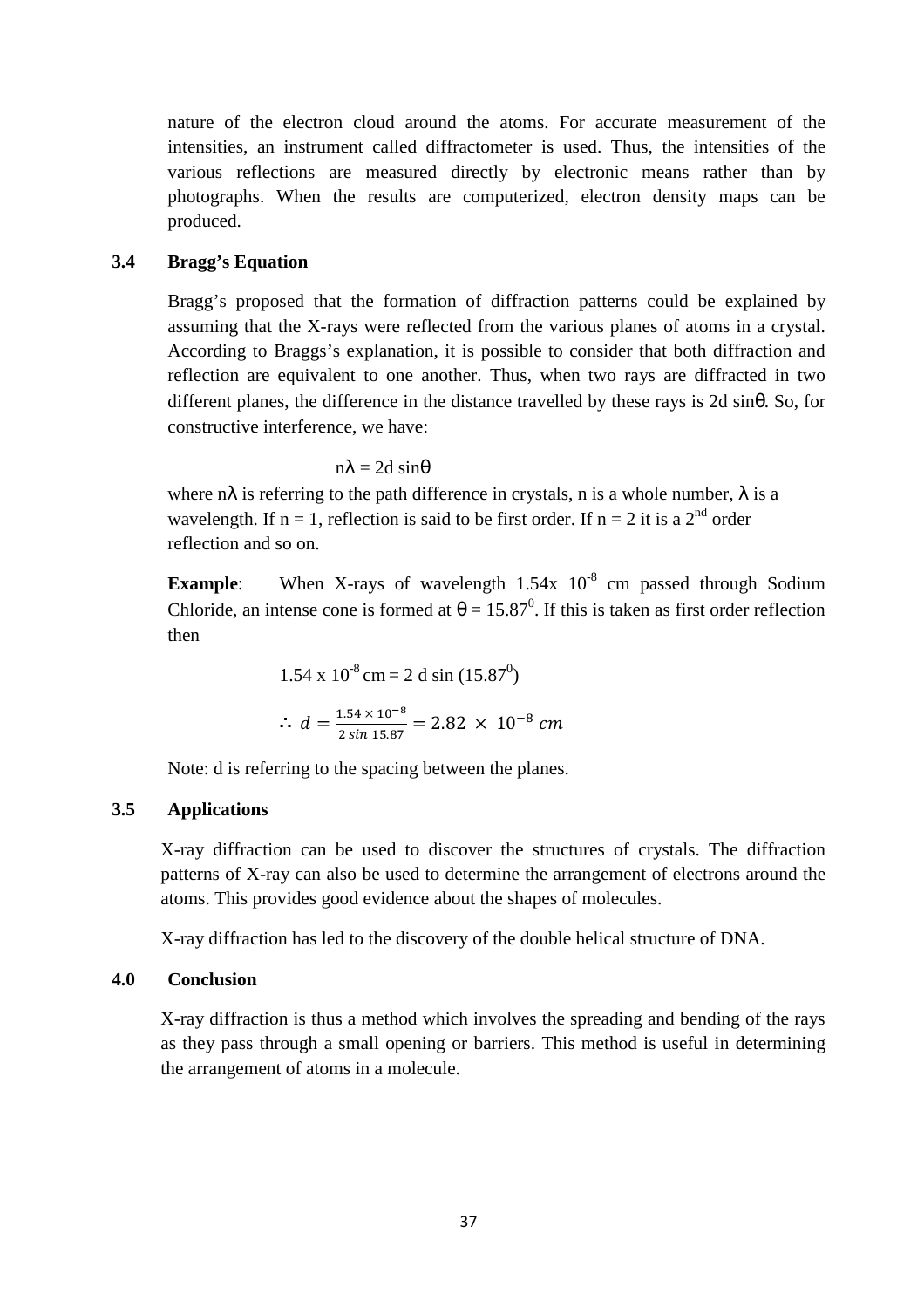nature of the electron cloud around the atoms. For accurate measurement of the intensities, an instrument called diffractometer is used. Thus, the intensities of the various reflections are measured directly by electronic means rather than by photographs. When the results are computerized, electron density maps can be produced.

## 3.4 Bragg's Equation

Bragg's proposed that the formation of diffraction patterns could be explained by assuming that the X-rays were reflected from the various planes of atoms in a crystal. According to Braggs's explanation, it is possible to consider that both diffraction and reflection are equivalent to one another. Thus, when two rays are diffracted in two different planes, the difference in the distance travelled by these rays is 2d sinθ. So, for constructive interference, we have:

$$n\lambda = 2d \sin\theta$$

where $n\lambda$ is referring to the path difference in crystals, n is a whole number, $\lambda$ is a wavelength. If n = 1, reflection is said to be first order. If n = 2 it is a 2nd order reflection and so on.

**Example**: When X-rays of wavelength $1.54 \times 10^{-8}$ cm passed through Sodium Chloride, an intense cone is formed at $\theta = 15.87^0$. If this is taken as first order reflection then

$$1.54 \times 10^{-8}\,\text{cm} = 2\, d \sin(15.87^0)$$

$$\therefore\ d = \frac{1.54 \times 10^{-8}}{2 \sin 15.87} = 2.82 \times 10^{-8}\ cm$$

Note: d is referring to the spacing between the planes.

## 3.5 Applications

X-ray diffraction can be used to discover the structures of crystals. The diffraction patterns of X-ray can also be used to determine the arrangement of electrons around the atoms. This provides good evidence about the shapes of molecules.

X-ray diffraction has led to the discovery of the double helical structure of DNA.

# 4.0 Conclusion

X-ray diffraction is thus a method which involves the spreading and bending of the rays as they pass through a small opening or barriers. This method is useful in determining the arrangement of atoms in a molecule.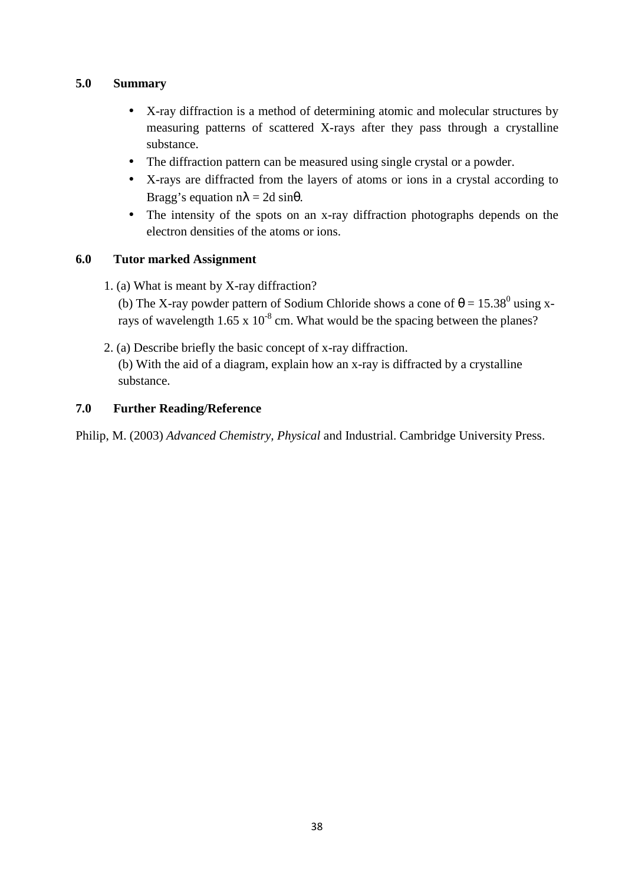## 5.0 Summary

- X-ray diffraction is a method of determining atomic and molecular structures by measuring patterns of scattered X-rays after they pass through a crystalline substance.
- The diffraction pattern can be measured using single crystal or a powder.
- X-rays are diffracted from the layers of atoms or ions in a crystal according to Bragg's equation $n\lambda = 2d \sin\theta$.
- The intensity of the spots on an x-ray diffraction photographs depends on the electron densities of the atoms or ions.

## 6.0 Tutor marked Assignment

1. (a) What is meant by X-ray diffraction?
   (b) The X-ray powder pattern of Sodium Chloride shows a cone of $\theta = 15.38^0$ using x-rays of wavelength $1.65 \times 10^{-8}$ cm. What would be the spacing between the planes?

2. (a) Describe briefly the basic concept of x-ray diffraction.
   (b) With the aid of a diagram, explain how an x-ray is diffracted by a crystalline substance.

## 7.0 Further Reading/Reference

Philip, M. (2003) *Advanced Chemistry, Physical* and Industrial. Cambridge University Press.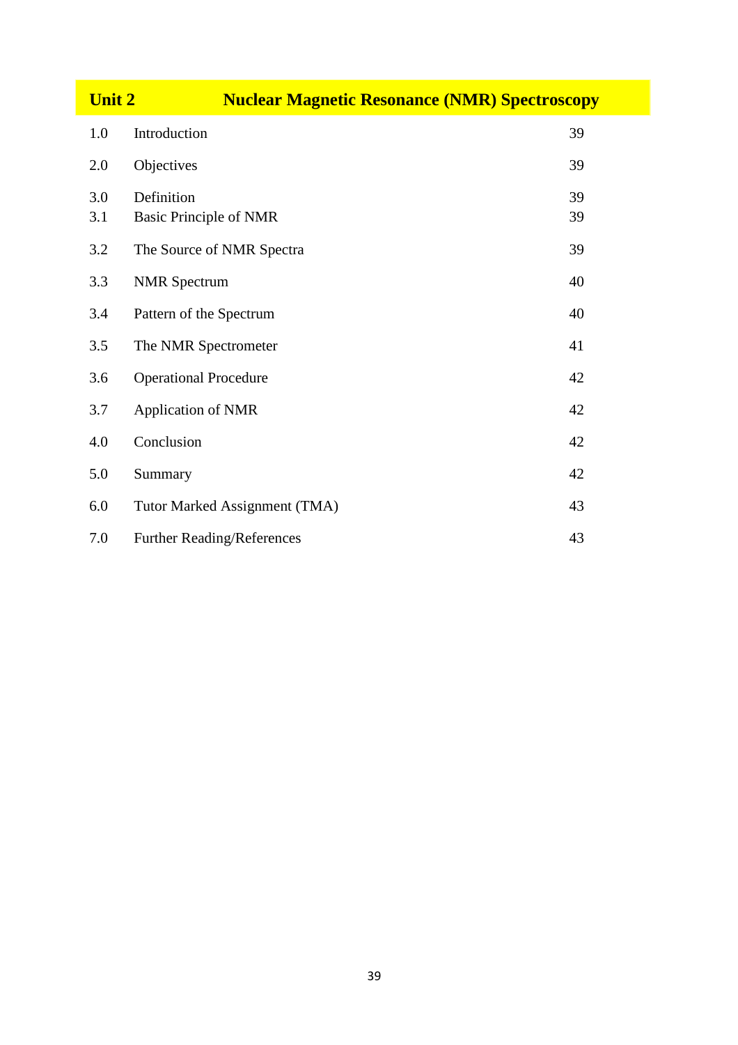## Unit 2 Nuclear Magnetic Resonance (NMR) Spectroscopy

| | | |
|---|---|---|
| 1.0 | Introduction | 39 |
| 2.0 | Objectives | 39 |
| 3.0 | Definition | 39 |
| 3.1 | Basic Principle of NMR | 39 |
| 3.2 | The Source of NMR Spectra | 39 |
| 3.3 | NMR Spectrum | 40 |
| 3.4 | Pattern of the Spectrum | 40 |
| 3.5 | The NMR Spectrometer | 41 |
| 3.6 | Operational Procedure | 42 |
| 3.7 | Application of NMR | 42 |
| 4.0 | Conclusion | 42 |
| 5.0 | Summary | 42 |
| 6.0 | Tutor Marked Assignment (TMA) | 43 |
| 7.0 | Further Reading/References | 43 |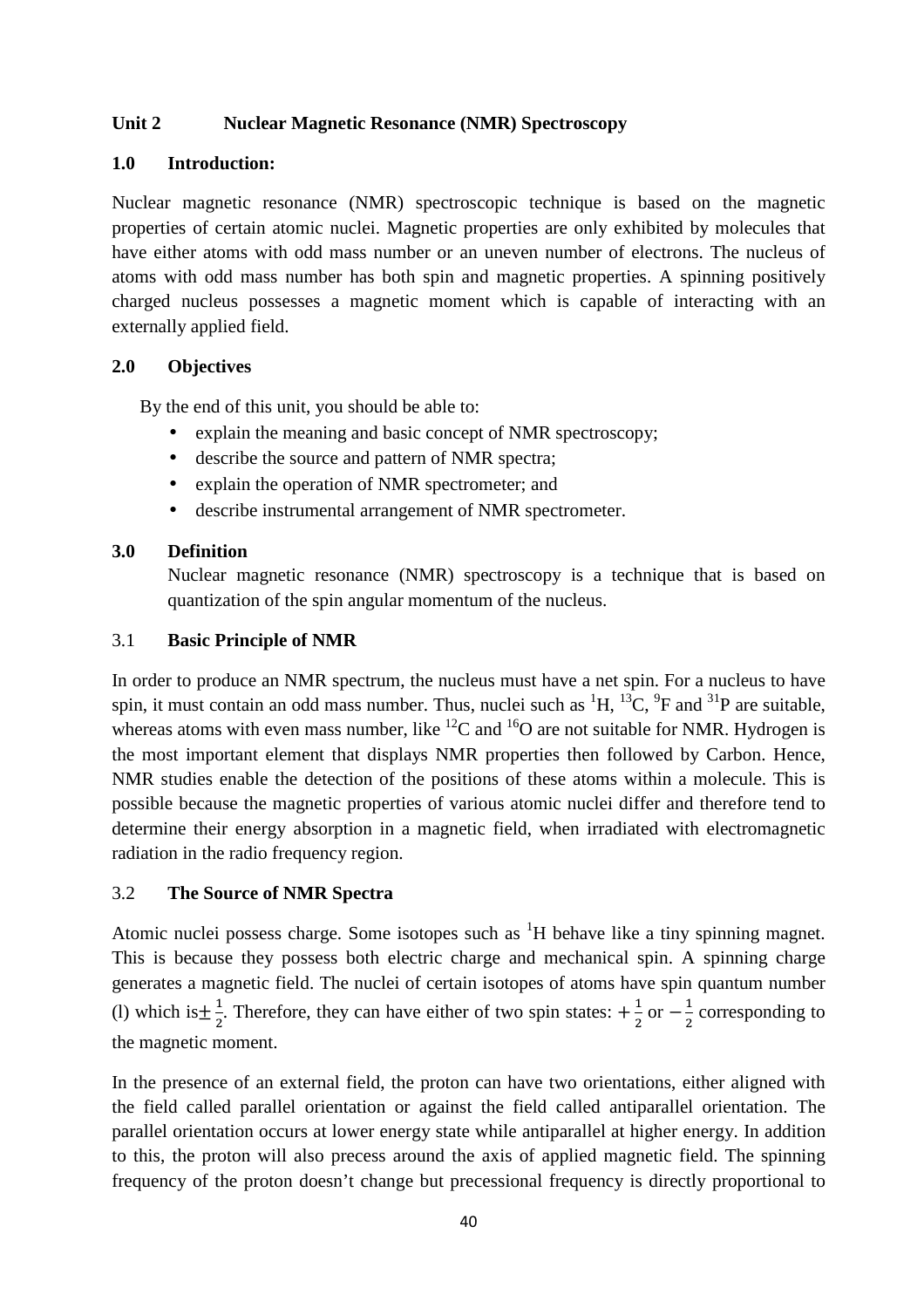**Unit 2 Nuclear Magnetic Resonance (NMR) Spectroscopy**

**1.0 Introduction:**

Nuclear magnetic resonance (NMR) spectroscopic technique is based on the magnetic properties of certain atomic nuclei. Magnetic properties are only exhibited by molecules that have either atoms with odd mass number or an uneven number of electrons. The nucleus of atoms with odd mass number has both spin and magnetic properties. A spinning positively charged nucleus possesses a magnetic moment which is capable of interacting with an externally applied field.

**2.0 Objectives**

By the end of this unit, you should be able to:

- explain the meaning and basic concept of NMR spectroscopy;
- describe the source and pattern of NMR spectra;
- explain the operation of NMR spectrometer; and
- describe instrumental arrangement of NMR spectrometer.

**3.0 Definition**

Nuclear magnetic resonance (NMR) spectroscopy is a technique that is based on quantization of the spin angular momentum of the nucleus.

3.1 **Basic Principle of NMR**

In order to produce an NMR spectrum, the nucleus must have a net spin. For a nucleus to have spin, it must contain an odd mass number. Thus, nuclei such as $^{1}H$, $^{13}C$, $^{9}F$ and $^{31}P$ are suitable, whereas atoms with even mass number, like $^{12}C$ and $^{16}O$ are not suitable for NMR. Hydrogen is the most important element that displays NMR properties then followed by Carbon. Hence, NMR studies enable the detection of the positions of these atoms within a molecule. This is possible because the magnetic properties of various atomic nuclei differ and therefore tend to determine their energy absorption in a magnetic field, when irradiated with electromagnetic radiation in the radio frequency region.

3.2 **The Source of NMR Spectra**

Atomic nuclei possess charge. Some isotopes such as $^{1}H$ behave like a tiny spinning magnet. This is because they possess both electric charge and mechanical spin. A spinning charge generates a magnetic field. The nuclei of certain isotopes of atoms have spin quantum number (l) which is$\pm\frac{1}{2}$. Therefore, they can have either of two spin states: $+\frac{1}{2}$ or $-\frac{1}{2}$ corresponding to the magnetic moment.

In the presence of an external field, the proton can have two orientations, either aligned with the field called parallel orientation or against the field called antiparallel orientation. The parallel orientation occurs at lower energy state while antiparallel at higher energy. In addition to this, the proton will also precess around the axis of applied magnetic field. The spinning frequency of the proton doesn't change but precessional frequency is directly proportional to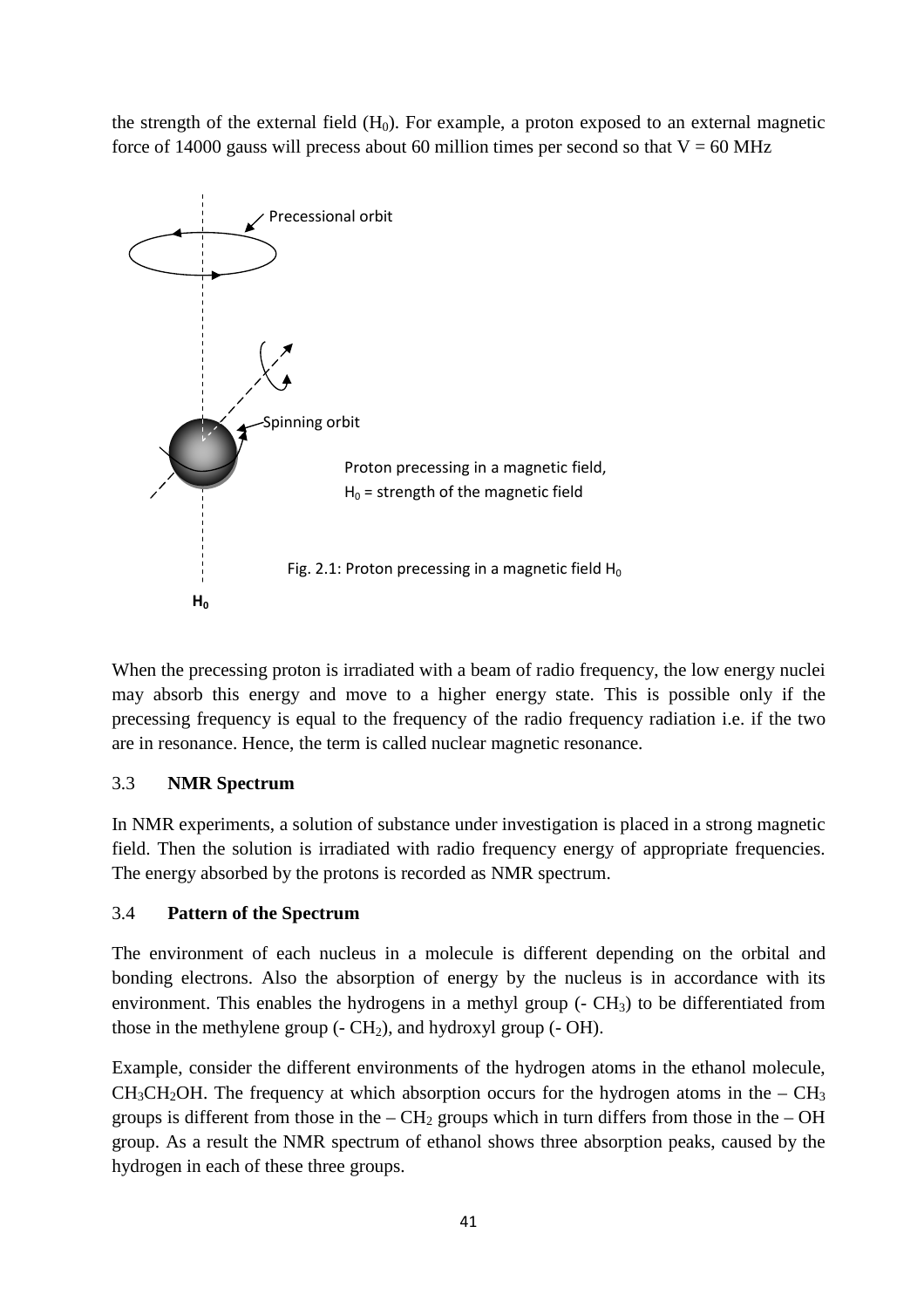the strength of the external field ($H_0$). For example, a proton exposed to an external magnetic force of 14000 gauss will precess about 60 million times per second so that V = 60 MHz

Precessional orbit

Spinning orbit

Proton precessing in a magnetic field, $H_0$ = strength of the magnetic field

$H_0$

Fig. 2.1: Proton precessing in a magnetic field $H_0$

When the precessing proton is irradiated with a beam of radio frequency, the low energy nuclei may absorb this energy and move to a higher energy state. This is possible only if the precessing frequency is equal to the frequency of the radio frequency radiation i.e. if the two are in resonance. Hence, the term is called nuclear magnetic resonance.

## 3.3 NMR Spectrum

In NMR experiments, a solution of substance under investigation is placed in a strong magnetic field. Then the solution is irradiated with radio frequency energy of appropriate frequencies. The energy absorbed by the protons is recorded as NMR spectrum.

## 3.4 Pattern of the Spectrum

The environment of each nucleus in a molecule is different depending on the orbital and bonding electrons. Also the absorption of energy by the nucleus is in accordance with its environment. This enables the hydrogens in a methyl group (- $CH_3$) to be differentiated from those in the methylene group (- $CH_2$), and hydroxyl group (- OH).

Example, consider the different environments of the hydrogen atoms in the ethanol molecule, $CH_3CH_2OH$. The frequency at which absorption occurs for the hydrogen atoms in the – $CH_3$ groups is different from those in the – $CH_2$ groups which in turn differs from those in the – OH group. As a result the NMR spectrum of ethanol shows three absorption peaks, caused by the hydrogen in each of these three groups.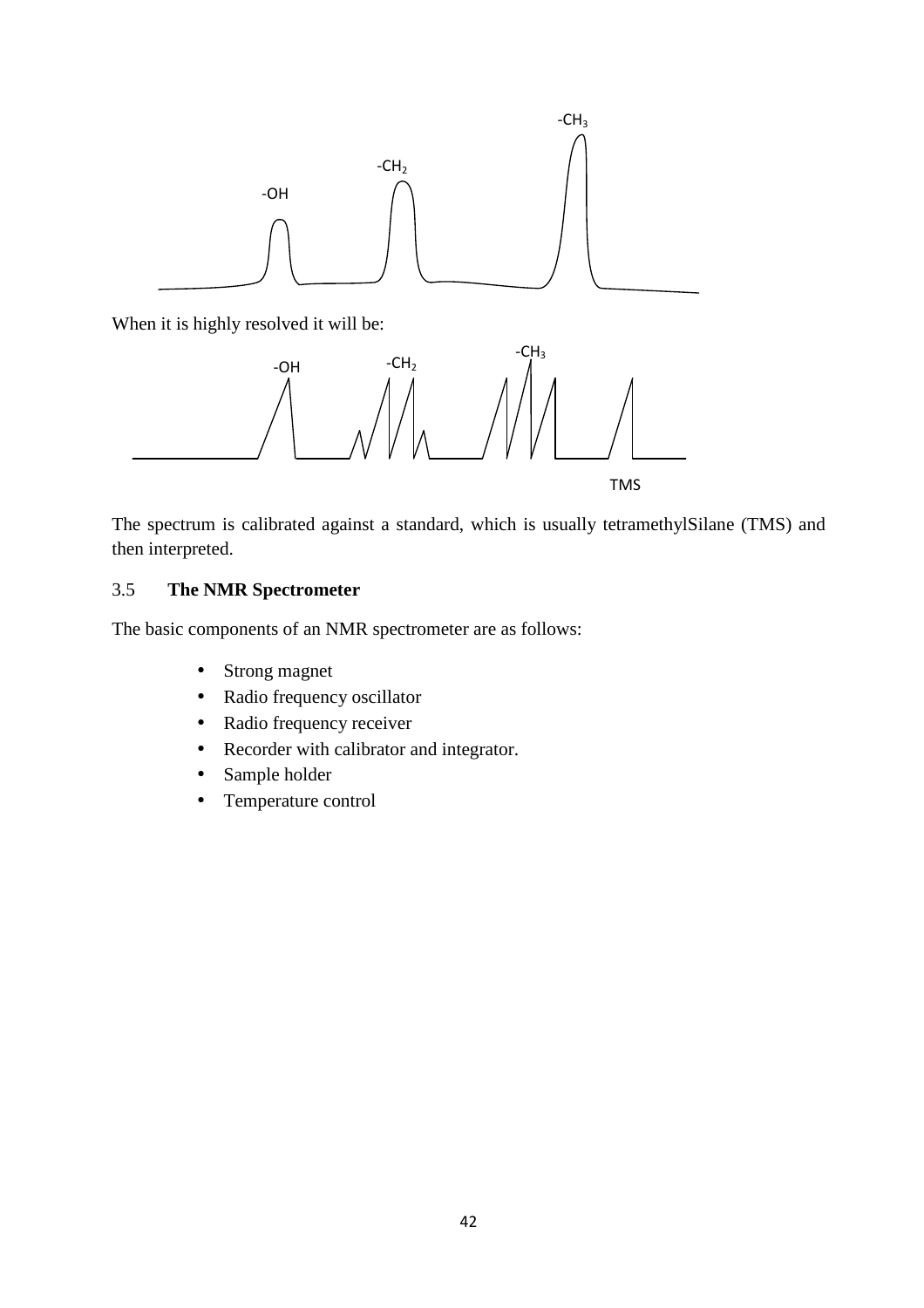-OH -$CH_2$ -$CH_3$

When it is highly resolved it will be:

-OH -$CH_2$ -$CH_3$

TMS

The spectrum is calibrated against a standard, which is usually tetramethylSilane (TMS) and then interpreted.

### 3.5 **The NMR Spectrometer**

The basic components of an NMR spectrometer are as follows:

- Strong magnet
- Radio frequency oscillator
- Radio frequency receiver
- Recorder with calibrator and integrator.
- Sample holder
- Temperature control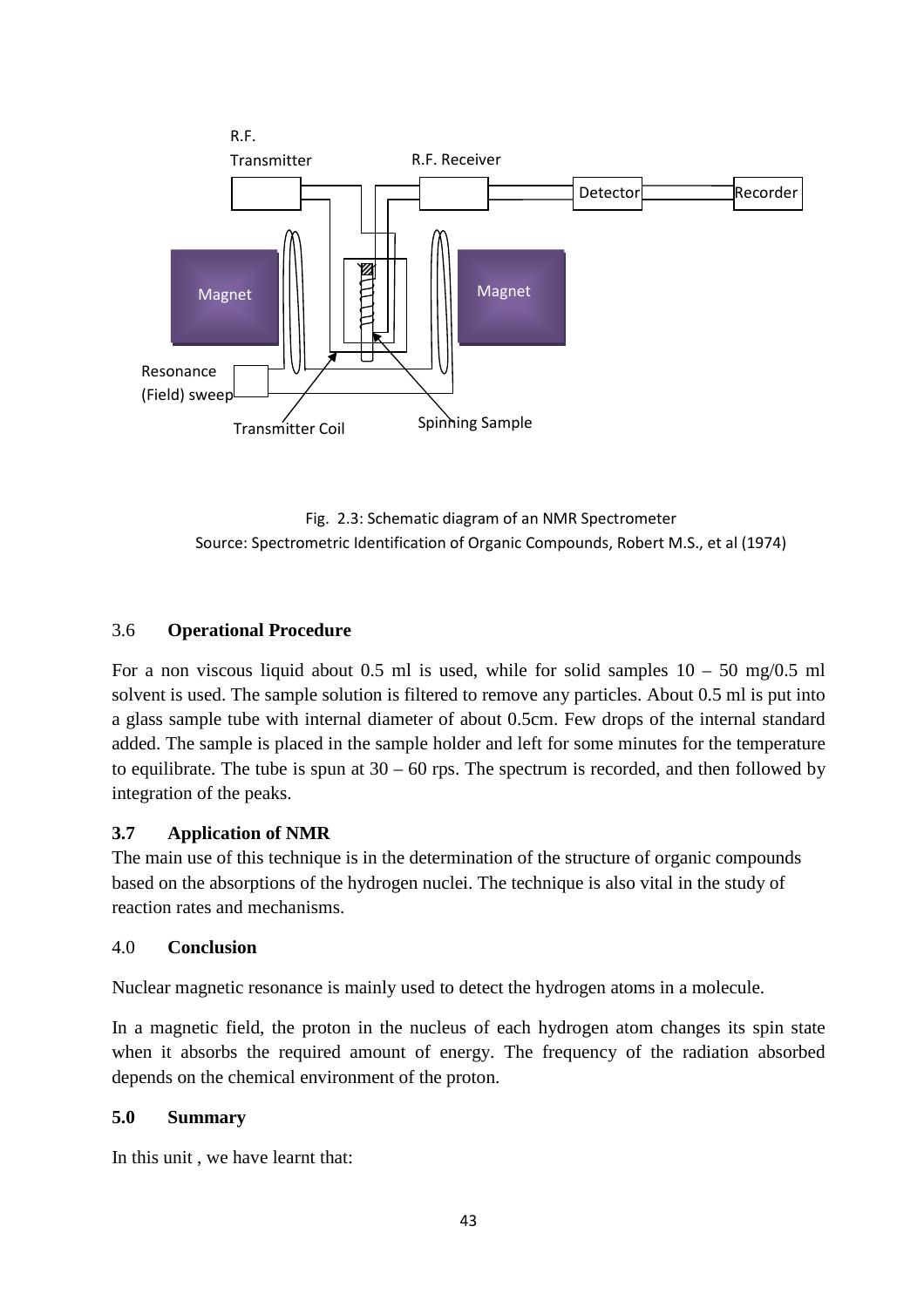Fig. 2.3: Schematic diagram of an NMR Spectrometer
Source: Spectrometric Identification of Organic Compounds, Robert M.S., et al (1974)

### 3.6 Operational Procedure

For a non viscous liquid about 0.5 ml is used, while for solid samples 10 – 50 mg/0.5 ml solvent is used. The sample solution is filtered to remove any particles. About 0.5 ml is put into a glass sample tube with internal diameter of about 0.5cm. Few drops of the internal standard added. The sample is placed in the sample holder and left for some minutes for the temperature to equilibrate. The tube is spun at 30 – 60 rps. The spectrum is recorded, and then followed by integration of the peaks.

### 3.7 Application of NMR

The main use of this technique is in the determination of the structure of organic compounds based on the absorptions of the hydrogen nuclei. The technique is also vital in the study of reaction rates and mechanisms.

## 4.0 Conclusion

Nuclear magnetic resonance is mainly used to detect the hydrogen atoms in a molecule.

In a magnetic field, the proton in the nucleus of each hydrogen atom changes its spin state when it absorbs the required amount of energy. The frequency of the radiation absorbed depends on the chemical environment of the proton.

## 5.0 Summary

In this unit , we have learnt that: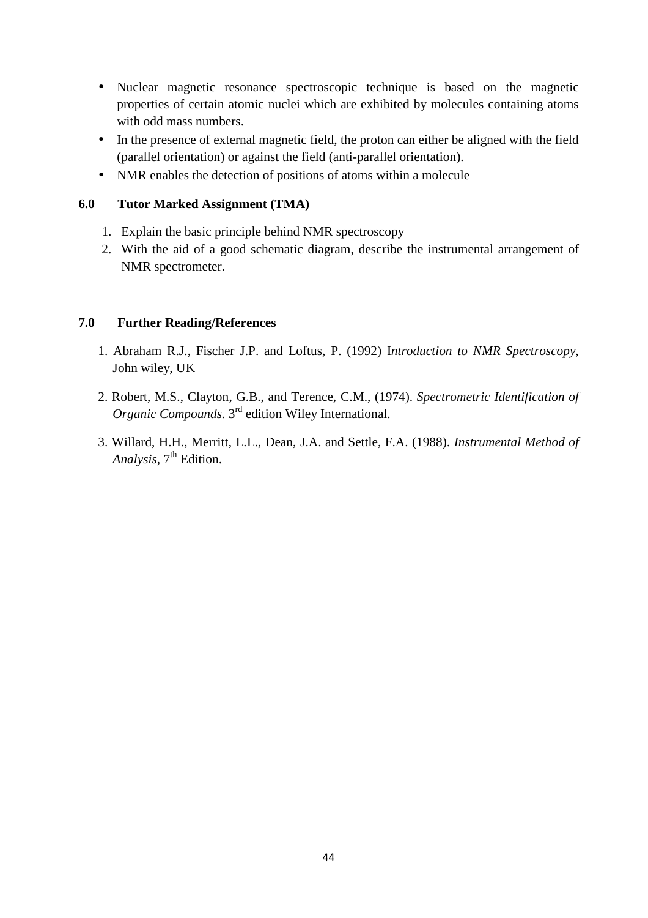- Nuclear magnetic resonance spectroscopic technique is based on the magnetic properties of certain atomic nuclei which are exhibited by molecules containing atoms with odd mass numbers.
- In the presence of external magnetic field, the proton can either be aligned with the field (parallel orientation) or against the field (anti-parallel orientation).
- NMR enables the detection of positions of atoms within a molecule

## 6.0 Tutor Marked Assignment (TMA)

1. Explain the basic principle behind NMR spectroscopy
2. With the aid of a good schematic diagram, describe the instrumental arrangement of NMR spectrometer.

## 7.0 Further Reading/References

1. Abraham R.J., Fischer J.P. and Loftus, P. (1992) I*ntroduction to NMR Spectroscopy*, John wiley, UK
2. Robert, M.S., Clayton, G.B., and Terence, C.M., (1974). *Spectrometric Identification of Organic Compounds.* 3rd edition Wiley International.
3. Willard, H.H., Merritt, L.L., Dean, J.A. and Settle, F.A. (1988). *Instrumental Method of Analysis,* 7th Edition.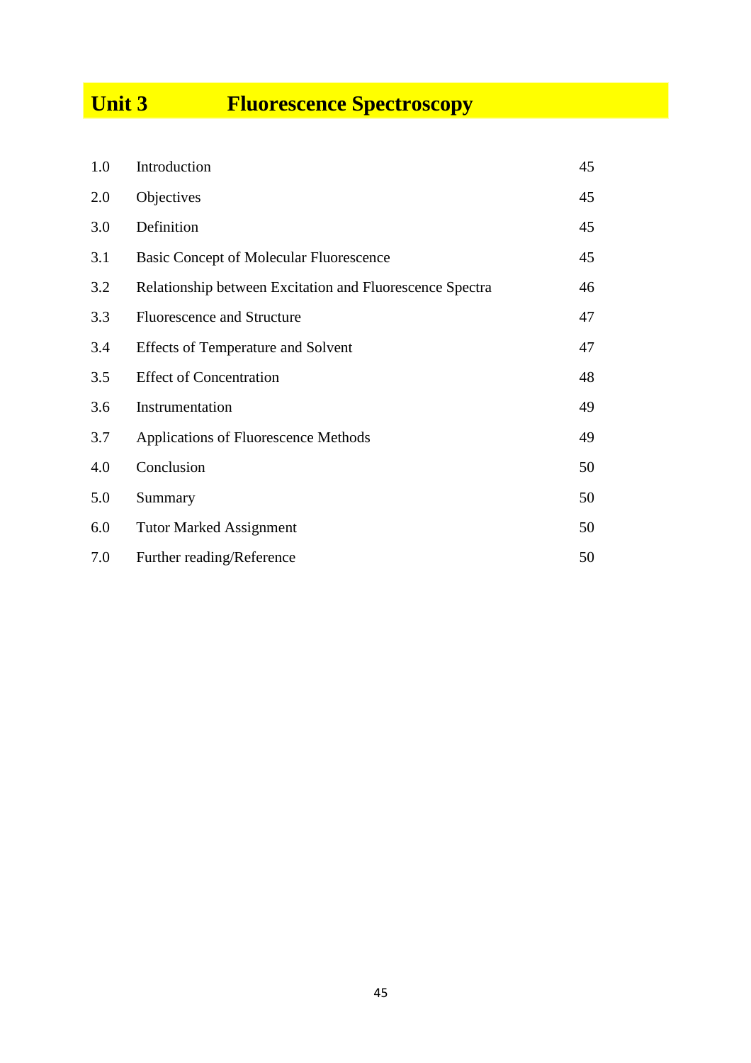# Unit 3 Fluorescence Spectroscopy

| | | |
|---|---|---|
| 1.0 | Introduction | 45 |
| 2.0 | Objectives | 45 |
| 3.0 | Definition | 45 |
| 3.1 | Basic Concept of Molecular Fluorescence | 45 |
| 3.2 | Relationship between Excitation and Fluorescence Spectra | 46 |
| 3.3 | Fluorescence and Structure | 47 |
| 3.4 | Effects of Temperature and Solvent | 47 |
| 3.5 | Effect of Concentration | 48 |
| 3.6 | Instrumentation | 49 |
| 3.7 | Applications of Fluorescence Methods | 49 |
| 4.0 | Conclusion | 50 |
| 5.0 | Summary | 50 |
| 6.0 | Tutor Marked Assignment | 50 |
| 7.0 | Further reading/Reference | 50 |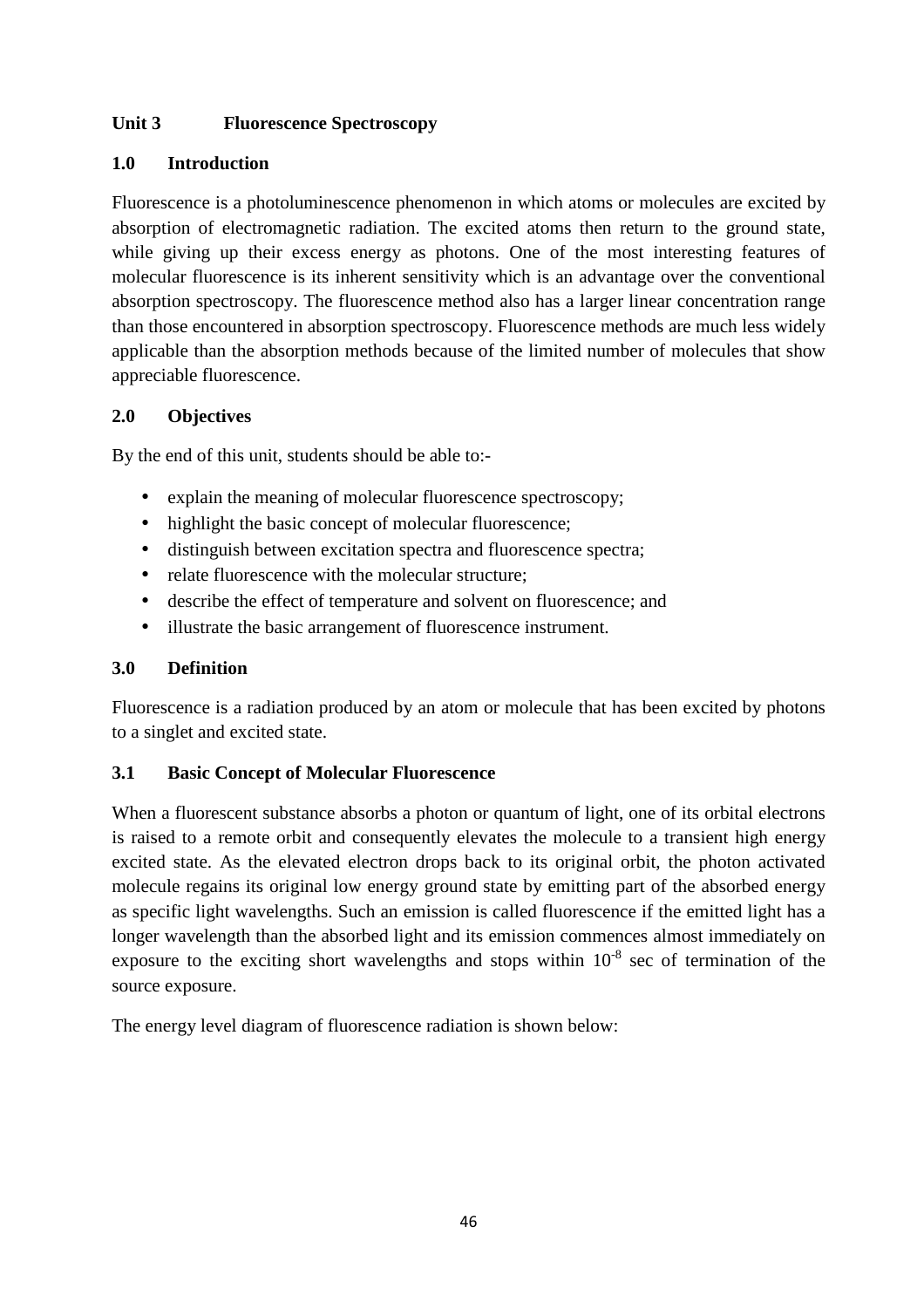## Unit 3 Fluorescence Spectroscopy

### 1.0 Introduction

Fluorescence is a photoluminescence phenomenon in which atoms or molecules are excited by absorption of electromagnetic radiation. The excited atoms then return to the ground state, while giving up their excess energy as photons. One of the most interesting features of molecular fluorescence is its inherent sensitivity which is an advantage over the conventional absorption spectroscopy. The fluorescence method also has a larger linear concentration range than those encountered in absorption spectroscopy. Fluorescence methods are much less widely applicable than the absorption methods because of the limited number of molecules that show appreciable fluorescence.

### 2.0 Objectives

By the end of this unit, students should be able to:-

- explain the meaning of molecular fluorescence spectroscopy;
- highlight the basic concept of molecular fluorescence;
- distinguish between excitation spectra and fluorescence spectra;
- relate fluorescence with the molecular structure;
- describe the effect of temperature and solvent on fluorescence; and
- illustrate the basic arrangement of fluorescence instrument.

### 3.0 Definition

Fluorescence is a radiation produced by an atom or molecule that has been excited by photons to a singlet and excited state.

### 3.1 Basic Concept of Molecular Fluorescence

When a fluorescent substance absorbs a photon or quantum of light, one of its orbital electrons is raised to a remote orbit and consequently elevates the molecule to a transient high energy excited state. As the elevated electron drops back to its original orbit, the photon activated molecule regains its original low energy ground state by emitting part of the absorbed energy as specific light wavelengths. Such an emission is called fluorescence if the emitted light has a longer wavelength than the absorbed light and its emission commences almost immediately on exposure to the exciting short wavelengths and stops within $10^{-8}$ sec of termination of the source exposure.

The energy level diagram of fluorescence radiation is shown below: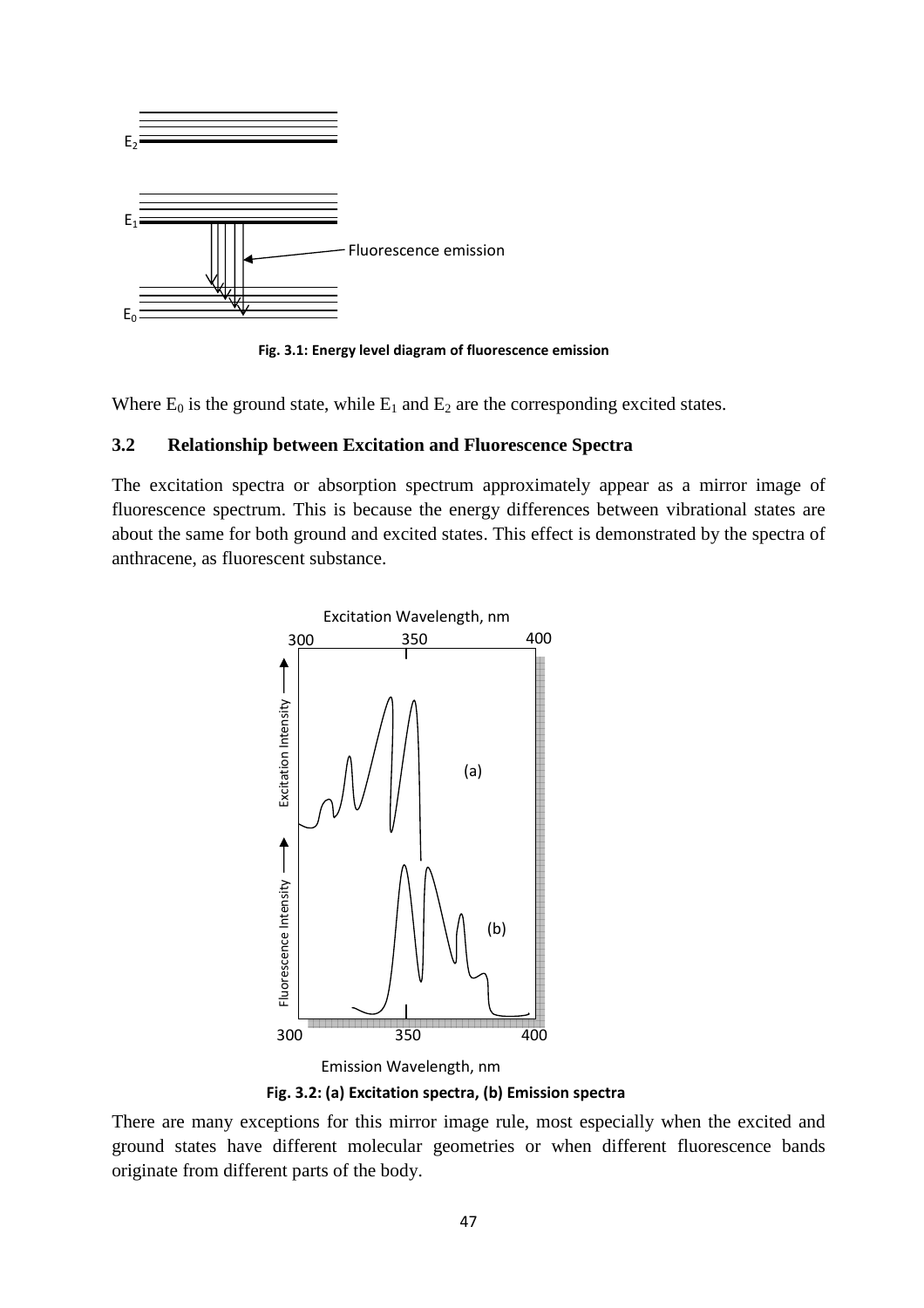Fig. 3.1: Energy level diagram of fluorescence emission

Where $E_0$ is the ground state, while $E_1$ and $E_2$ are the corresponding excited states.

## 3.2 Relationship between Excitation and Fluorescence Spectra

The excitation spectra or absorption spectrum approximately appear as a mirror image of fluorescence spectrum. This is because the energy differences between vibrational states are about the same for both ground and excited states. This effect is demonstrated by the spectra of anthracene, as fluorescent substance.

Fig. 3.2: (a) Excitation spectra, (b) Emission spectra

There are many exceptions for this mirror image rule, most especially when the excited and ground states have different molecular geometries or when different fluorescence bands originate from different parts of the body.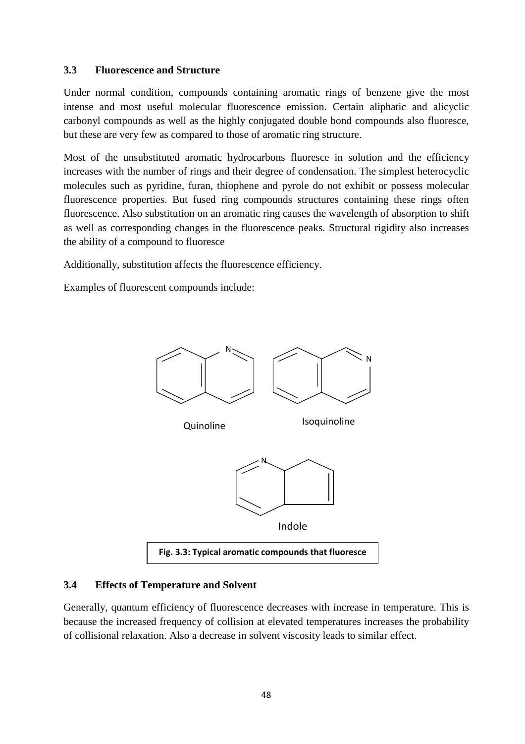### 3.3 Fluorescence and Structure

Under normal condition, compounds containing aromatic rings of benzene give the most intense and most useful molecular fluorescence emission. Certain aliphatic and alicyclic carbonyl compounds as well as the highly conjugated double bond compounds also fluoresce, but these are very few as compared to those of aromatic ring structure.

Most of the unsubstituted aromatic hydrocarbons fluoresce in solution and the efficiency increases with the number of rings and their degree of condensation. The simplest heterocyclic molecules such as pyridine, furan, thiophene and pyrole do not exhibit or possess molecular fluorescence properties. But fused ring compounds structures containing these rings often fluorescence. Also substitution on an aromatic ring causes the wavelength of absorption to shift as well as corresponding changes in the fluorescence peaks. Structural rigidity also increases the ability of a compound to fluoresce

Additionally, substitution affects the fluorescence efficiency.

Examples of fluorescent compounds include:

Quinoline

Isoquinoline

Indole

**Fig. 3.3: Typical aromatic compounds that fluoresce**

### 3.4 Effects of Temperature and Solvent

Generally, quantum efficiency of fluorescence decreases with increase in temperature. This is because the increased frequency of collision at elevated temperatures increases the probability of collisional relaxation. Also a decrease in solvent viscosity leads to similar effect.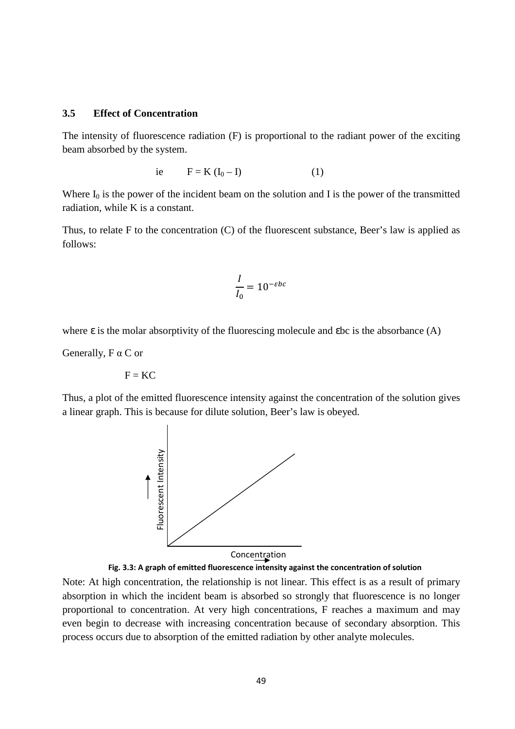### 3.5 Effect of Concentration

The intensity of fluorescence radiation (F) is proportional to the radiant power of the exciting beam absorbed by the system.

ie $\quad F = K (I_0 – I) \quad\quad (1)$

Where $I_0$ is the power of the incident beam on the solution and I is the power of the transmitted radiation, while K is a constant.

Thus, to relate F to the concentration (C) of the fluorescent substance, Beer's law is applied as follows:

$$\frac{I}{I_0} = 10^{-\varepsilon bc}$$

where $\varepsilon$ is the molar absorptivity of the fluorescing molecule and $\varepsilon bc$ is the absorbance (A)

Generally, F α C or

$F = KC$

Thus, a plot of the emitted fluorescence intensity against the concentration of the solution gives a linear graph. This is because for dilute solution, Beer's law is obeyed.

**Fig. 3.3: A graph of emitted fluorescence intensity against the concentration of solution**

Note: At high concentration, the relationship is not linear. This effect is as a result of primary absorption in which the incident beam is absorbed so strongly that fluorescence is no longer proportional to concentration. At very high concentrations, F reaches a maximum and may even begin to decrease with increasing concentration because of secondary absorption. This process occurs due to absorption of the emitted radiation by other analyte molecules.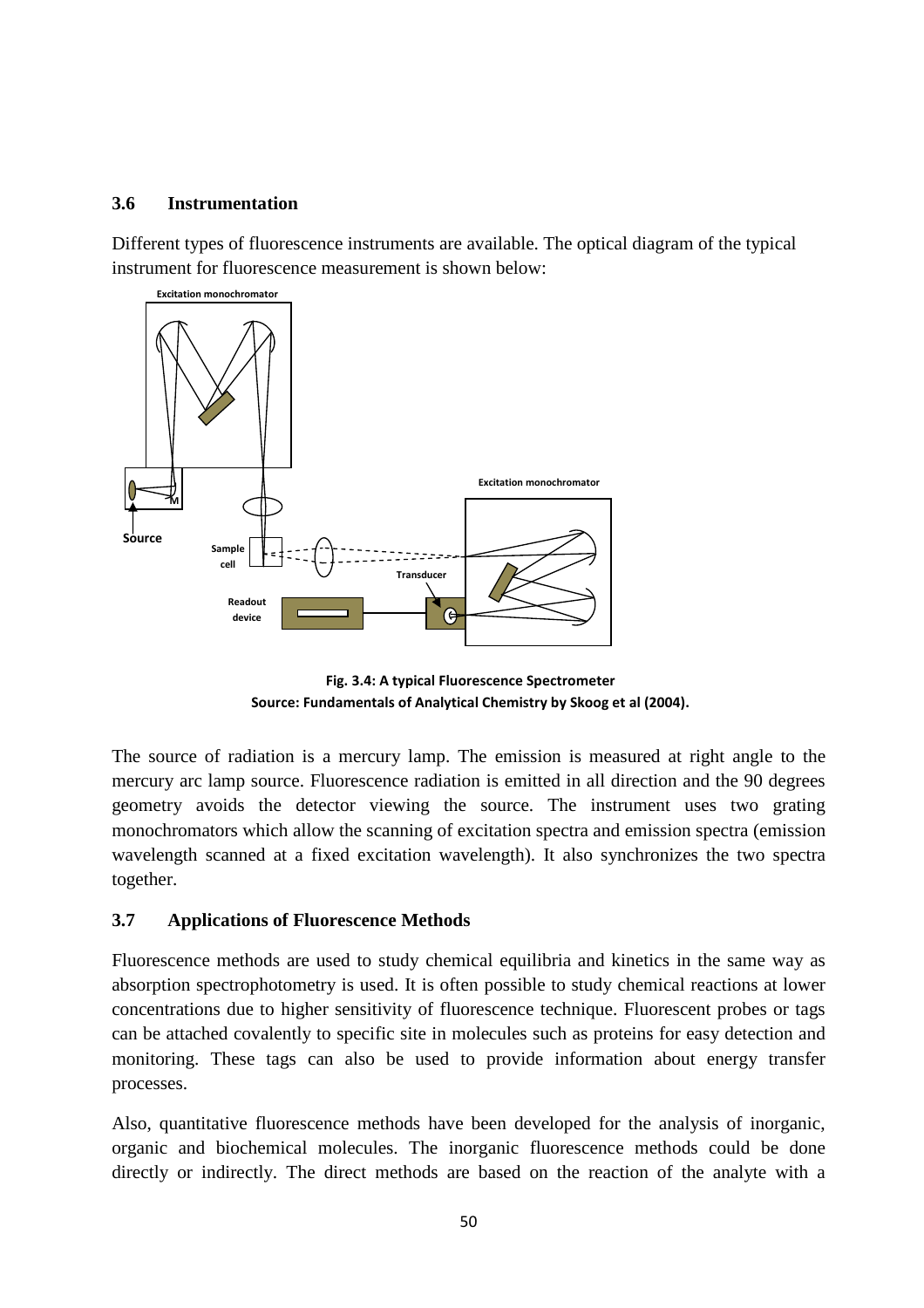### 3.6 Instrumentation

Different types of fluorescence instruments are available. The optical diagram of the typical instrument for fluorescence measurement is shown below:

**Fig. 3.4: A typical Fluorescence Spectrometer**
**Source: Fundamentals of Analytical Chemistry by Skoog et al (2004).**

The source of radiation is a mercury lamp. The emission is measured at right angle to the mercury arc lamp source. Fluorescence radiation is emitted in all direction and the 90 degrees geometry avoids the detector viewing the source. The instrument uses two grating monochromators which allow the scanning of excitation spectra and emission spectra (emission wavelength scanned at a fixed excitation wavelength). It also synchronizes the two spectra together.

### 3.7 Applications of Fluorescence Methods

Fluorescence methods are used to study chemical equilibria and kinetics in the same way as absorption spectrophotometry is used. It is often possible to study chemical reactions at lower concentrations due to higher sensitivity of fluorescence technique. Fluorescent probes or tags can be attached covalently to specific site in molecules such as proteins for easy detection and monitoring. These tags can also be used to provide information about energy transfer processes.

Also, quantitative fluorescence methods have been developed for the analysis of inorganic, organic and biochemical molecules. The inorganic fluorescence methods could be done directly or indirectly. The direct methods are based on the reaction of the analyte with a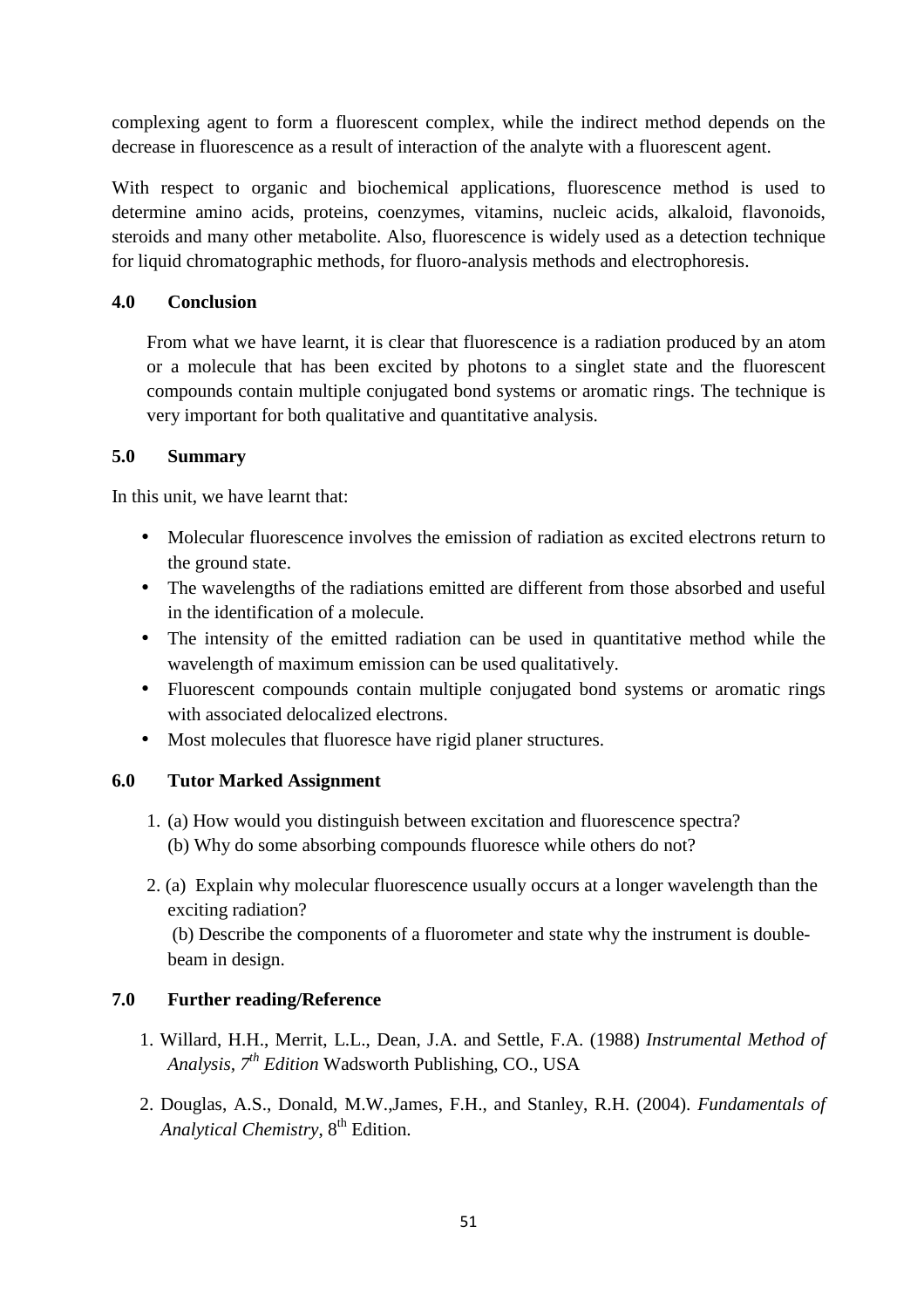complexing agent to form a fluorescent complex, while the indirect method depends on the decrease in fluorescence as a result of interaction of the analyte with a fluorescent agent.

With respect to organic and biochemical applications, fluorescence method is used to determine amino acids, proteins, coenzymes, vitamins, nucleic acids, alkaloid, flavonoids, steroids and many other metabolite. Also, fluorescence is widely used as a detection technique for liquid chromatographic methods, for fluoro-analysis methods and electrophoresis.

## 4.0 Conclusion

From what we have learnt, it is clear that fluorescence is a radiation produced by an atom or a molecule that has been excited by photons to a singlet state and the fluorescent compounds contain multiple conjugated bond systems or aromatic rings. The technique is very important for both qualitative and quantitative analysis.

## 5.0 Summary

In this unit, we have learnt that:

- Molecular fluorescence involves the emission of radiation as excited electrons return to the ground state.
- The wavelengths of the radiations emitted are different from those absorbed and useful in the identification of a molecule.
- The intensity of the emitted radiation can be used in quantitative method while the wavelength of maximum emission can be used qualitatively.
- Fluorescent compounds contain multiple conjugated bond systems or aromatic rings with associated delocalized electrons.
- Most molecules that fluoresce have rigid planer structures.

## 6.0 Tutor Marked Assignment

1. (a) How would you distinguish between excitation and fluorescence spectra?
   (b) Why do some absorbing compounds fluoresce while others do not?

2. (a) Explain why molecular fluorescence usually occurs at a longer wavelength than the exciting radiation?
   (b) Describe the components of a fluorometer and state why the instrument is double-beam in design.

## 7.0 Further reading/Reference

1. Willard, H.H., Merrit, L.L., Dean, J.A. and Settle, F.A. (1988) *Instrumental Method of Analysis, 7th Edition* Wadsworth Publishing, CO., USA

2. Douglas, A.S., Donald, M.W.,James, F.H., and Stanley, R.H. (2004). *Fundamentals of Analytical Chemistry*, 8th Edition.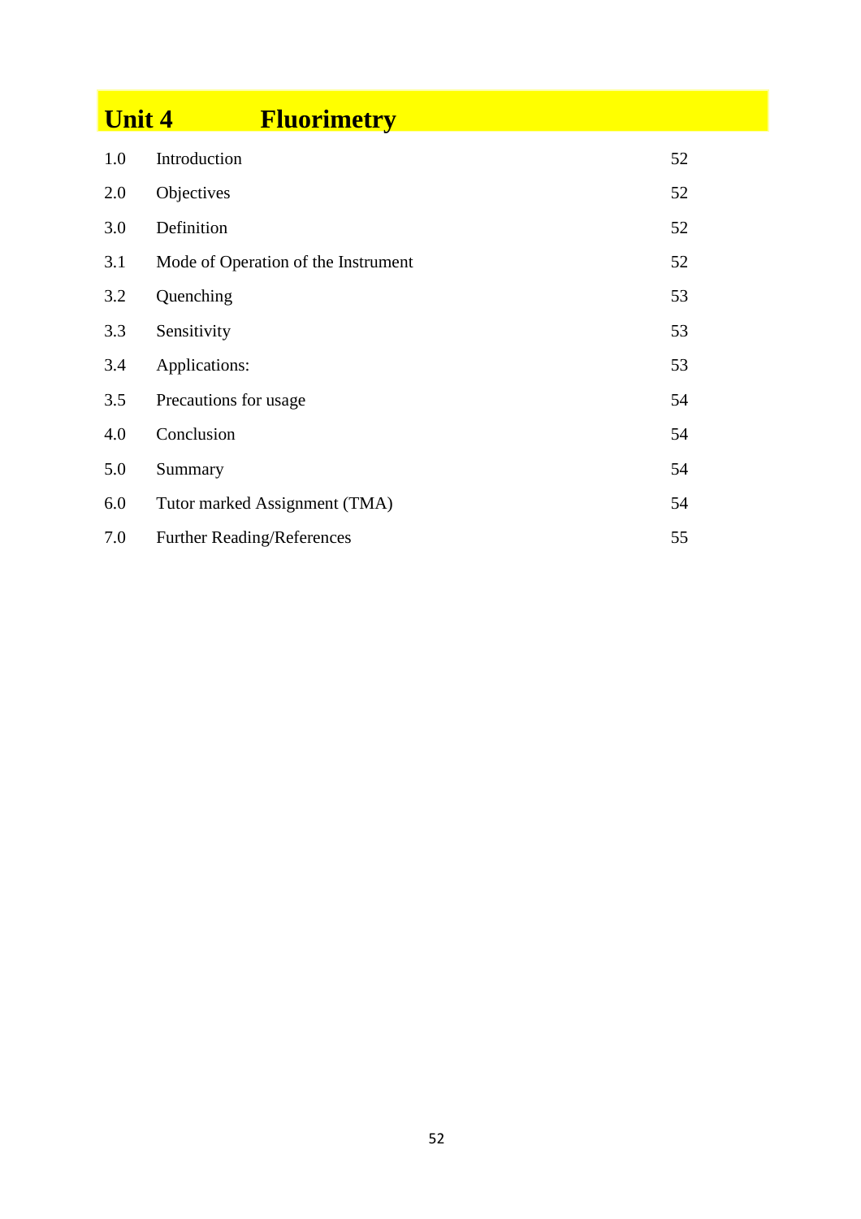# Unit 4 Fluorimetry

| | | |
|---|---|---|
| 1.0 | Introduction | 52 |
| 2.0 | Objectives | 52 |
| 3.0 | Definition | 52 |
| 3.1 | Mode of Operation of the Instrument | 52 |
| 3.2 | Quenching | 53 |
| 3.3 | Sensitivity | 53 |
| 3.4 | Applications: | 53 |
| 3.5 | Precautions for usage | 54 |
| 4.0 | Conclusion | 54 |
| 5.0 | Summary | 54 |
| 6.0 | Tutor marked Assignment (TMA) | 54 |
| 7.0 | Further Reading/References | 55 |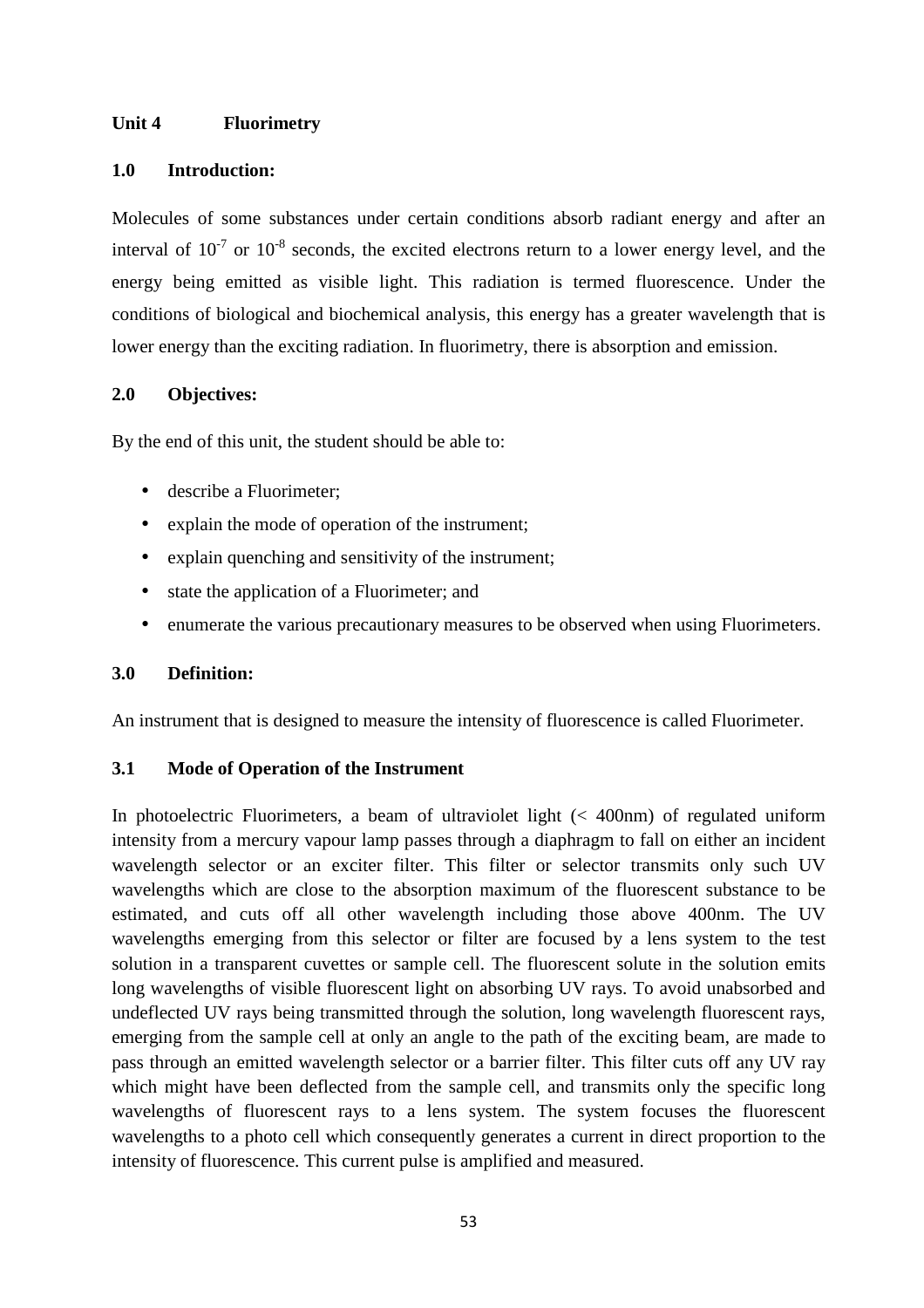## Unit 4 Fluorimetry

### 1.0 Introduction:

Molecules of some substances under certain conditions absorb radiant energy and after an interval of $10^{-7}$ or $10^{-8}$ seconds, the excited electrons return to a lower energy level, and the energy being emitted as visible light. This radiation is termed fluorescence. Under the conditions of biological and biochemical analysis, this energy has a greater wavelength that is lower energy than the exciting radiation. In fluorimetry, there is absorption and emission.

### 2.0 Objectives:

By the end of this unit, the student should be able to:

- describe a Fluorimeter;
- explain the mode of operation of the instrument;
- explain quenching and sensitivity of the instrument;
- state the application of a Fluorimeter; and
- enumerate the various precautionary measures to be observed when using Fluorimeters.

### 3.0 Definition:

An instrument that is designed to measure the intensity of fluorescence is called Fluorimeter.

### 3.1 Mode of Operation of the Instrument

In photoelectric Fluorimeters, a beam of ultraviolet light (< 400nm) of regulated uniform intensity from a mercury vapour lamp passes through a diaphragm to fall on either an incident wavelength selector or an exciter filter. This filter or selector transmits only such UV wavelengths which are close to the absorption maximum of the fluorescent substance to be estimated, and cuts off all other wavelength including those above 400nm. The UV wavelengths emerging from this selector or filter are focused by a lens system to the test solution in a transparent cuvettes or sample cell. The fluorescent solute in the solution emits long wavelengths of visible fluorescent light on absorbing UV rays. To avoid unabsorbed and undeflected UV rays being transmitted through the solution, long wavelength fluorescent rays, emerging from the sample cell at only an angle to the path of the exciting beam, are made to pass through an emitted wavelength selector or a barrier filter. This filter cuts off any UV ray which might have been deflected from the sample cell, and transmits only the specific long wavelengths of fluorescent rays to a lens system. The system focuses the fluorescent wavelengths to a photo cell which consequently generates a current in direct proportion to the intensity of fluorescence. This current pulse is amplified and measured.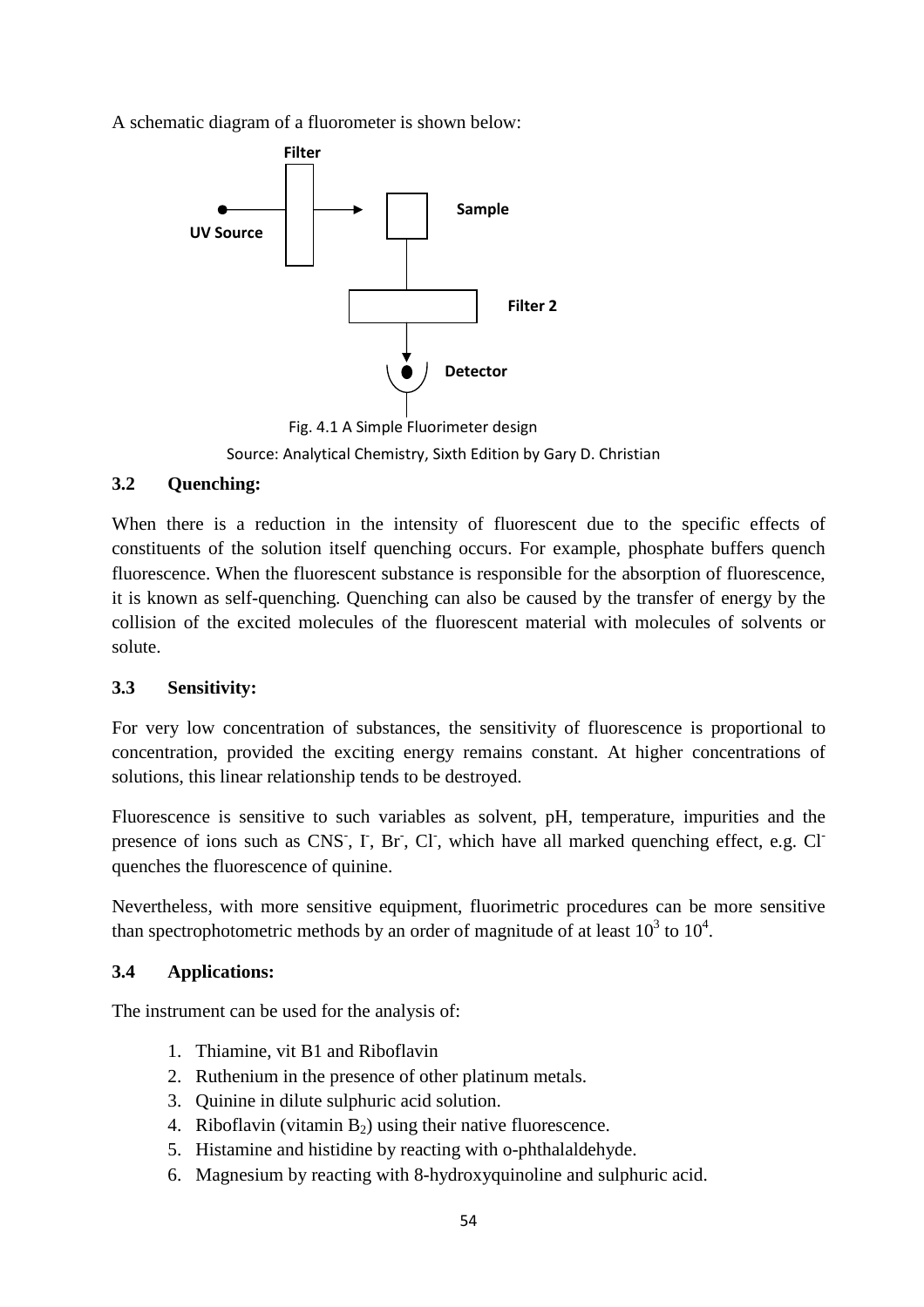A schematic diagram of a fluorometer is shown below:

Filter

UV Source

Sample

Filter 2

Detector

Fig. 4.1 A Simple Fluorimeter design

Source: Analytical Chemistry, Sixth Edition by Gary D. Christian

### 3.2 Quenching:

When there is a reduction in the intensity of fluorescent due to the specific effects of constituents of the solution itself quenching occurs. For example, phosphate buffers quench fluorescence. When the fluorescent substance is responsible for the absorption of fluorescence, it is known as self-quenching. Quenching can also be caused by the transfer of energy by the collision of the excited molecules of the fluorescent material with molecules of solvents or solute.

### 3.3 Sensitivity:

For very low concentration of substances, the sensitivity of fluorescence is proportional to concentration, provided the exciting energy remains constant. At higher concentrations of solutions, this linear relationship tends to be destroyed.

Fluorescence is sensitive to such variables as solvent, pH, temperature, impurities and the presence of ions such as $CNS^-$, $I^-$, $Br^-$, $Cl^-$, which have all marked quenching effect, e.g. $Cl^-$ quenches the fluorescence of quinine.

Nevertheless, with more sensitive equipment, fluorimetric procedures can be more sensitive than spectrophotometric methods by an order of magnitude of at least $10^3$ to $10^4$.

### 3.4 Applications:

The instrument can be used for the analysis of:

1. Thiamine, vit B1 and Riboflavin
2. Ruthenium in the presence of other platinum metals.
3. Quinine in dilute sulphuric acid solution.
4. Riboflavin (vitamin $B_2$) using their native fluorescence.
5. Histamine and histidine by reacting with o-phthalaldehyde.
6. Magnesium by reacting with 8-hydroxyquinoline and sulphuric acid.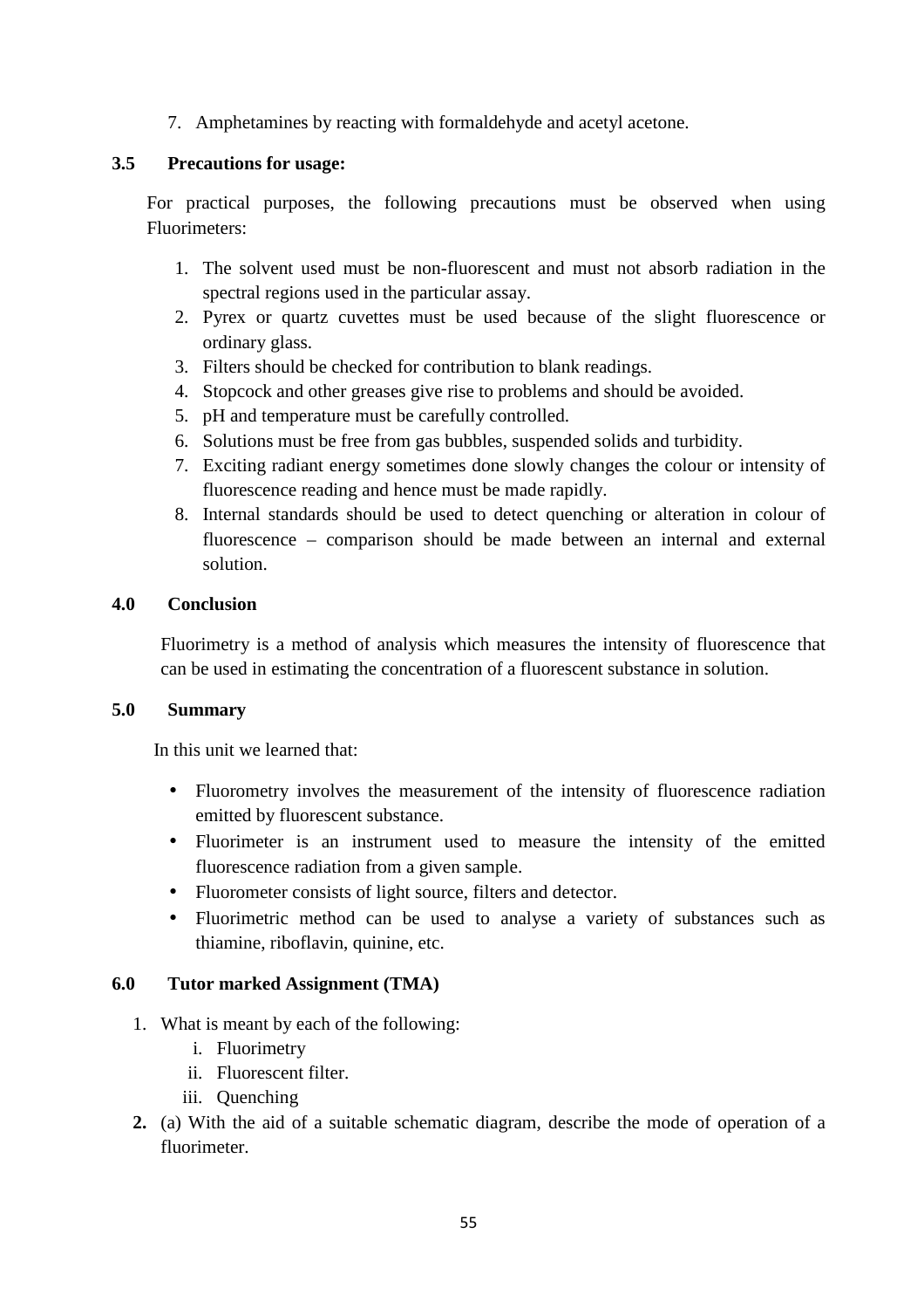7. Amphetamines by reacting with formaldehyde and acetyl acetone.

## 3.5 Precautions for usage:

For practical purposes, the following precautions must be observed when using Fluorimeters:

1. The solvent used must be non-fluorescent and must not absorb radiation in the spectral regions used in the particular assay.
2. Pyrex or quartz cuvettes must be used because of the slight fluorescence or ordinary glass.
3. Filters should be checked for contribution to blank readings.
4. Stopcock and other greases give rise to problems and should be avoided.
5. pH and temperature must be carefully controlled.
6. Solutions must be free from gas bubbles, suspended solids and turbidity.
7. Exciting radiant energy sometimes done slowly changes the colour or intensity of fluorescence reading and hence must be made rapidly.
8. Internal standards should be used to detect quenching or alteration in colour of fluorescence – comparison should be made between an internal and external solution.

## 4.0 Conclusion

Fluorimetry is a method of analysis which measures the intensity of fluorescence that can be used in estimating the concentration of a fluorescent substance in solution.

## 5.0 Summary

In this unit we learned that:

- Fluorometry involves the measurement of the intensity of fluorescence radiation emitted by fluorescent substance.
- Fluorimeter is an instrument used to measure the intensity of the emitted fluorescence radiation from a given sample.
- Fluorometer consists of light source, filters and detector.
- Fluorimetric method can be used to analyse a variety of substances such as thiamine, riboflavin, quinine, etc.

## 6.0 Tutor marked Assignment (TMA)

1. What is meant by each of the following:
   i. Fluorimetry
   ii. Fluorescent filter.
   iii. Quenching
2. (a) With the aid of a suitable schematic diagram, describe the mode of operation of a fluorimeter.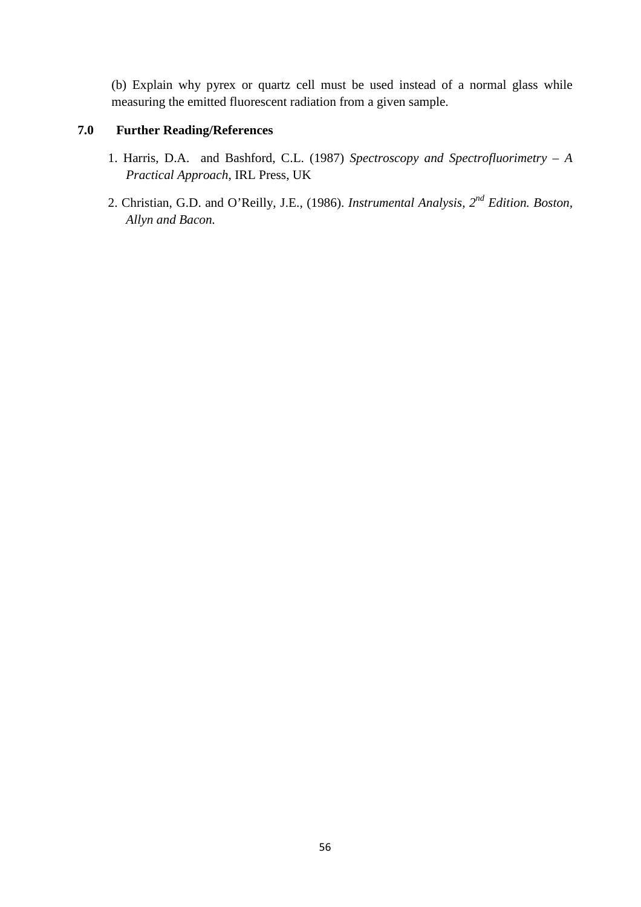(b) Explain why pyrex or quartz cell must be used instead of a normal glass while measuring the emitted fluorescent radiation from a given sample.

## 7.0 Further Reading/References

1. Harris, D.A. and Bashford, C.L. (1987) *Spectroscopy and Spectrofluorimetry – A Practical Approach*, IRL Press, UK

2. Christian, G.D. and O'Reilly, J.E., (1986). *Instrumental Analysis, 2nd Edition. Boston, Allyn and Bacon.*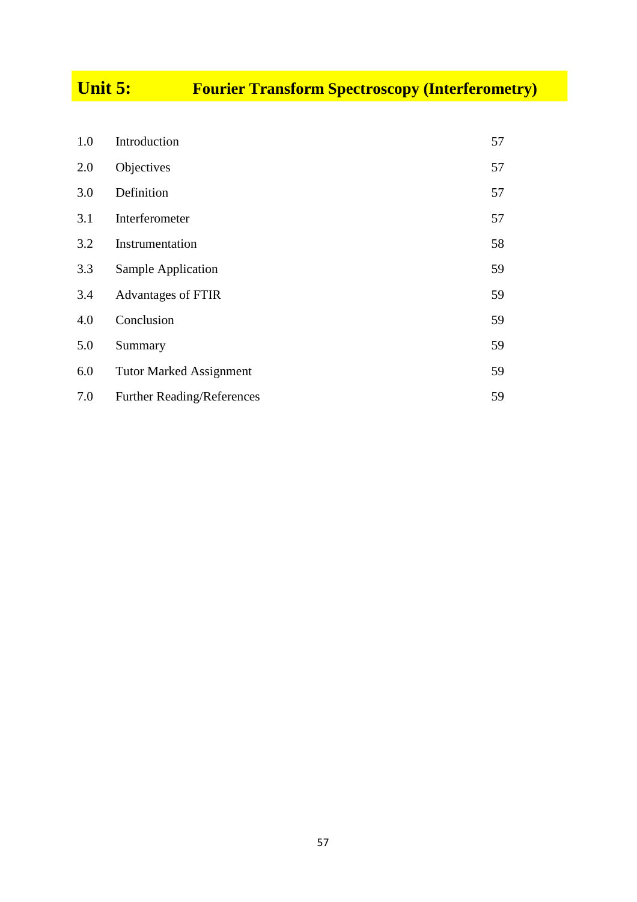# Unit 5: Fourier Transform Spectroscopy (Interferometry)

| | | |
|---|---|---|
| 1.0 | Introduction | 57 |
| 2.0 | Objectives | 57 |
| 3.0 | Definition | 57 |
| 3.1 | Interferometer | 57 |
| 3.2 | Instrumentation | 58 |
| 3.3 | Sample Application | 59 |
| 3.4 | Advantages of FTIR | 59 |
| 4.0 | Conclusion | 59 |
| 5.0 | Summary | 59 |
| 6.0 | Tutor Marked Assignment | 59 |
| 7.0 | Further Reading/References | 59 |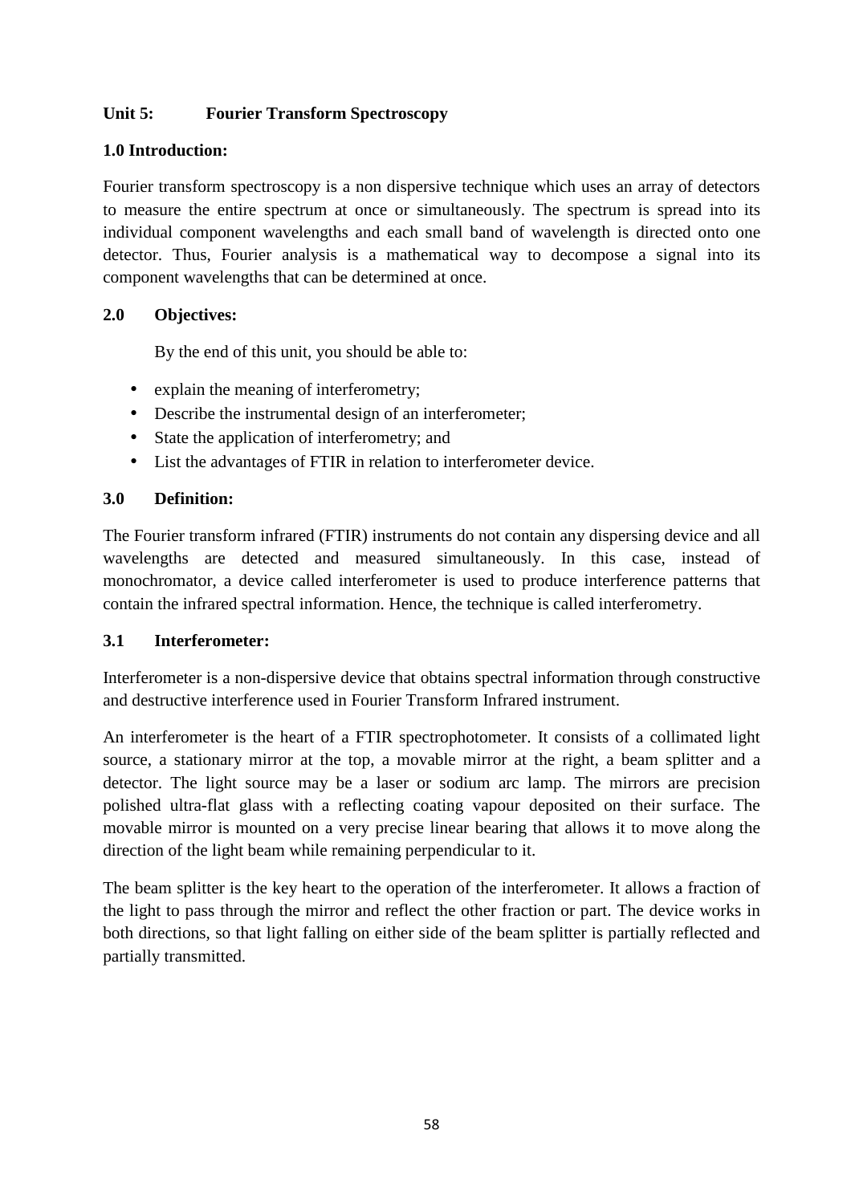## Unit 5: Fourier Transform Spectroscopy

### 1.0 Introduction:

Fourier transform spectroscopy is a non dispersive technique which uses an array of detectors to measure the entire spectrum at once or simultaneously. The spectrum is spread into its individual component wavelengths and each small band of wavelength is directed onto one detector. Thus, Fourier analysis is a mathematical way to decompose a signal into its component wavelengths that can be determined at once.

### 2.0 Objectives:

By the end of this unit, you should be able to:

- explain the meaning of interferometry;
- Describe the instrumental design of an interferometer;
- State the application of interferometry; and
- List the advantages of FTIR in relation to interferometer device.

### 3.0 Definition:

The Fourier transform infrared (FTIR) instruments do not contain any dispersing device and all wavelengths are detected and measured simultaneously. In this case, instead of monochromator, a device called interferometer is used to produce interference patterns that contain the infrared spectral information. Hence, the technique is called interferometry.

### 3.1 Interferometer:

Interferometer is a non-dispersive device that obtains spectral information through constructive and destructive interference used in Fourier Transform Infrared instrument.

An interferometer is the heart of a FTIR spectrophotometer. It consists of a collimated light source, a stationary mirror at the top, a movable mirror at the right, a beam splitter and a detector. The light source may be a laser or sodium arc lamp. The mirrors are precision polished ultra-flat glass with a reflecting coating vapour deposited on their surface. The movable mirror is mounted on a very precise linear bearing that allows it to move along the direction of the light beam while remaining perpendicular to it.

The beam splitter is the key heart to the operation of the interferometer. It allows a fraction of the light to pass through the mirror and reflect the other fraction or part. The device works in both directions, so that light falling on either side of the beam splitter is partially reflected and partially transmitted.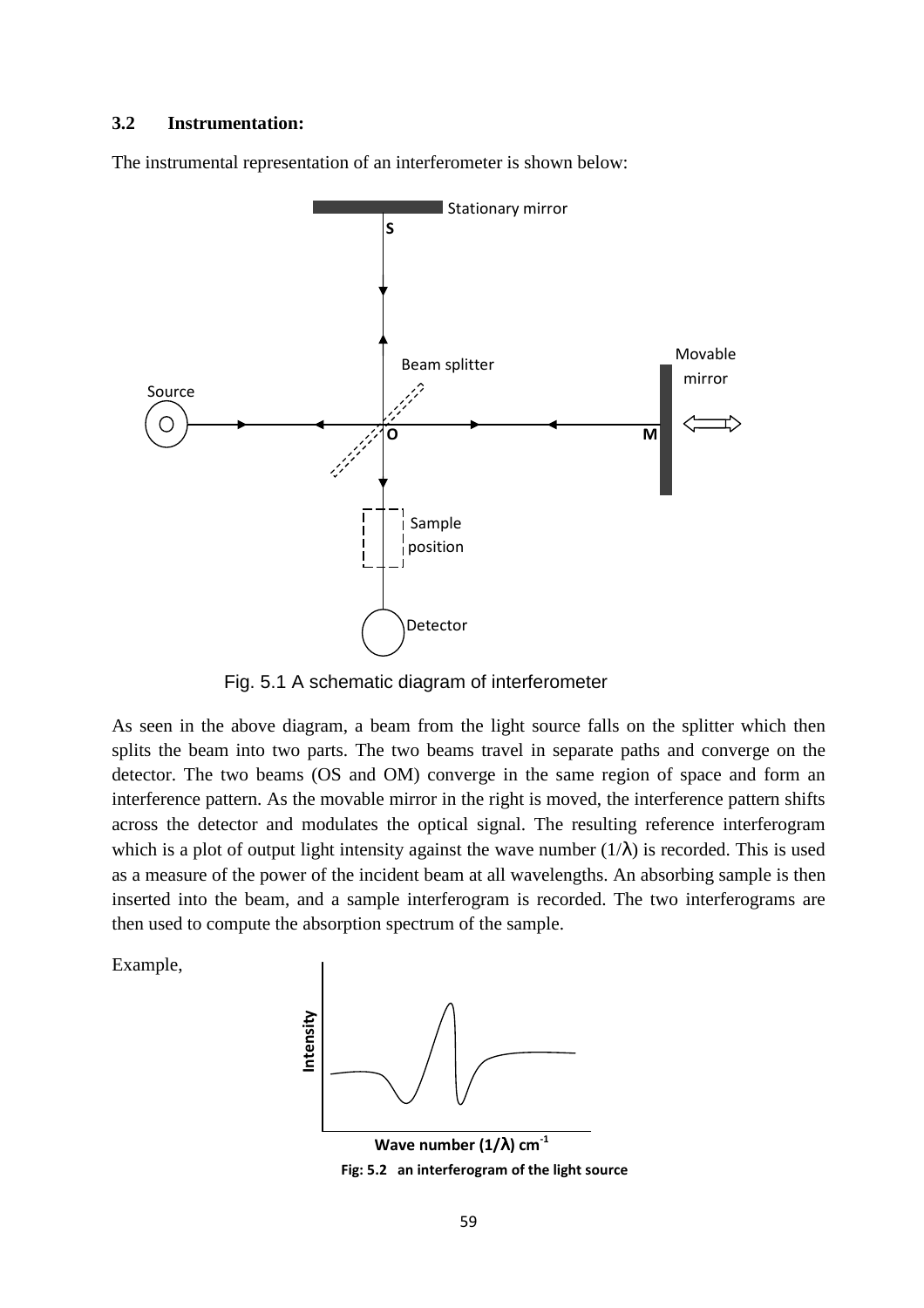### 3.2 Instrumentation:

The instrumental representation of an interferometer is shown below:

Fig. 5.1 A schematic diagram of interferometer

As seen in the above diagram, a beam from the light source falls on the splitter which then splits the beam into two parts. The two beams travel in separate paths and converge on the detector. The two beams (OS and OM) converge in the same region of space and form an interference pattern. As the movable mirror in the right is moved, the interference pattern shifts across the detector and modulates the optical signal. The resulting reference interferogram which is a plot of output light intensity against the wave number ($1/\lambda$) is recorded. This is used as a measure of the power of the incident beam at all wavelengths. An absorbing sample is then inserted into the beam, and a sample interferogram is recorded. The two interferograms are then used to compute the absorption spectrum of the sample.

Example,

**Fig: 5.2 an interferogram of the light source**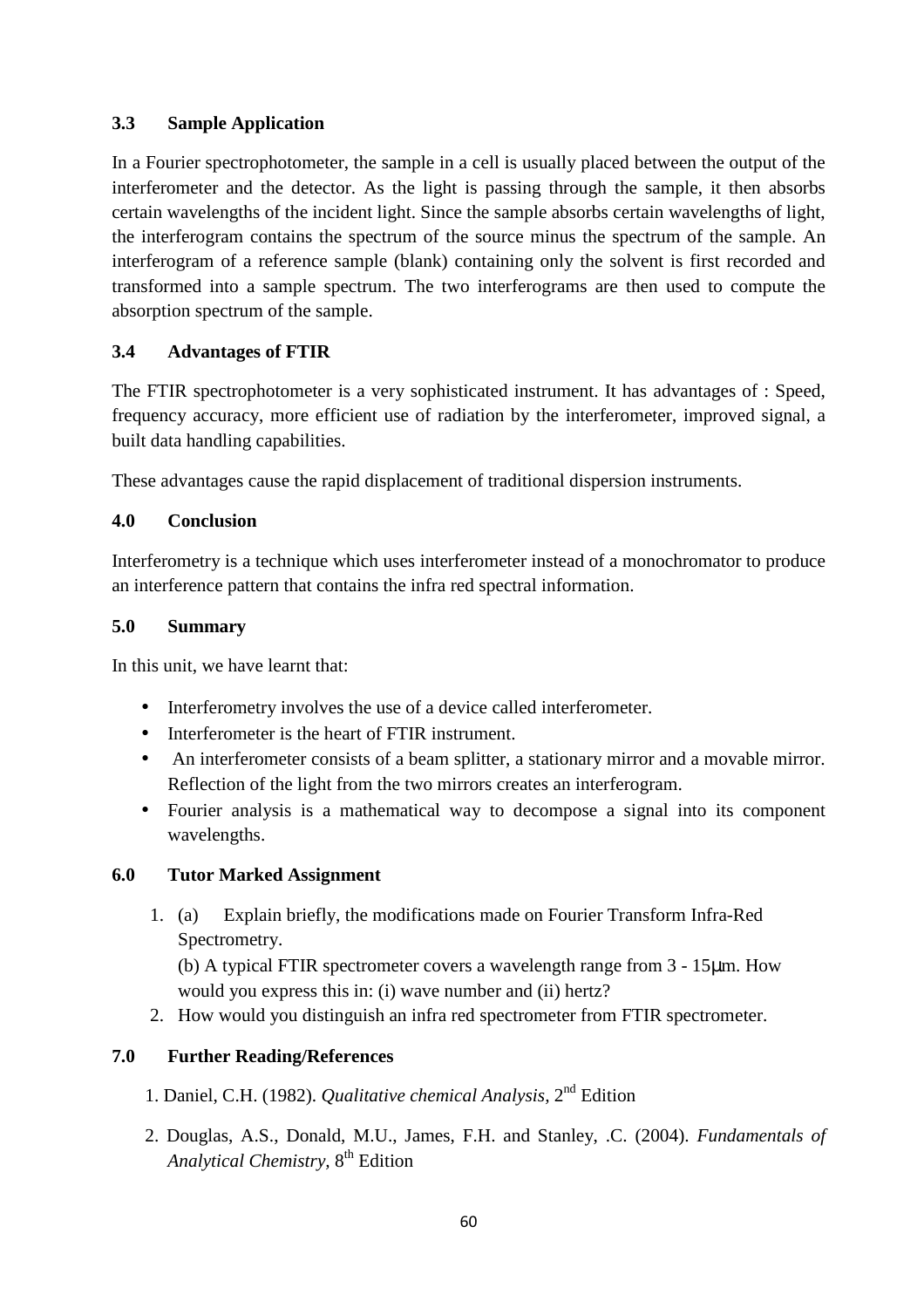### 3.3 Sample Application

In a Fourier spectrophotometer, the sample in a cell is usually placed between the output of the interferometer and the detector. As the light is passing through the sample, it then absorbs certain wavelengths of the incident light. Since the sample absorbs certain wavelengths of light, the interferogram contains the spectrum of the source minus the spectrum of the sample. An interferogram of a reference sample (blank) containing only the solvent is first recorded and transformed into a sample spectrum. The two interferograms are then used to compute the absorption spectrum of the sample.

### 3.4 Advantages of FTIR

The FTIR spectrophotometer is a very sophisticated instrument. It has advantages of : Speed, frequency accuracy, more efficient use of radiation by the interferometer, improved signal, a built data handling capabilities.

These advantages cause the rapid displacement of traditional dispersion instruments.

## 4.0 Conclusion

Interferometry is a technique which uses interferometer instead of a monochromator to produce an interference pattern that contains the infra red spectral information.

## 5.0 Summary

In this unit, we have learnt that:

- Interferometry involves the use of a device called interferometer.
- Interferometer is the heart of FTIR instrument.
- An interferometer consists of a beam splitter, a stationary mirror and a movable mirror. Reflection of the light from the two mirrors creates an interferogram.
- Fourier analysis is a mathematical way to decompose a signal into its component wavelengths.

## 6.0 Tutor Marked Assignment

1. (a) Explain briefly, the modifications made on Fourier Transform Infra-Red Spectrometry.
   (b) A typical FTIR spectrometer covers a wavelength range from 3 - 15μm. How would you express this in: (i) wave number and (ii) hertz?
2. How would you distinguish an infra red spectrometer from FTIR spectrometer.

## 7.0 Further Reading/References

1. Daniel, C.H. (1982). *Qualitative chemical Analysis,* 2nd Edition
2. Douglas, A.S., Donald, M.U., James, F.H. and Stanley, .C. (2004). *Fundamentals of Analytical Chemistry,* 8th Edition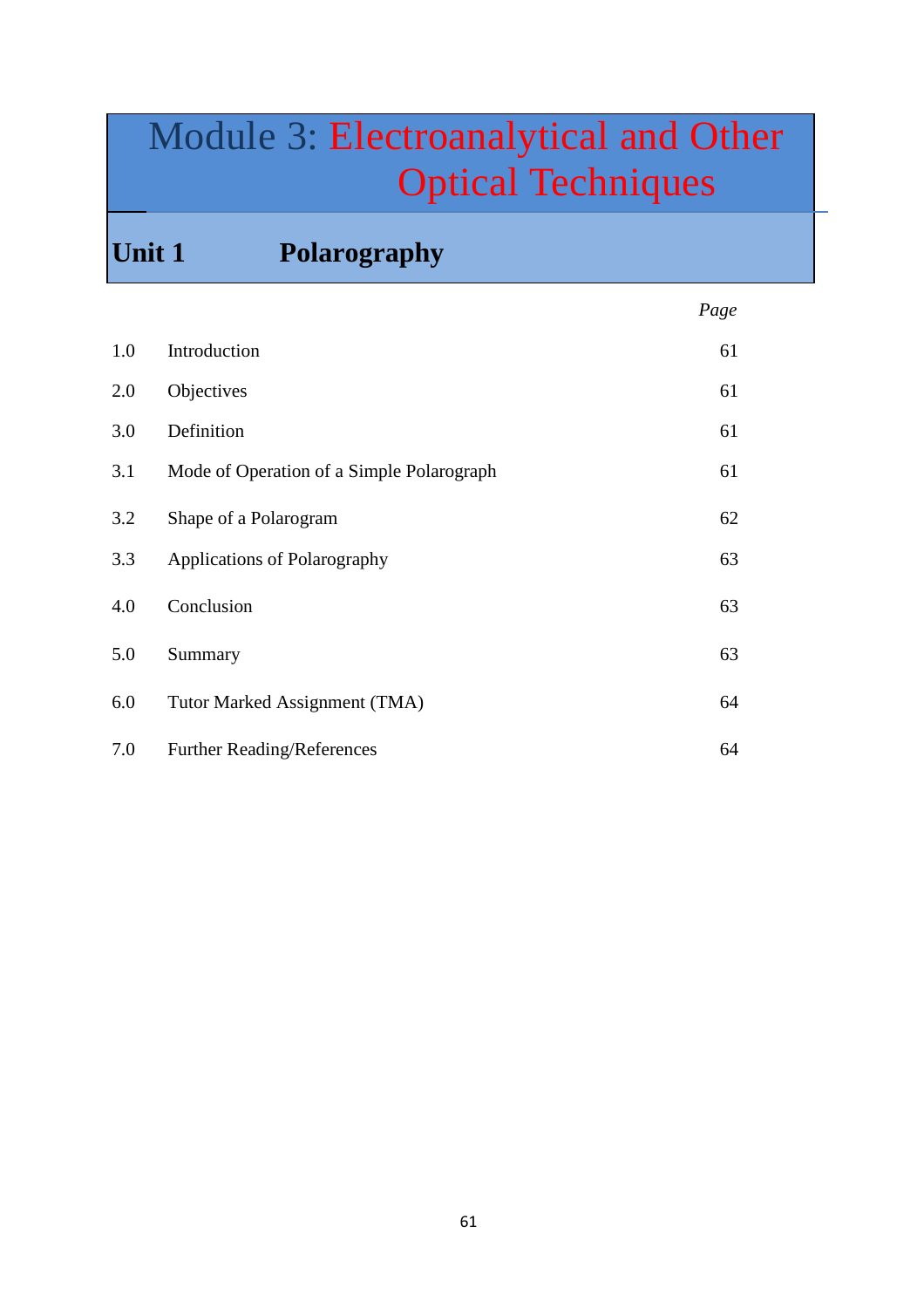# Module 3: Electroanalytical and Other Optical Techniques

## Unit 1 Polarography

| | | Page |
|---|---|---|
| 1.0 | Introduction | 61 |
| 2.0 | Objectives | 61 |
| 3.0 | Definition | 61 |
| 3.1 | Mode of Operation of a Simple Polarograph | 61 |
| 3.2 | Shape of a Polarogram | 62 |
| 3.3 | Applications of Polarography | 63 |
| 4.0 | Conclusion | 63 |
| 5.0 | Summary | 63 |
| 6.0 | Tutor Marked Assignment (TMA) | 64 |
| 7.0 | Further Reading/References | 64 |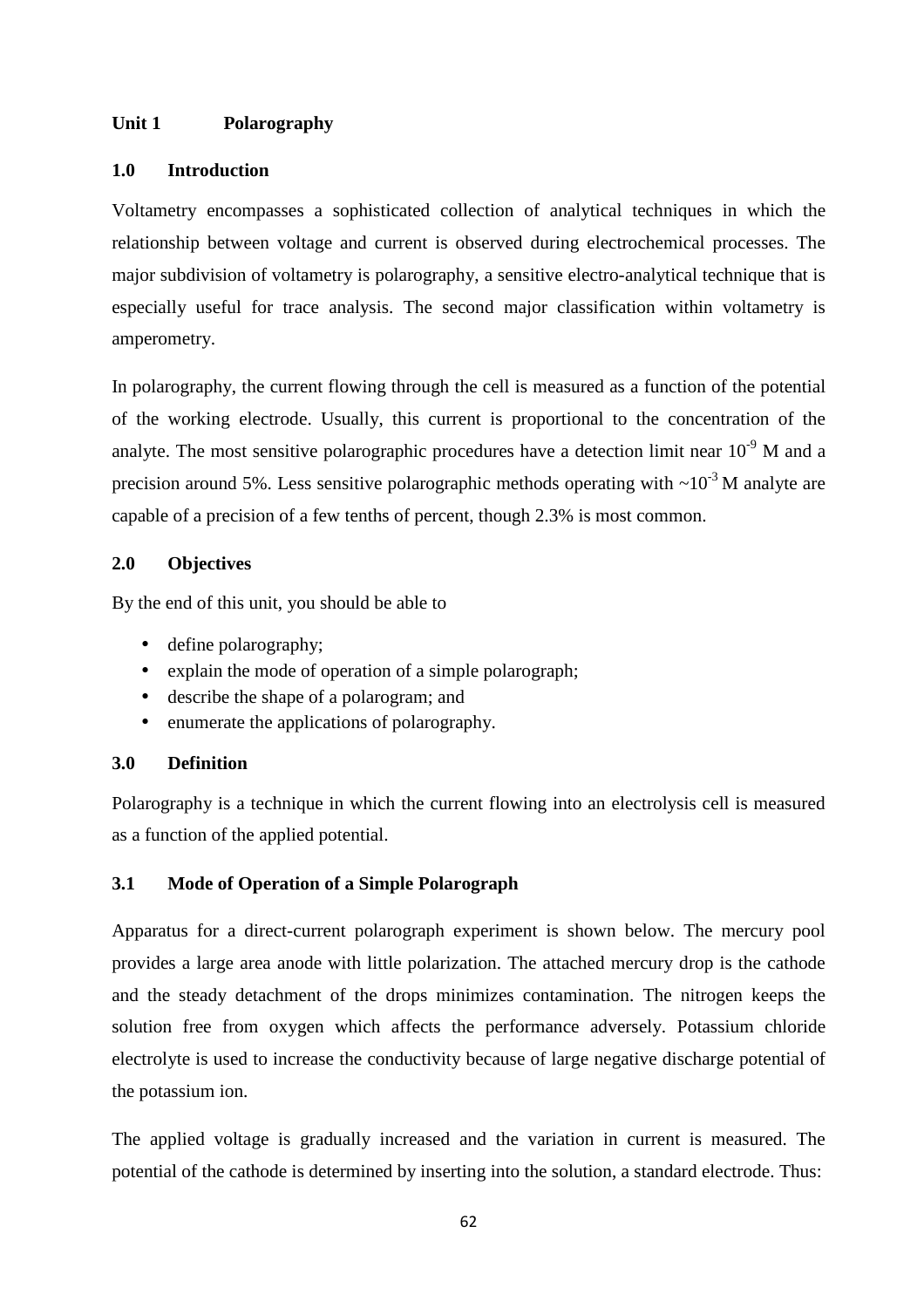## Unit 1 Polarography

### 1.0 Introduction

Voltametry encompasses a sophisticated collection of analytical techniques in which the relationship between voltage and current is observed during electrochemical processes. The major subdivision of voltametry is polarography, a sensitive electro-analytical technique that is especially useful for trace analysis. The second major classification within voltametry is amperometry.

In polarography, the current flowing through the cell is measured as a function of the potential of the working electrode. Usually, this current is proportional to the concentration of the analyte. The most sensitive polarographic procedures have a detection limit near $10^{-9}$ M and a precision around 5%. Less sensitive polarographic methods operating with ~$10^{-3}$ M analyte are capable of a precision of a few tenths of percent, though 2.3% is most common.

### 2.0 Objectives

By the end of this unit, you should be able to

- define polarography;
- explain the mode of operation of a simple polarograph;
- describe the shape of a polarogram; and
- enumerate the applications of polarography.

### 3.0 Definition

Polarography is a technique in which the current flowing into an electrolysis cell is measured as a function of the applied potential.

### 3.1 Mode of Operation of a Simple Polarograph

Apparatus for a direct-current polarograph experiment is shown below. The mercury pool provides a large area anode with little polarization. The attached mercury drop is the cathode and the steady detachment of the drops minimizes contamination. The nitrogen keeps the solution free from oxygen which affects the performance adversely. Potassium chloride electrolyte is used to increase the conductivity because of large negative discharge potential of the potassium ion.

The applied voltage is gradually increased and the variation in current is measured. The potential of the cathode is determined by inserting into the solution, a standard electrode. Thus: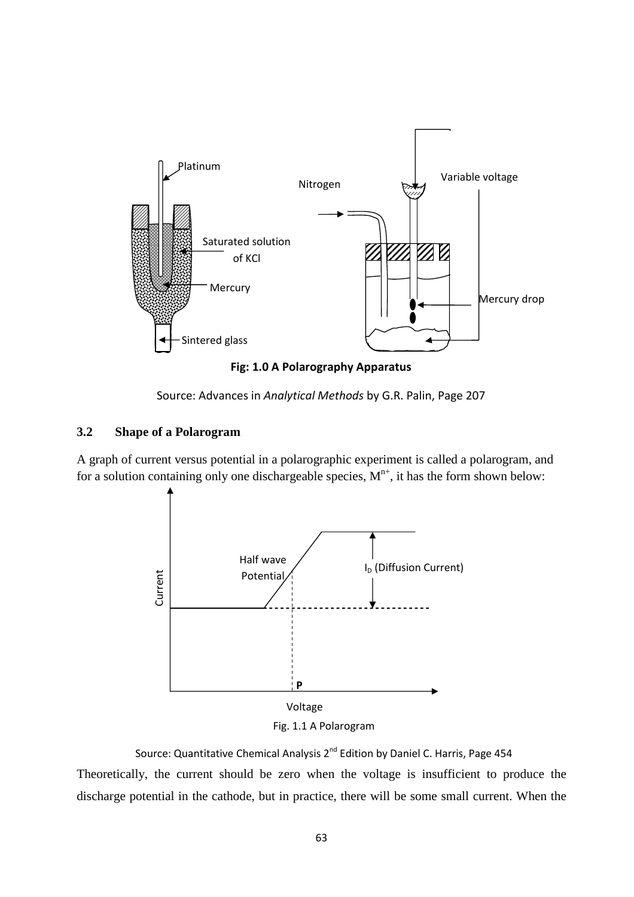**Fig: 1.0 A Polarography Apparatus**

Source: Advances in *Analytical Methods* by G.R. Palin, Page 207

### 3.2 Shape of a Polarogram

A graph of current versus potential in a polarographic experiment is called a polarogram, and for a solution containing only one dischargeable species, $M^{n+}$, it has the form shown below:

Fig. 1.1 A Polarogram

Source: Quantitative Chemical Analysis 2nd Edition by Daniel C. Harris, Page 454

Theoretically, the current should be zero when the voltage is insufficient to produce the discharge potential in the cathode, but in practice, there will be some small current. When the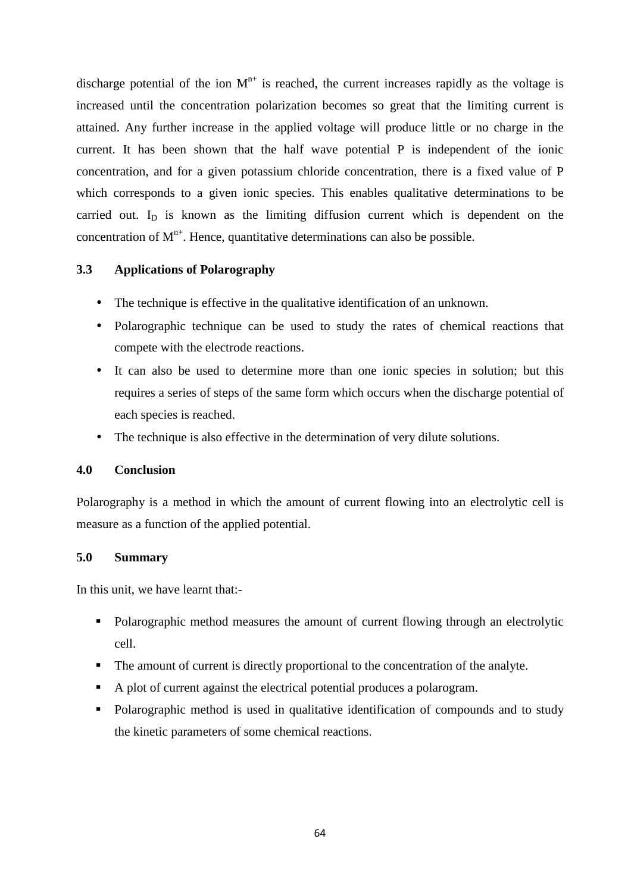discharge potential of the ion $M^{n+}$ is reached, the current increases rapidly as the voltage is increased until the concentration polarization becomes so great that the limiting current is attained. Any further increase in the applied voltage will produce little or no charge in the current. It has been shown that the half wave potential P is independent of the ionic concentration, and for a given potassium chloride concentration, there is a fixed value of P which corresponds to a given ionic species. This enables qualitative determinations to be carried out. $I_D$ is known as the limiting diffusion current which is dependent on the concentration of $M^{n+}$. Hence, quantitative determinations can also be possible.

### 3.3 Applications of Polarography

- The technique is effective in the qualitative identification of an unknown.
- Polarographic technique can be used to study the rates of chemical reactions that compete with the electrode reactions.
- It can also be used to determine more than one ionic species in solution; but this requires a series of steps of the same form which occurs when the discharge potential of each species is reached.
- The technique is also effective in the determination of very dilute solutions.

## 4.0 Conclusion

Polarography is a method in which the amount of current flowing into an electrolytic cell is measure as a function of the applied potential.

## 5.0 Summary

In this unit, we have learnt that:-

- Polarographic method measures the amount of current flowing through an electrolytic cell.
- The amount of current is directly proportional to the concentration of the analyte.
- A plot of current against the electrical potential produces a polarogram.
- Polarographic method is used in qualitative identification of compounds and to study the kinetic parameters of some chemical reactions.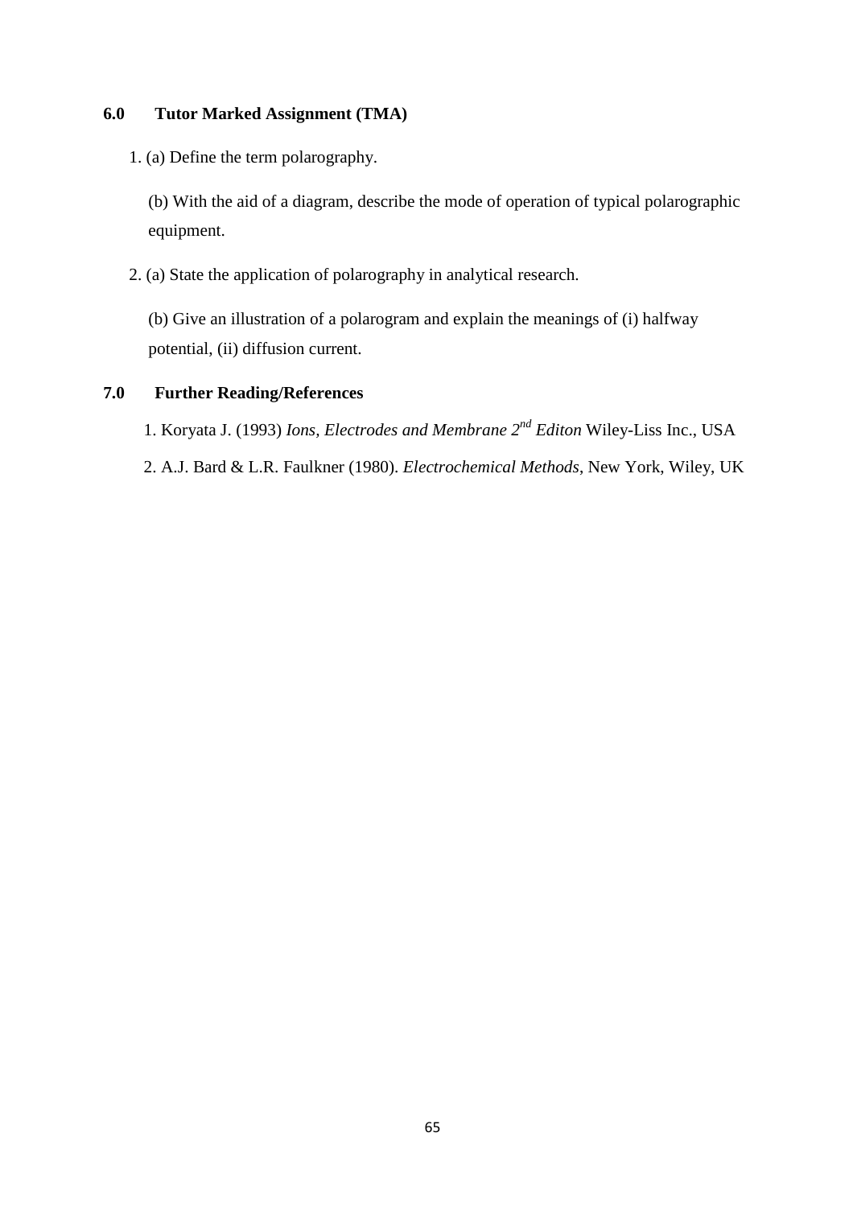## 6.0 Tutor Marked Assignment (TMA)

1. (a) Define the term polarography.

   (b) With the aid of a diagram, describe the mode of operation of typical polarographic equipment.

2. (a) State the application of polarography in analytical research.

   (b) Give an illustration of a polarogram and explain the meanings of (i) halfway potential, (ii) diffusion current.

## 7.0 Further Reading/References

1. Koryata J. (1993) *Ions, Electrodes and Membrane 2nd Editon* Wiley-Liss Inc., USA
2. A.J. Bard & L.R. Faulkner (1980). *Electrochemical Methods*, New York, Wiley, UK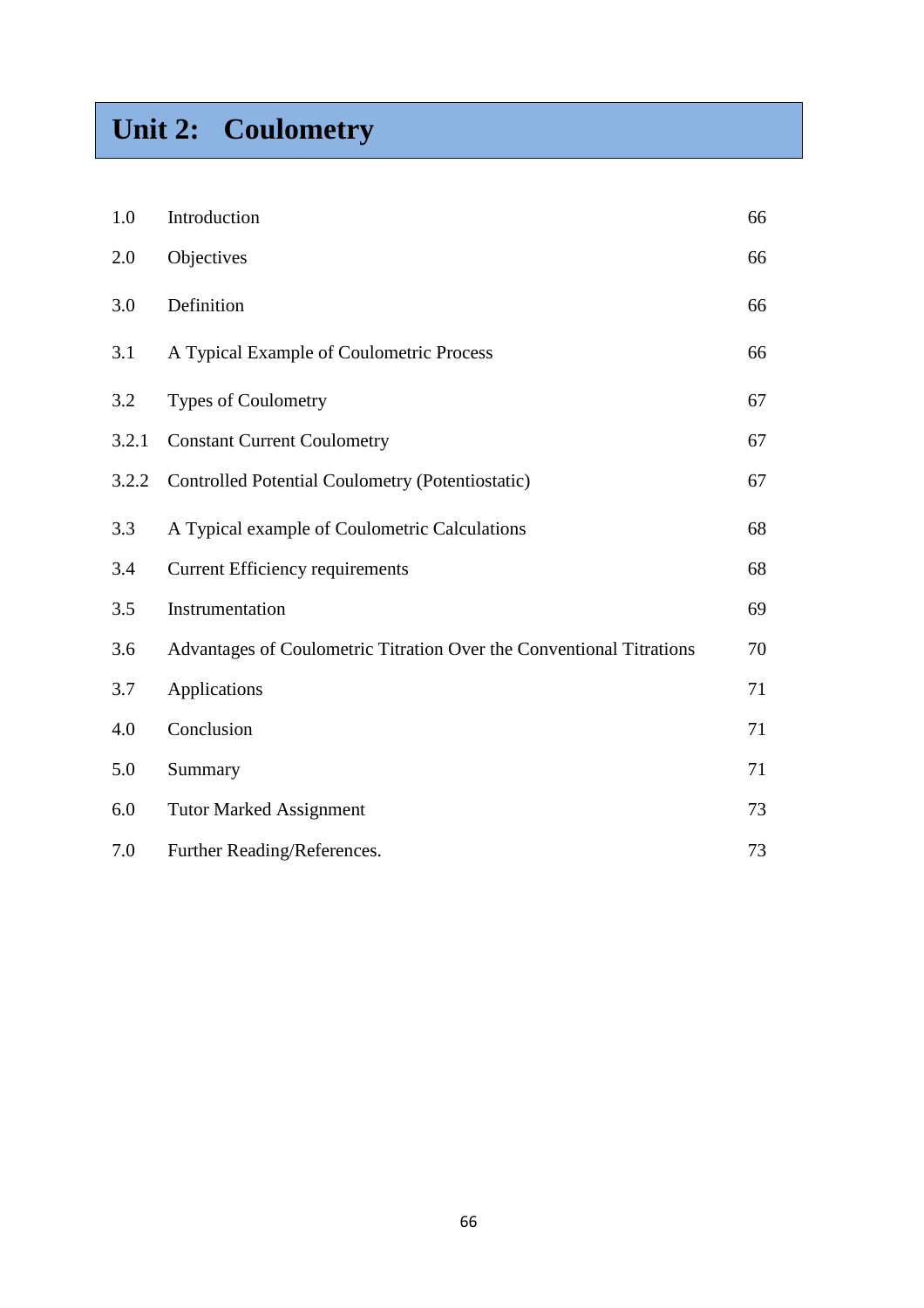# Unit 2: Coulometry

| | | |
|---|---|---|
| 1.0 | Introduction | 66 |
| 2.0 | Objectives | 66 |
| 3.0 | Definition | 66 |
| 3.1 | A Typical Example of Coulometric Process | 66 |
| 3.2 | Types of Coulometry | 67 |
| 3.2.1 | Constant Current Coulometry | 67 |
| 3.2.2 | Controlled Potential Coulometry (Potentiostatic) | 67 |
| 3.3 | A Typical example of Coulometric Calculations | 68 |
| 3.4 | Current Efficiency requirements | 68 |
| 3.5 | Instrumentation | 69 |
| 3.6 | Advantages of Coulometric Titration Over the Conventional Titrations | 70 |
| 3.7 | Applications | 71 |
| 4.0 | Conclusion | 71 |
| 5.0 | Summary | 71 |
| 6.0 | Tutor Marked Assignment | 73 |
| 7.0 | Further Reading/References. | 73 |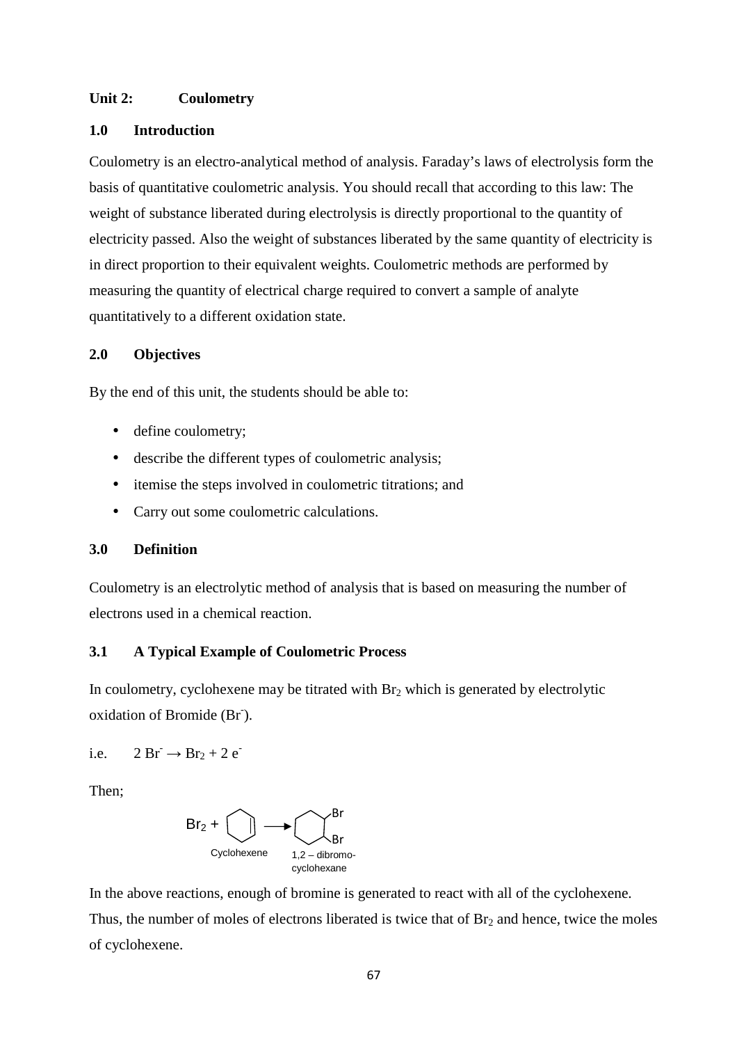**Unit 2: Coulometry**

## 1.0 Introduction

Coulometry is an electro-analytical method of analysis. Faraday's laws of electrolysis form the basis of quantitative coulometric analysis. You should recall that according to this law: The weight of substance liberated during electrolysis is directly proportional to the quantity of electricity passed. Also the weight of substances liberated by the same quantity of electricity is in direct proportion to their equivalent weights. Coulometric methods are performed by measuring the quantity of electrical charge required to convert a sample of analyte quantitatively to a different oxidation state.

## 2.0 Objectives

By the end of this unit, the students should be able to:

- define coulometry;
- describe the different types of coulometric analysis;
- itemise the steps involved in coulometric titrations; and
- Carry out some coulometric calculations.

## 3.0 Definition

Coulometry is an electrolytic method of analysis that is based on measuring the number of electrons used in a chemical reaction.

### 3.1 A Typical Example of Coulometric Process

In coulometry, cyclohexene may be titrated with $Br_2$ which is generated by electrolytic oxidation of Bromide ($Br^-$).

i.e. $2\,Br^- \rightarrow Br_2 + 2\,e^-$

Then;

$Br_2$ + Cyclohexene $\rightarrow$ 1,2 – dibromo-cyclohexane

In the above reactions, enough of bromine is generated to react with all of the cyclohexene. Thus, the number of moles of electrons liberated is twice that of $Br_2$ and hence, twice the moles of cyclohexene.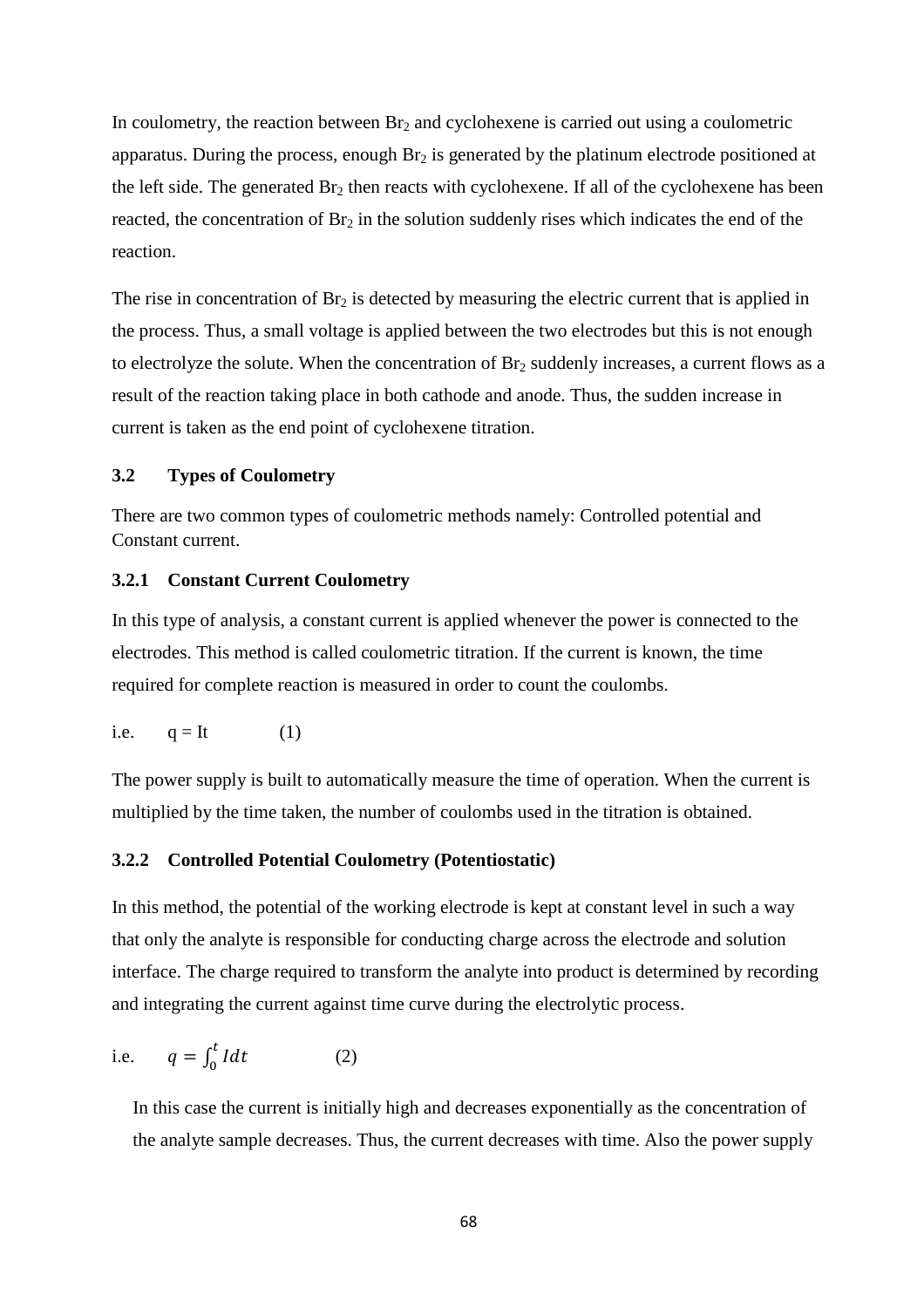In coulometry, the reaction between $Br_2$ and cyclohexene is carried out using a coulometric apparatus. During the process, enough $Br_2$ is generated by the platinum electrode positioned at the left side. The generated $Br_2$ then reacts with cyclohexene. If all of the cyclohexene has been reacted, the concentration of $Br_2$ in the solution suddenly rises which indicates the end of the reaction.

The rise in concentration of $Br_2$ is detected by measuring the electric current that is applied in the process. Thus, a small voltage is applied between the two electrodes but this is not enough to electrolyze the solute. When the concentration of $Br_2$ suddenly increases, a current flows as a result of the reaction taking place in both cathode and anode. Thus, the sudden increase in current is taken as the end point of cyclohexene titration.

### 3.2 Types of Coulometry

There are two common types of coulometric methods namely: Controlled potential and Constant current.

#### 3.2.1 Constant Current Coulometry

In this type of analysis, a constant current is applied whenever the power is connected to the electrodes. This method is called coulometric titration. If the current is known, the time required for complete reaction is measured in order to count the coulombs.

i.e. $q = It$ (1)

The power supply is built to automatically measure the time of operation. When the current is multiplied by the time taken, the number of coulombs used in the titration is obtained.

#### 3.2.2 Controlled Potential Coulometry (Potentiostatic)

In this method, the potential of the working electrode is kept at constant level in such a way that only the analyte is responsible for conducting charge across the electrode and solution interface. The charge required to transform the analyte into product is determined by recording and integrating the current against time curve during the electrolytic process.

i.e. $q = \int_0^t I dt$ (2)

In this case the current is initially high and decreases exponentially as the concentration of the analyte sample decreases. Thus, the current decreases with time. Also the power supply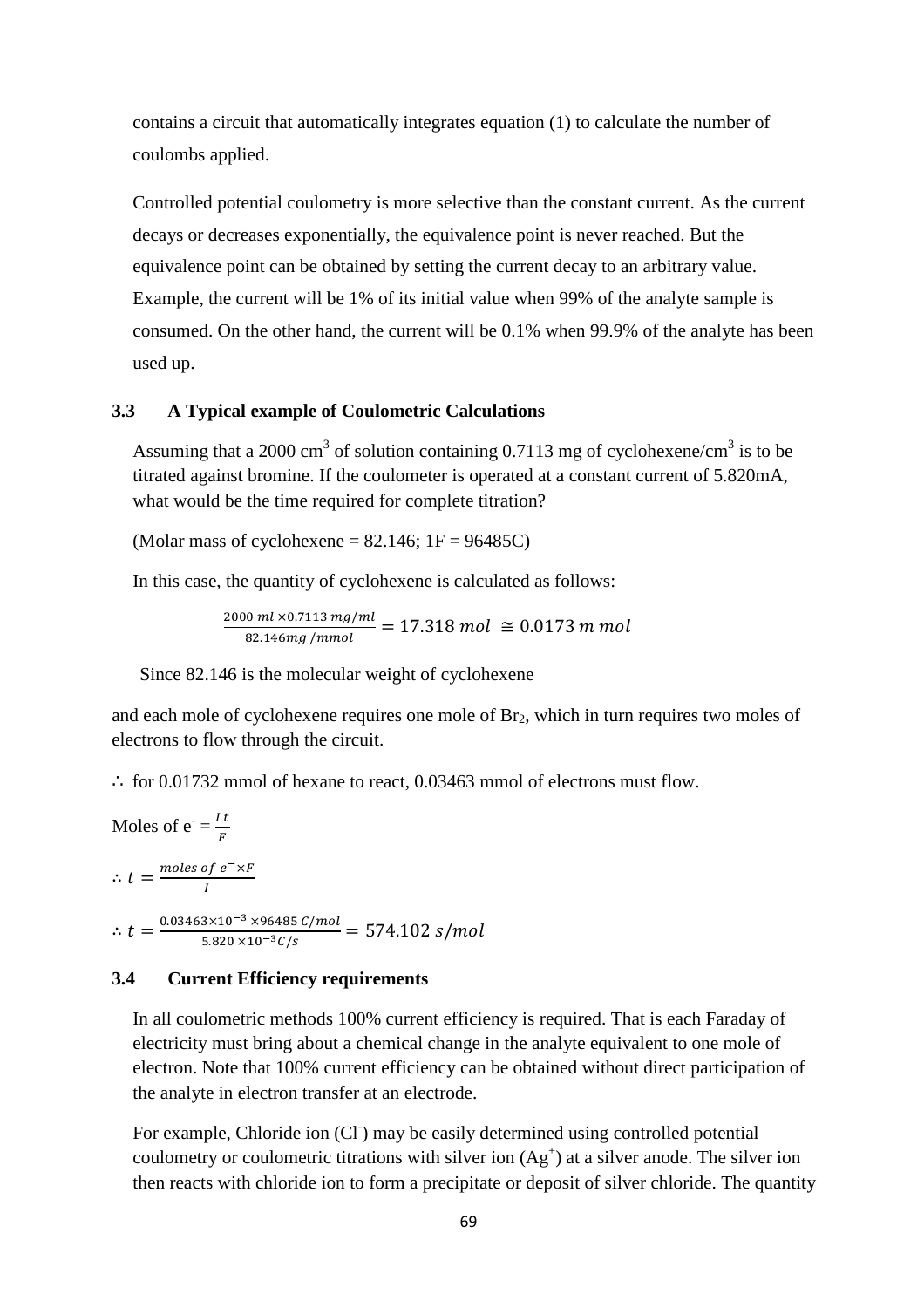contains a circuit that automatically integrates equation (1) to calculate the number of coulombs applied.

Controlled potential coulometry is more selective than the constant current. As the current decays or decreases exponentially, the equivalence point is never reached. But the equivalence point can be obtained by setting the current decay to an arbitrary value. Example, the current will be 1% of its initial value when 99% of the analyte sample is consumed. On the other hand, the current will be 0.1% when 99.9% of the analyte has been used up.

### 3.3 A Typical example of Coulometric Calculations

Assuming that a 2000 $cm^3$ of solution containing 0.7113 mg of cyclohexene/$cm^3$ is to be titrated against bromine. If the coulometer is operated at a constant current of 5.820mA, what would be the time required for complete titration?

(Molar mass of cyclohexene = 82.146; 1F = 96485C)

In this case, the quantity of cyclohexene is calculated as follows:

$$\frac{2000\ ml \times 0.7113\ mg/ml}{82.146 mg\ /mmol} = 17.318\ mol\ \cong 0.0173\ m\ mol$$

Since 82.146 is the molecular weight of cyclohexene

and each mole of cyclohexene requires one mole of $Br_2$, which in turn requires two moles of electrons to flow through the circuit.

$\therefore$ for 0.01732 mmol of hexane to react, 0.03463 mmol of electrons must flow.

Moles of $e^- = \frac{I\,t}{F}$

$\therefore t = \frac{moles\ of\ e^- \times F}{I}$

$\therefore t = \frac{0.03463 \times 10^{-3} \times 96485\ C/mol}{5.820 \times 10^{-3} C/s} = 574.102\ s/mol$

### 3.4 Current Efficiency requirements

In all coulometric methods 100% current efficiency is required. That is each Faraday of electricity must bring about a chemical change in the analyte equivalent to one mole of electron. Note that 100% current efficiency can be obtained without direct participation of the analyte in electron transfer at an electrode.

For example, Chloride ion ($Cl^-$) may be easily determined using controlled potential coulometry or coulometric titrations with silver ion ($Ag^+$) at a silver anode. The silver ion then reacts with chloride ion to form a precipitate or deposit of silver chloride. The quantity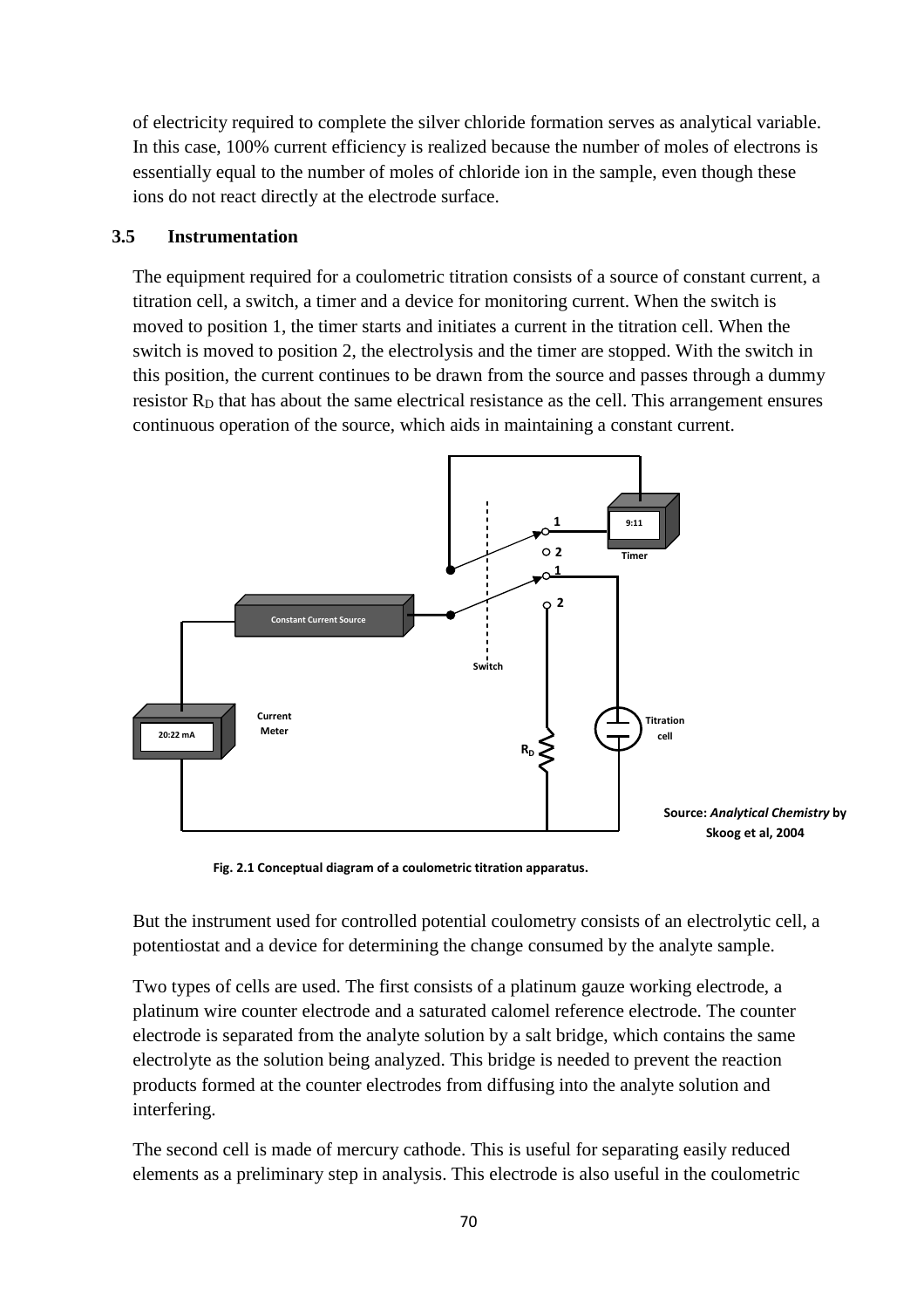of electricity required to complete the silver chloride formation serves as analytical variable. In this case, 100% current efficiency is realized because the number of moles of electrons is essentially equal to the number of moles of chloride ion in the sample, even though these ions do not react directly at the electrode surface.

### 3.5 Instrumentation

The equipment required for a coulometric titration consists of a source of constant current, a titration cell, a switch, a timer and a device for monitoring current. When the switch is moved to position 1, the timer starts and initiates a current in the titration cell. When the switch is moved to position 2, the electrolysis and the timer are stopped. With the switch in this position, the current continues to be drawn from the source and passes through a dummy resistor $R_D$ that has about the same electrical resistance as the cell. This arrangement ensures continuous operation of the source, which aids in maintaining a constant current.

Source: *Analytical Chemistry* by Skoog et al, 2004

**Fig. 2.1 Conceptual diagram of a coulometric titration apparatus.**

But the instrument used for controlled potential coulometry consists of an electrolytic cell, a potentiostat and a device for determining the change consumed by the analyte sample.

Two types of cells are used. The first consists of a platinum gauze working electrode, a platinum wire counter electrode and a saturated calomel reference electrode. The counter electrode is separated from the analyte solution by a salt bridge, which contains the same electrolyte as the solution being analyzed. This bridge is needed to prevent the reaction products formed at the counter electrodes from diffusing into the analyte solution and interfering.

The second cell is made of mercury cathode. This is useful for separating easily reduced elements as a preliminary step in analysis. This electrode is also useful in the coulometric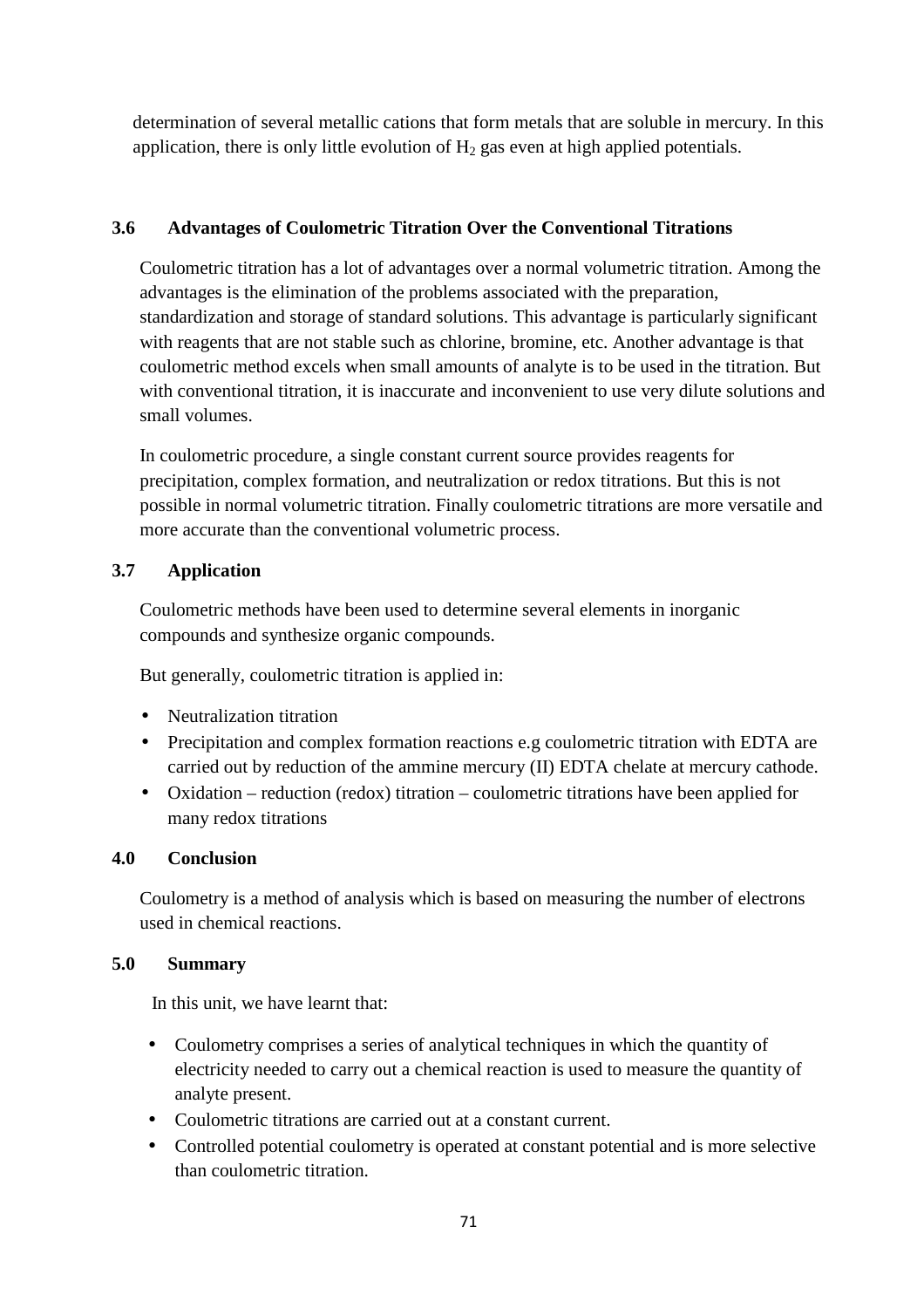determination of several metallic cations that form metals that are soluble in mercury. In this application, there is only little evolution of $H_2$ gas even at high applied potentials.

### 3.6 Advantages of Coulometric Titration Over the Conventional Titrations

Coulometric titration has a lot of advantages over a normal volumetric titration. Among the advantages is the elimination of the problems associated with the preparation, standardization and storage of standard solutions. This advantage is particularly significant with reagents that are not stable such as chlorine, bromine, etc. Another advantage is that coulometric method excels when small amounts of analyte is to be used in the titration. But with conventional titration, it is inaccurate and inconvenient to use very dilute solutions and small volumes.

In coulometric procedure, a single constant current source provides reagents for precipitation, complex formation, and neutralization or redox titrations. But this is not possible in normal volumetric titration. Finally coulometric titrations are more versatile and more accurate than the conventional volumetric process.

### 3.7 Application

Coulometric methods have been used to determine several elements in inorganic compounds and synthesize organic compounds.

But generally, coulometric titration is applied in:

- Neutralization titration
- Precipitation and complex formation reactions e.g coulometric titration with EDTA are carried out by reduction of the ammine mercury (II) EDTA chelate at mercury cathode.
- Oxidation – reduction (redox) titration – coulometric titrations have been applied for many redox titrations

## 4.0 Conclusion

Coulometry is a method of analysis which is based on measuring the number of electrons used in chemical reactions.

## 5.0 Summary

In this unit, we have learnt that:

- Coulometry comprises a series of analytical techniques in which the quantity of electricity needed to carry out a chemical reaction is used to measure the quantity of analyte present.
- Coulometric titrations are carried out at a constant current.
- Controlled potential coulometry is operated at constant potential and is more selective than coulometric titration.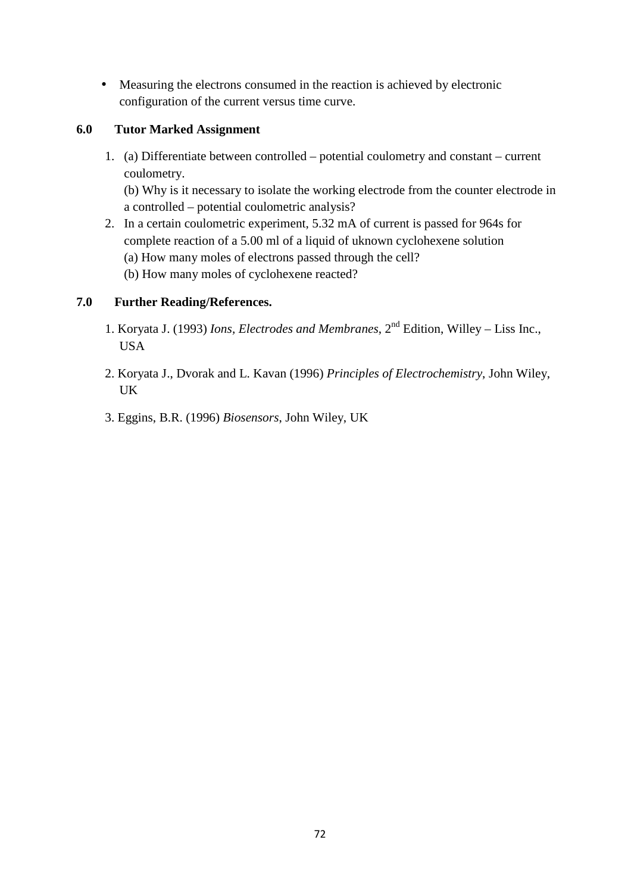- Measuring the electrons consumed in the reaction is achieved by electronic configuration of the current versus time curve.

## 6.0 Tutor Marked Assignment

1. (a) Differentiate between controlled – potential coulometry and constant – current coulometry.
   (b) Why is it necessary to isolate the working electrode from the counter electrode in a controlled – potential coulometric analysis?
2. In a certain coulometric experiment, 5.32 mA of current is passed for 964s for complete reaction of a 5.00 ml of a liquid of uknown cyclohexene solution
   (a) How many moles of electrons passed through the cell?
   (b) How many moles of cyclohexene reacted?

## 7.0 Further Reading/References.

1. Koryata J. (1993) *Ions, Electrodes and Membranes*, 2nd Edition, Willey – Liss Inc., USA

2. Koryata J., Dvorak and L. Kavan (1996) *Principles of Electrochemistry*, John Wiley, UK

3. Eggins, B.R. (1996) *Biosensors*, John Wiley, UK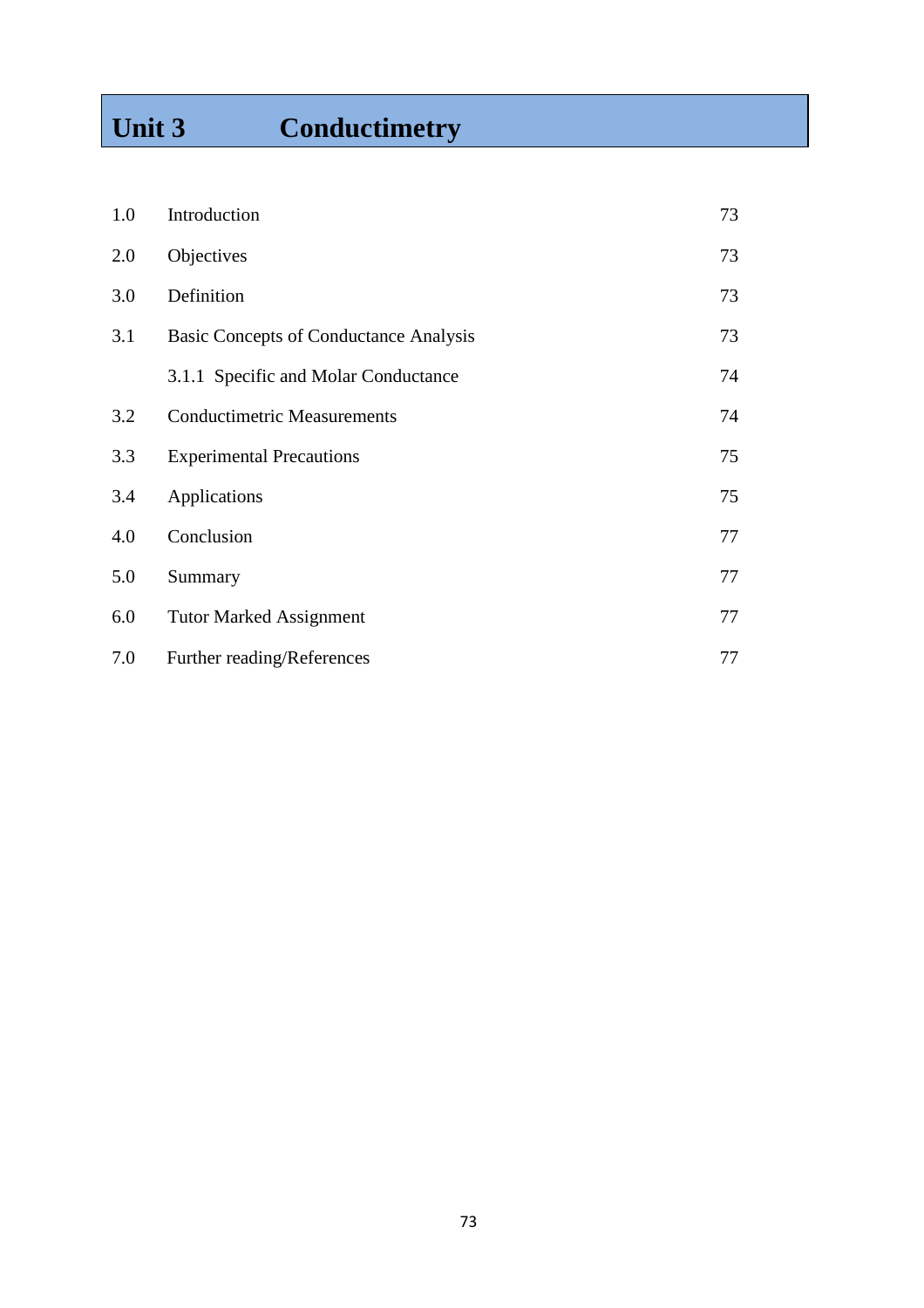# Unit 3 Conductimetry

| | | |
|---|---|---|
| 1.0 | Introduction | 73 |
| 2.0 | Objectives | 73 |
| 3.0 | Definition | 73 |
| 3.1 | Basic Concepts of Conductance Analysis | 73 |
| | 3.1.1 Specific and Molar Conductance | 74 |
| 3.2 | Conductimetric Measurements | 74 |
| 3.3 | Experimental Precautions | 75 |
| 3.4 | Applications | 75 |
| 4.0 | Conclusion | 77 |
| 5.0 | Summary | 77 |
| 6.0 | Tutor Marked Assignment | 77 |
| 7.0 | Further reading/References | 77 |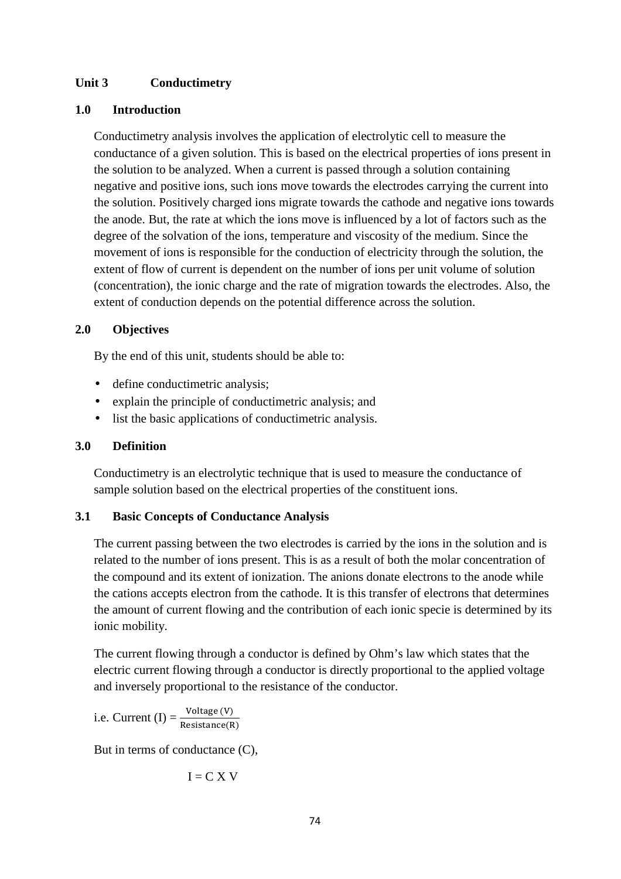**Unit 3 Conductimetry**

## 1.0 Introduction

Conductimetry analysis involves the application of electrolytic cell to measure the conductance of a given solution. This is based on the electrical properties of ions present in the solution to be analyzed. When a current is passed through a solution containing negative and positive ions, such ions move towards the electrodes carrying the current into the solution. Positively charged ions migrate towards the cathode and negative ions towards the anode. But, the rate at which the ions move is influenced by a lot of factors such as the degree of the solvation of the ions, temperature and viscosity of the medium. Since the movement of ions is responsible for the conduction of electricity through the solution, the extent of flow of current is dependent on the number of ions per unit volume of solution (concentration), the ionic charge and the rate of migration towards the electrodes. Also, the extent of conduction depends on the potential difference across the solution.

## 2.0 Objectives

By the end of this unit, students should be able to:

- define conductimetric analysis;
- explain the principle of conductimetric analysis; and
- list the basic applications of conductimetric analysis.

## 3.0 Definition

Conductimetry is an electrolytic technique that is used to measure the conductance of sample solution based on the electrical properties of the constituent ions.

### 3.1 Basic Concepts of Conductance Analysis

The current passing between the two electrodes is carried by the ions in the solution and is related to the number of ions present. This is as a result of both the molar concentration of the compound and its extent of ionization. The anions donate electrons to the anode while the cations accepts electron from the cathode. It is this transfer of electrons that determines the amount of current flowing and the contribution of each ionic specie is determined by its ionic mobility.

The current flowing through a conductor is defined by Ohm's law which states that the electric current flowing through a conductor is directly proportional to the applied voltage and inversely proportional to the resistance of the conductor.

i.e. Current (I) = $\frac{\text{Voltage (V)}}{\text{Resistance(R)}}$

But in terms of conductance (C),

$$I = C \times V$$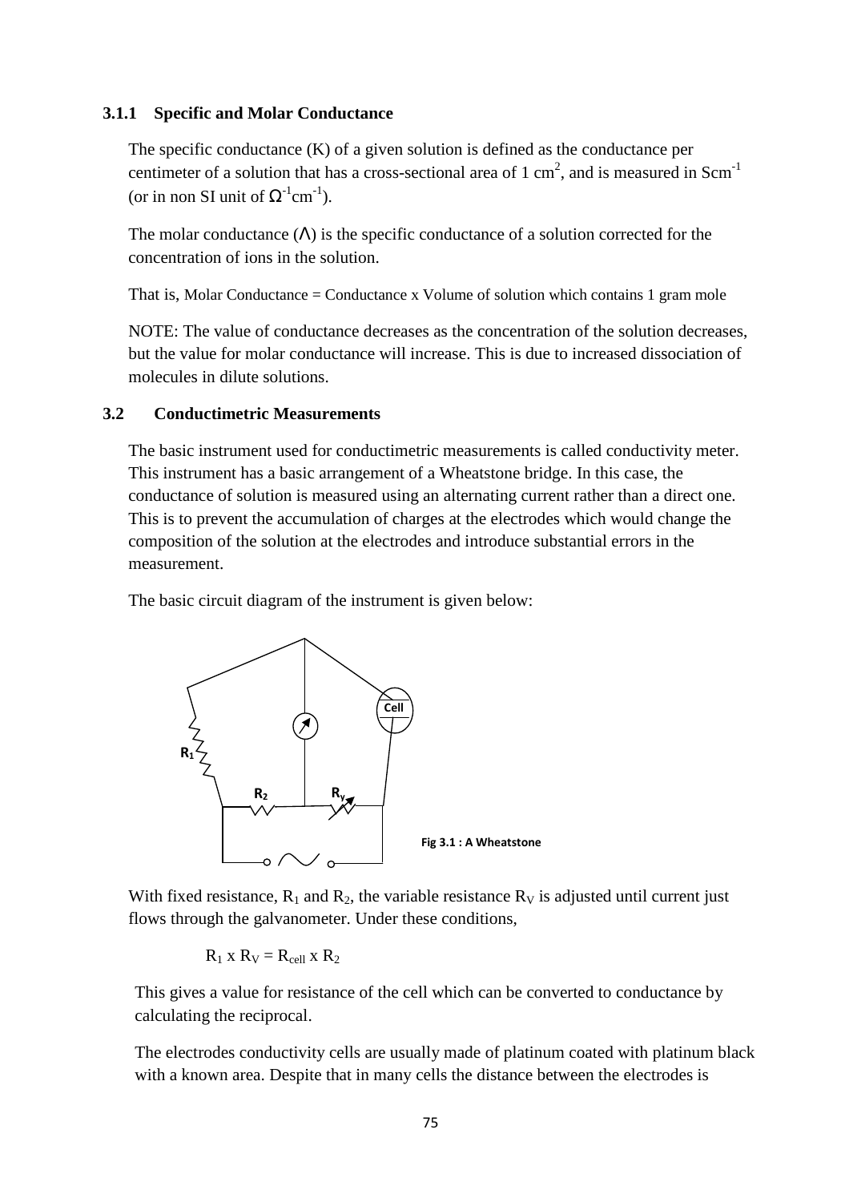### 3.1.1 Specific and Molar Conductance

The specific conductance (K) of a given solution is defined as the conductance per centimeter of a solution that has a cross-sectional area of 1 $cm^2$, and is measured in $Scm^{-1}$ (or in non SI unit of $\Omega^{-1}cm^{-1}$).

The molar conductance ($\Lambda$) is the specific conductance of a solution corrected for the concentration of ions in the solution.

That is, Molar Conductance = Conductance x Volume of solution which contains 1 gram mole

NOTE: The value of conductance decreases as the concentration of the solution decreases, but the value for molar conductance will increase. This is due to increased dissociation of molecules in dilute solutions.

## 3.2 Conductimetric Measurements

The basic instrument used for conductimetric measurements is called conductivity meter. This instrument has a basic arrangement of a Wheatstone bridge. In this case, the conductance of solution is measured using an alternating current rather than a direct one. This is to prevent the accumulation of charges at the electrodes which would change the composition of the solution at the electrodes and introduce substantial errors in the measurement.

The basic circuit diagram of the instrument is given below:

Fig 3.1 : A Wheatstone

With fixed resistance, $R_1$ and $R_2$, the variable resistance $R_V$ is adjusted until current just flows through the galvanometer. Under these conditions,

$$R_1 \times R_V = R_{cell} \times R_2$$

This gives a value for resistance of the cell which can be converted to conductance by calculating the reciprocal.

The electrodes conductivity cells are usually made of platinum coated with platinum black with a known area. Despite that in many cells the distance between the electrodes is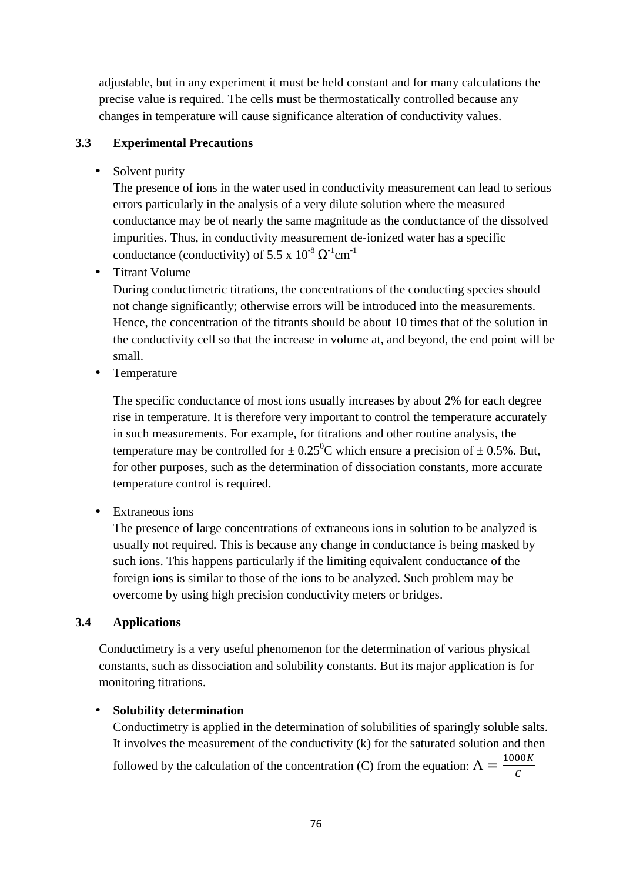adjustable, but in any experiment it must be held constant and for many calculations the precise value is required. The cells must be thermostatically controlled because any changes in temperature will cause significance alteration of conductivity values.

### 3.3 Experimental Precautions

- Solvent purity
  The presence of ions in the water used in conductivity measurement can lead to serious errors particularly in the analysis of a very dilute solution where the measured conductance may be of nearly the same magnitude as the conductance of the dissolved impurities. Thus, in conductivity measurement de-ionized water has a specific conductance (conductivity) of $5.5 \times 10^{-8}\ \Omega^{-1}cm^{-1}$
- Titrant Volume
  During conductimetric titrations, the concentrations of the conducting species should not change significantly; otherwise errors will be introduced into the measurements. Hence, the concentration of the titrants should be about 10 times that of the solution in the conductivity cell so that the increase in volume at, and beyond, the end point will be small.
- Temperature

  The specific conductance of most ions usually increases by about 2% for each degree rise in temperature. It is therefore very important to control the temperature accurately in such measurements. For example, for titrations and other routine analysis, the temperature may be controlled for $\pm 0.25^0$C which ensure a precision of $\pm$ 0.5%. But, for other purposes, such as the determination of dissociation constants, more accurate temperature control is required.

- Extraneous ions
  The presence of large concentrations of extraneous ions in solution to be analyzed is usually not required. This is because any change in conductance is being masked by such ions. This happens particularly if the limiting equivalent conductance of the foreign ions is similar to those of the ions to be analyzed. Such problem may be overcome by using high precision conductivity meters or bridges.

### 3.4 Applications

Conductimetry is a very useful phenomenon for the determination of various physical constants, such as dissociation and solubility constants. But its major application is for monitoring titrations.

- **Solubility determination**
  Conductimetry is applied in the determination of solubilities of sparingly soluble salts. It involves the measurement of the conductivity (k) for the saturated solution and then followed by the calculation of the concentration (C) from the equation: $\Lambda = \frac{1000K}{C}$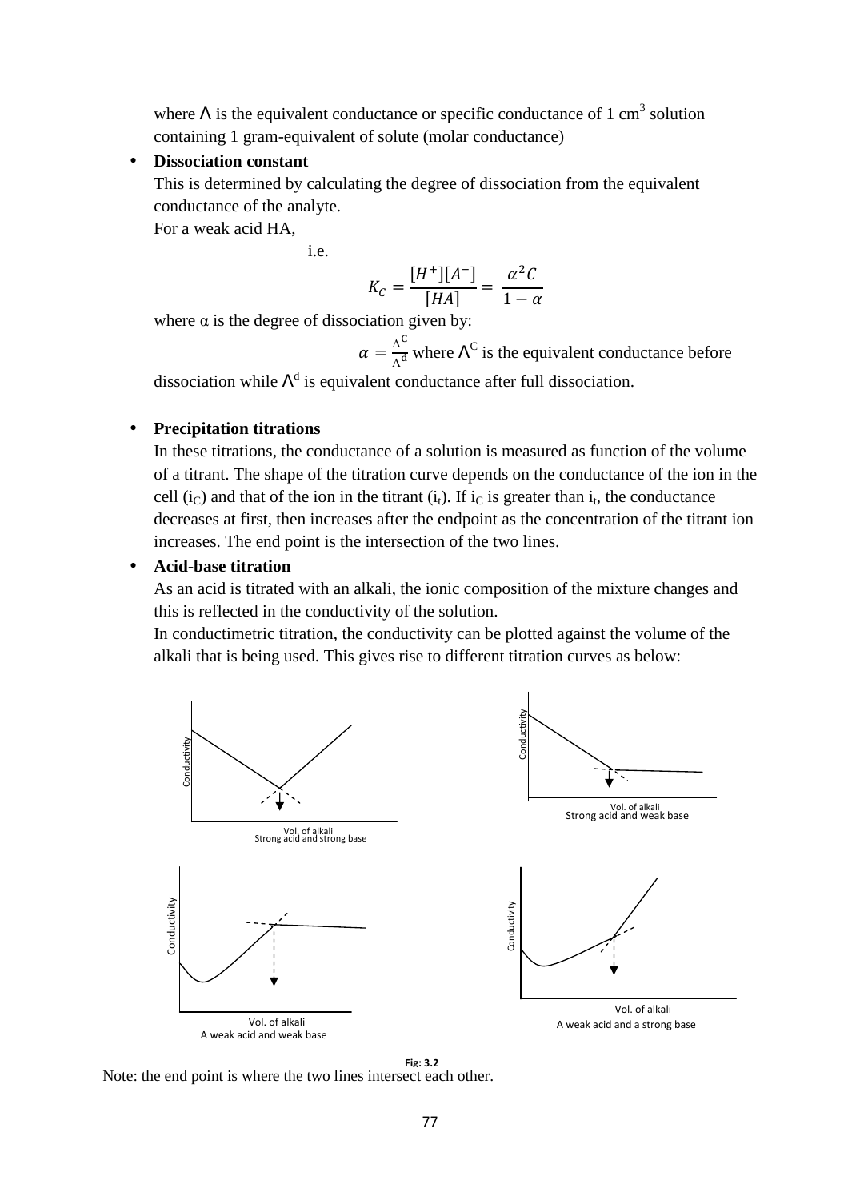where $\Lambda$ is the equivalent conductance or specific conductance of 1 $cm^3$ solution containing 1 gram-equivalent of solute (molar conductance)

- **Dissociation constant**

  This is determined by calculating the degree of dissociation from the equivalent conductance of the analyte.

  For a weak acid HA,

  i.e.

$$K_C = \frac{[H^+][A^-]}{[HA]} = \frac{\alpha^2 C}{1-\alpha}$$

  where α is the degree of dissociation given by:

  $\alpha = \frac{\Lambda^C}{\Lambda^d}$ where $\Lambda^C$ is the equivalent conductance before dissociation while $\Lambda^d$ is equivalent conductance after full dissociation.

- **Precipitation titrations**

  In these titrations, the conductance of a solution is measured as function of the volume of a titrant. The shape of the titration curve depends on the conductance of the ion in the cell ($i_C$) and that of the ion in the titrant ($i_t$). If $i_C$ is greater than $i_t$, the conductance decreases at first, then increases after the endpoint as the concentration of the titrant ion increases. The end point is the intersection of the two lines.

- **Acid-base titration**

  As an acid is titrated with an alkali, the ionic composition of the mixture changes and this is reflected in the conductivity of the solution.

  In conductimetric titration, the conductivity can be plotted against the volume of the alkali that is being used. This gives rise to different titration curves as below:

Conductivity — Vol. of alkali — Strong acid and strong base

Conductivity — Vol. of alkali — Strong acid and weak base

Conductivity — Vol. of alkali — A weak acid and weak base

Conductivity — Vol. of alkali — A weak acid and a strong base

Fig: 3.2

Note: the end point is where the two lines intersect each other.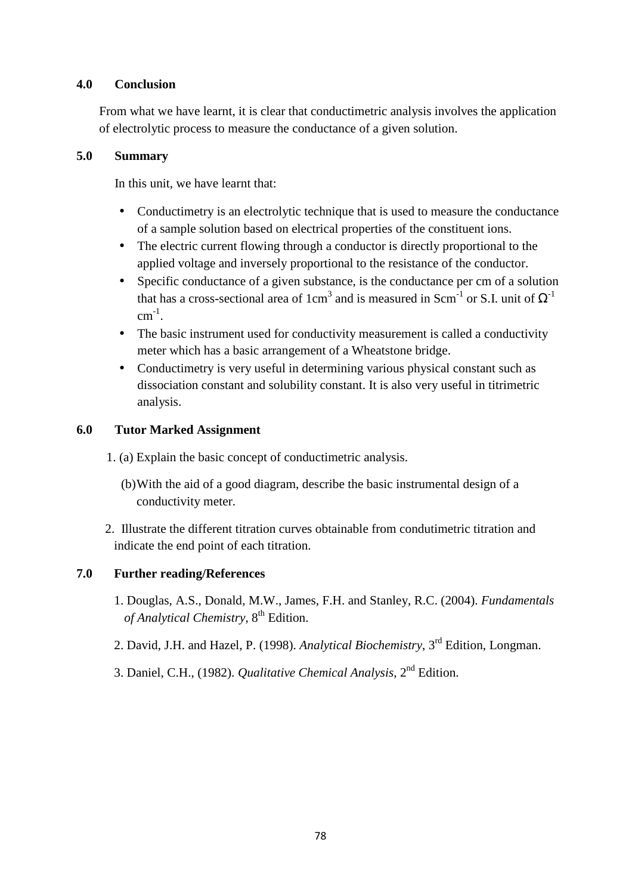## 4.0 Conclusion

From what we have learnt, it is clear that conductimetric analysis involves the application of electrolytic process to measure the conductance of a given solution.

## 5.0 Summary

In this unit, we have learnt that:

- Conductimetry is an electrolytic technique that is used to measure the conductance of a sample solution based on electrical properties of the constituent ions.
- The electric current flowing through a conductor is directly proportional to the applied voltage and inversely proportional to the resistance of the conductor.
- Specific conductance of a given substance, is the conductance per cm of a solution that has a cross-sectional area of $1cm^3$ and is measured in $Scm^{-1}$ or S.I. unit of $\Omega^{-1}$ $cm^{-1}$.
- The basic instrument used for conductivity measurement is called a conductivity meter which has a basic arrangement of a Wheatstone bridge.
- Conductimetry is very useful in determining various physical constant such as dissociation constant and solubility constant. It is also very useful in titrimetric analysis.

## 6.0 Tutor Marked Assignment

1. (a) Explain the basic concept of conductimetric analysis.

   (b) With the aid of a good diagram, describe the basic instrumental design of a conductivity meter.

2. Illustrate the different titration curves obtainable from condutimetric titration and indicate the end point of each titration.

## 7.0 Further reading/References

1. Douglas, A.S., Donald, M.W., James, F.H. and Stanley, R.C. (2004). *Fundamentals of Analytical Chemistry*, 8th Edition.
2. David, J.H. and Hazel, P. (1998). *Analytical Biochemistry*, 3rd Edition, Longman.
3. Daniel, C.H., (1982). *Qualitative Chemical Analysis*, 2nd Edition.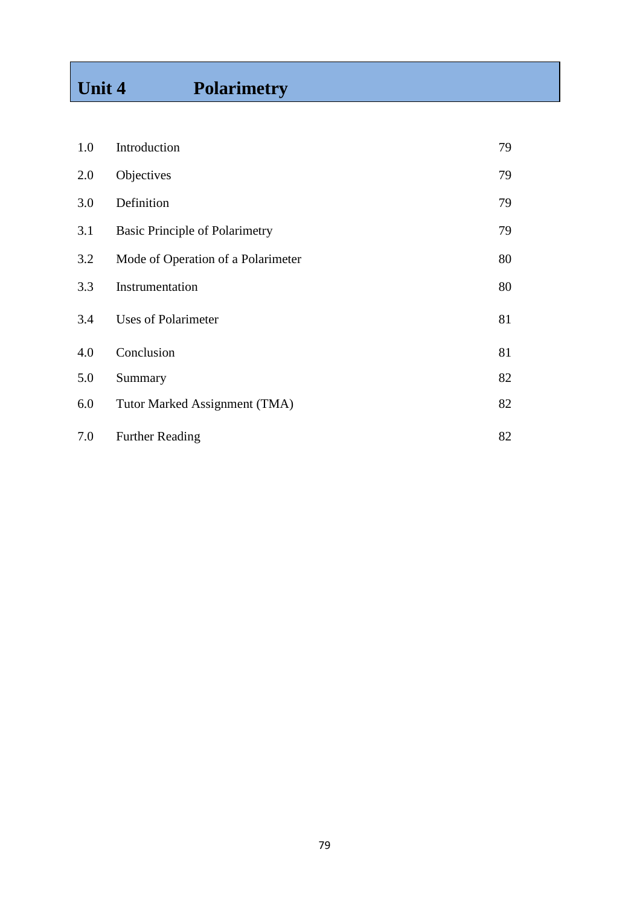# Unit 4 Polarimetry

| | | |
|---|---|---|
| 1.0 | Introduction | 79 |
| 2.0 | Objectives | 79 |
| 3.0 | Definition | 79 |
| 3.1 | Basic Principle of Polarimetry | 79 |
| 3.2 | Mode of Operation of a Polarimeter | 80 |
| 3.3 | Instrumentation | 80 |
| 3.4 | Uses of Polarimeter | 81 |
| 4.0 | Conclusion | 81 |
| 5.0 | Summary | 82 |
| 6.0 | Tutor Marked Assignment (TMA) | 82 |
| 7.0 | Further Reading | 82 |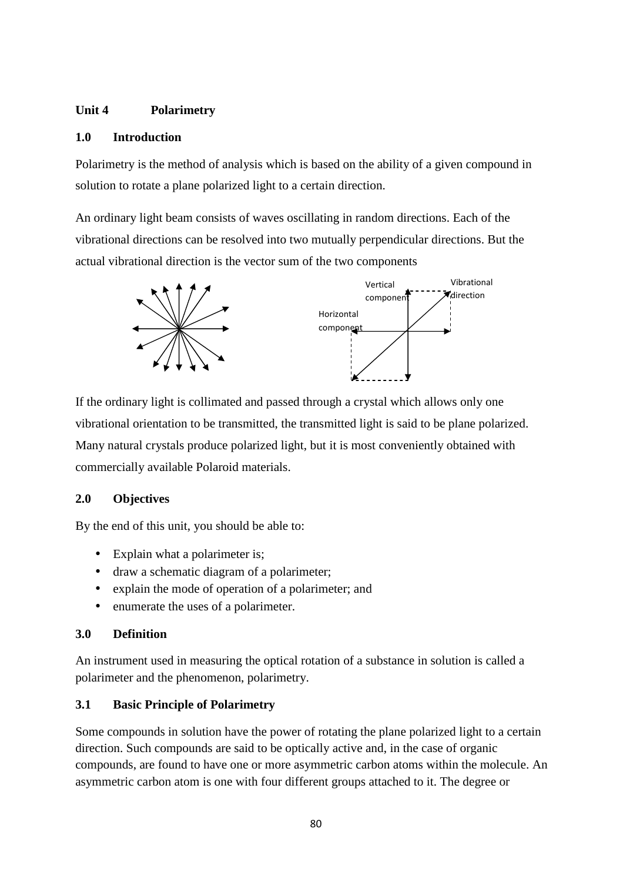**Unit 4 Polarimetry**

**1.0 Introduction**

Polarimetry is the method of analysis which is based on the ability of a given compound in solution to rotate a plane polarized light to a certain direction.

An ordinary light beam consists of waves oscillating in random directions. Each of the vibrational directions can be resolved into two mutually perpendicular directions. But the actual vibrational direction is the vector sum of the two components

If the ordinary light is collimated and passed through a crystal which allows only one vibrational orientation to be transmitted, the transmitted light is said to be plane polarized. Many natural crystals produce polarized light, but it is most conveniently obtained with commercially available Polaroid materials.

**2.0 Objectives**

By the end of this unit, you should be able to:

- Explain what a polarimeter is;
- draw a schematic diagram of a polarimeter;
- explain the mode of operation of a polarimeter; and
- enumerate the uses of a polarimeter.

**3.0 Definition**

An instrument used in measuring the optical rotation of a substance in solution is called a polarimeter and the phenomenon, polarimetry.

**3.1 Basic Principle of Polarimetry**

Some compounds in solution have the power of rotating the plane polarized light to a certain direction. Such compounds are said to be optically active and, in the case of organic compounds, are found to have one or more asymmetric carbon atoms within the molecule. An asymmetric carbon atom is one with four different groups attached to it. The degree or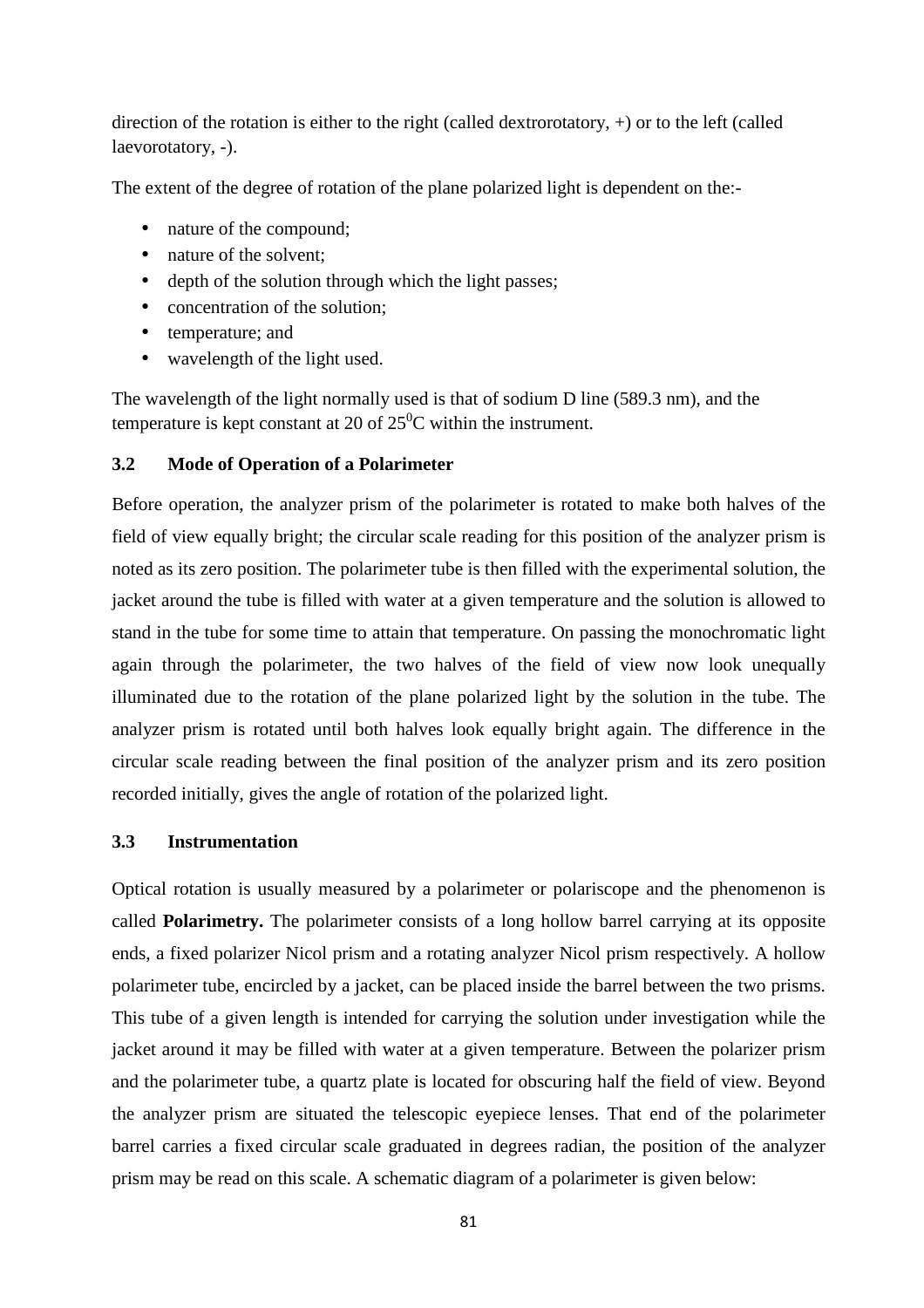direction of the rotation is either to the right (called dextrorotatory, +) or to the left (called laevorotatory, -).

The extent of the degree of rotation of the plane polarized light is dependent on the:-

- nature of the compound;
- nature of the solvent;
- depth of the solution through which the light passes;
- concentration of the solution;
- temperature; and
- wavelength of the light used.

The wavelength of the light normally used is that of sodium D line (589.3 nm), and the temperature is kept constant at 20 of $25^0$C within the instrument.

### 3.2 Mode of Operation of a Polarimeter

Before operation, the analyzer prism of the polarimeter is rotated to make both halves of the field of view equally bright; the circular scale reading for this position of the analyzer prism is noted as its zero position. The polarimeter tube is then filled with the experimental solution, the jacket around the tube is filled with water at a given temperature and the solution is allowed to stand in the tube for some time to attain that temperature. On passing the monochromatic light again through the polarimeter, the two halves of the field of view now look unequally illuminated due to the rotation of the plane polarized light by the solution in the tube. The analyzer prism is rotated until both halves look equally bright again. The difference in the circular scale reading between the final position of the analyzer prism and its zero position recorded initially, gives the angle of rotation of the polarized light.

### 3.3 Instrumentation

Optical rotation is usually measured by a polarimeter or polariscope and the phenomenon is called **Polarimetry.** The polarimeter consists of a long hollow barrel carrying at its opposite ends, a fixed polarizer Nicol prism and a rotating analyzer Nicol prism respectively. A hollow polarimeter tube, encircled by a jacket, can be placed inside the barrel between the two prisms. This tube of a given length is intended for carrying the solution under investigation while the jacket around it may be filled with water at a given temperature. Between the polarizer prism and the polarimeter tube, a quartz plate is located for obscuring half the field of view. Beyond the analyzer prism are situated the telescopic eyepiece lenses. That end of the polarimeter barrel carries a fixed circular scale graduated in degrees radian, the position of the analyzer prism may be read on this scale. A schematic diagram of a polarimeter is given below: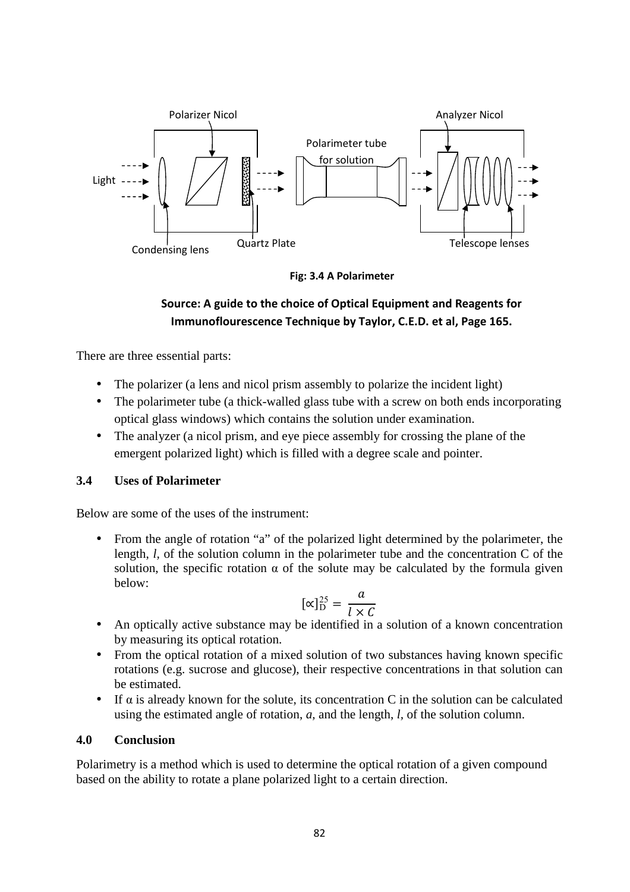Fig: 3.4 A Polarimeter

**Source: A guide to the choice of Optical Equipment and Reagents for Immunoflourescence Technique by Taylor, C.E.D. et al, Page 165.**

There are three essential parts:

- The polarizer (a lens and nicol prism assembly to polarize the incident light)
- The polarimeter tube (a thick-walled glass tube with a screw on both ends incorporating optical glass windows) which contains the solution under examination.
- The analyzer (a nicol prism, and eye piece assembly for crossing the plane of the emergent polarized light) which is filled with a degree scale and pointer.

### 3.4 Uses of Polarimeter

Below are some of the uses of the instrument:

- From the angle of rotation "a" of the polarized light determined by the polarimeter, the length, *l*, of the solution column in the polarimeter tube and the concentration C of the solution, the specific rotation α of the solute may be calculated by the formula given below:

$$[\propto]_{\mathrm{D}}^{25} = \frac{a}{l \times C}$$

- An optically active substance may be identified in a solution of a known concentration by measuring its optical rotation.
- From the optical rotation of a mixed solution of two substances having known specific rotations (e.g. sucrose and glucose), their respective concentrations in that solution can be estimated.
- If α is already known for the solute, its concentration C in the solution can be calculated using the estimated angle of rotation, *a*, and the length, *l*, of the solution column.

## 4.0 Conclusion

Polarimetry is a method which is used to determine the optical rotation of a given compound based on the ability to rotate a plane polarized light to a certain direction.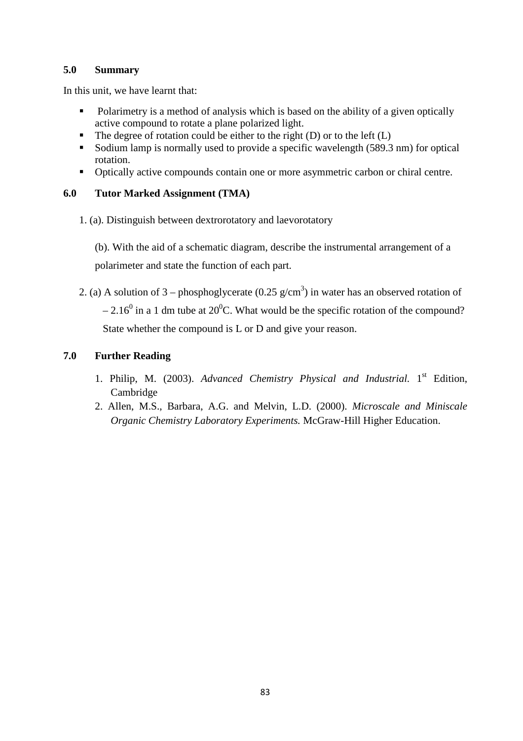## 5.0 Summary

In this unit, we have learnt that:

- Polarimetry is a method of analysis which is based on the ability of a given optically active compound to rotate a plane polarized light.
- The degree of rotation could be either to the right (D) or to the left (L)
- Sodium lamp is normally used to provide a specific wavelength (589.3 nm) for optical rotation.
- Optically active compounds contain one or more asymmetric carbon or chiral centre.

## 6.0 Tutor Marked Assignment (TMA)

1. (a). Distinguish between dextrorotatory and laevorotatory

   (b). With the aid of a schematic diagram, describe the instrumental arrangement of a polarimeter and state the function of each part.

2. (a) A solution of 3 – phosphoglycerate ($0.25\ g/cm^3$) in water has an observed rotation of $-2.16^0$ in a 1 dm tube at $20^0C$. What would be the specific rotation of the compound? State whether the compound is L or D and give your reason.

## 7.0 Further Reading

1. Philip, M. (2003). *Advanced Chemistry Physical and Industrial.* 1st Edition, Cambridge
2. Allen, M.S., Barbara, A.G. and Melvin, L.D. (2000). *Microscale and Miniscale Organic Chemistry Laboratory Experiments.* McGraw-Hill Higher Education.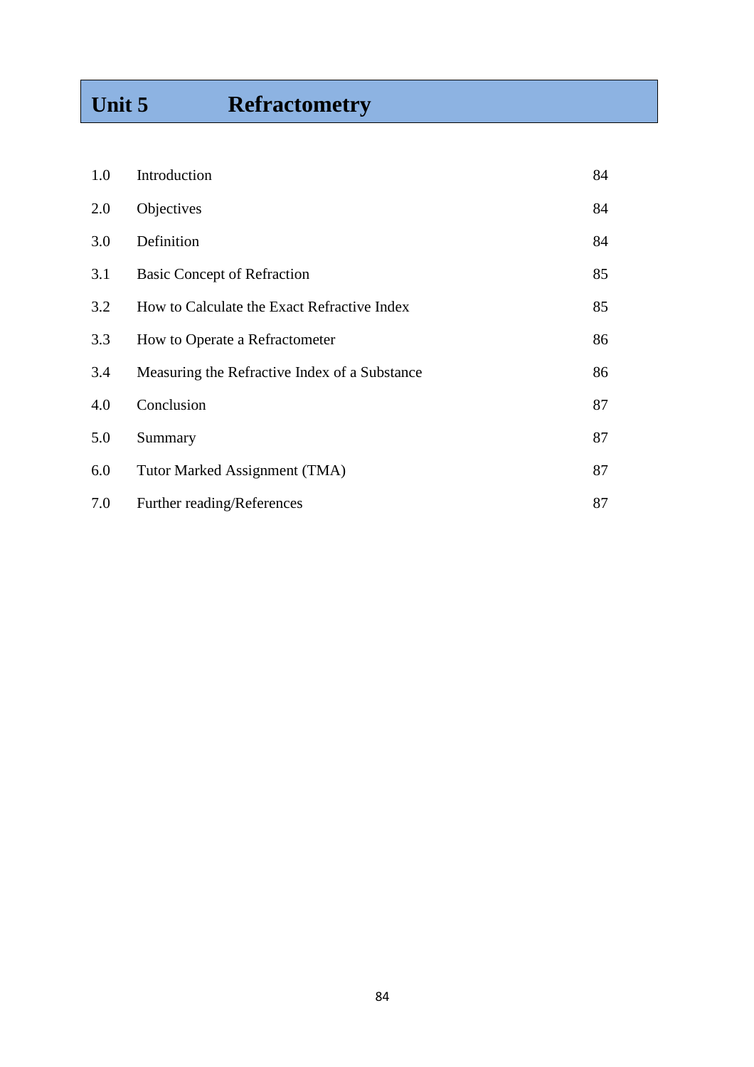# Unit 5 Refractometry

| | | |
|---|---|---|
| 1.0 | Introduction | 84 |
| 2.0 | Objectives | 84 |
| 3.0 | Definition | 84 |
| 3.1 | Basic Concept of Refraction | 85 |
| 3.2 | How to Calculate the Exact Refractive Index | 85 |
| 3.3 | How to Operate a Refractometer | 86 |
| 3.4 | Measuring the Refractive Index of a Substance | 86 |
| 4.0 | Conclusion | 87 |
| 5.0 | Summary | 87 |
| 6.0 | Tutor Marked Assignment (TMA) | 87 |
| 7.0 | Further reading/References | 87 |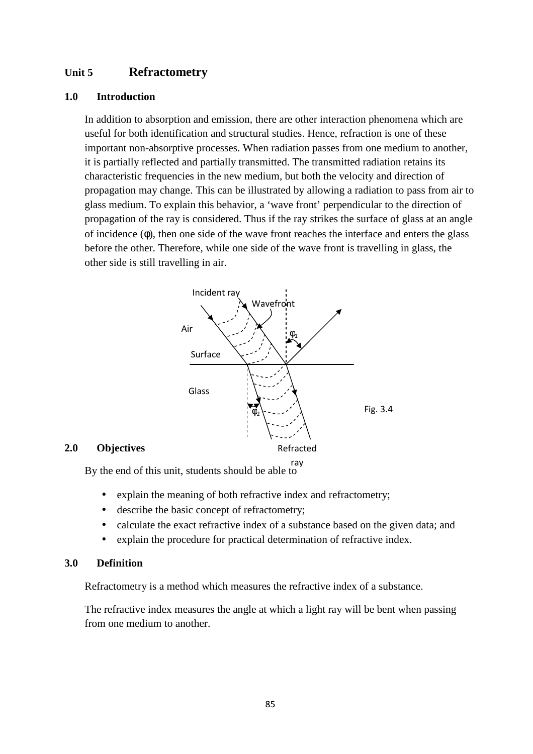# Unit 5 Refractometry

## 1.0 Introduction

In addition to absorption and emission, there are other interaction phenomena which are useful for both identification and structural studies. Hence, refraction is one of these important non-absorptive processes. When radiation passes from one medium to another, it is partially reflected and partially transmitted. The transmitted radiation retains its characteristic frequencies in the new medium, but both the velocity and direction of propagation may change. This can be illustrated by allowing a radiation to pass from air to glass medium. To explain this behavior, a 'wave front' perpendicular to the direction of propagation of the ray is considered. Thus if the ray strikes the surface of glass at an angle of incidence ($\phi$), then one side of the wave front reaches the interface and enters the glass before the other. Therefore, while one side of the wave front is travelling in glass, the other side is still travelling in air.

Incident ray, Wavefront, Air, $\phi_1$, Surface, Glass, $\phi_2$, Refracted ray

Fig. 3.4

## 2.0 Objectives

By the end of this unit, students should be able to

- explain the meaning of both refractive index and refractometry;
- describe the basic concept of refractometry;
- calculate the exact refractive index of a substance based on the given data; and
- explain the procedure for practical determination of refractive index.

## 3.0 Definition

Refractometry is a method which measures the refractive index of a substance.

The refractive index measures the angle at which a light ray will be bent when passing from one medium to another.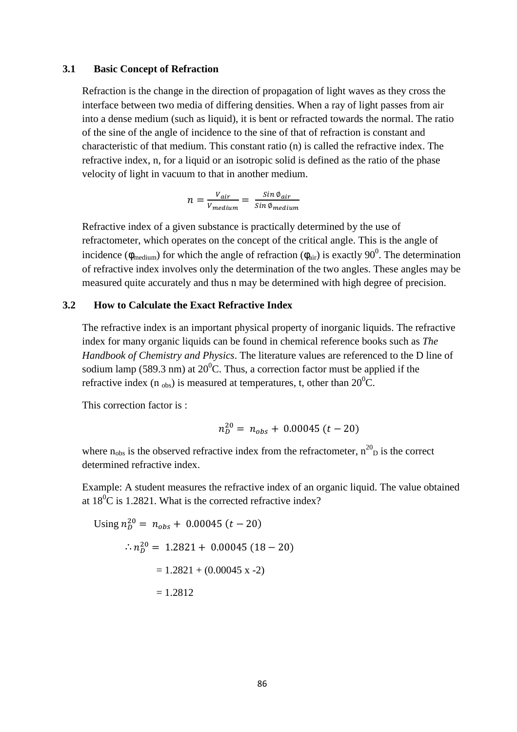### 3.1 Basic Concept of Refraction

Refraction is the change in the direction of propagation of light waves as they cross the interface between two media of differing densities. When a ray of light passes from air into a dense medium (such as liquid), it is bent or refracted towards the normal. The ratio of the sine of the angle of incidence to the sine of that of refraction is constant and characteristic of that medium. This constant ratio (n) is called the refractive index. The refractive index, n, for a liquid or an isotropic solid is defined as the ratio of the phase velocity of light in vacuum to that in another medium.

$$n = \frac{V_{air}}{V_{medium}} = \frac{Sin\,\emptyset_{air}}{Sin\,\emptyset_{medium}}$$

Refractive index of a given substance is practically determined by the use of refractometer, which operates on the concept of the critical angle. This is the angle of incidence ($\varphi_{medium}$) for which the angle of refraction ($\varphi_{air}$) is exactly $90^0$. The determination of refractive index involves only the determination of the two angles. These angles may be measured quite accurately and thus n may be determined with high degree of precision.

### 3.2 How to Calculate the Exact Refractive Index

The refractive index is an important physical property of inorganic liquids. The refractive index for many organic liquids can be found in chemical reference books such as *The Handbook of Chemistry and Physics*. The literature values are referenced to the D line of sodium lamp (589.3 nm) at $20^0$C. Thus, a correction factor must be applied if the refractive index ($n_{obs}$) is measured at temperatures, t, other than $20^0$C.

This correction factor is :

$$n_D^{20} = n_{obs} + 0.00045\,(t - 20)$$

where $n_{obs}$ is the observed refractive index from the refractometer, $n^{20}_D$ is the correct determined refractive index.

Example: A student measures the refractive index of an organic liquid. The value obtained at $18^0$C is 1.2821. What is the corrected refractive index?

Using $n_D^{20} = n_{obs} + 0.00045\,(t - 20)$

$$\therefore n_D^{20} = 1.2821 + 0.00045\,(18 - 20)$$

$$= 1.2821 + (0.00045 \text{ x } -2)$$

$$= 1.2812$$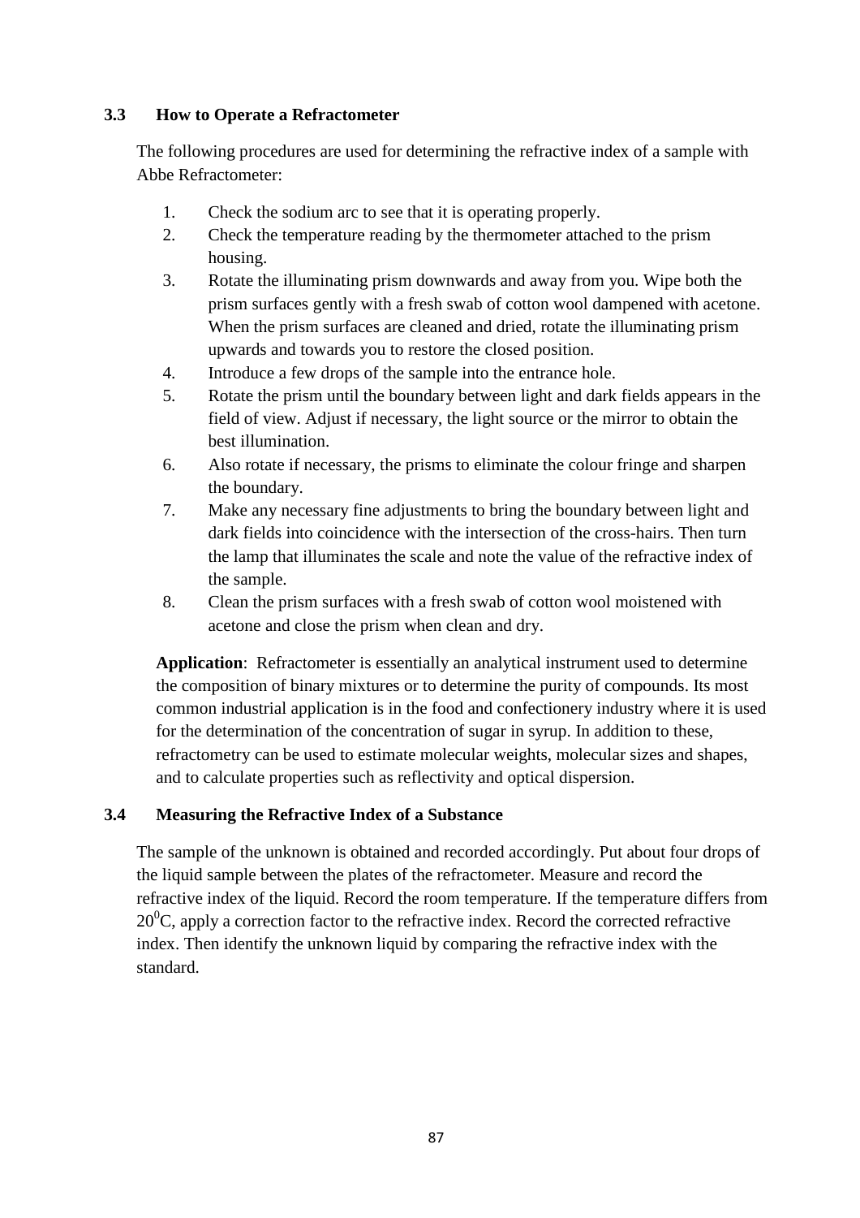### 3.3 How to Operate a Refractometer

The following procedures are used for determining the refractive index of a sample with Abbe Refractometer:

1. Check the sodium arc to see that it is operating properly.
2. Check the temperature reading by the thermometer attached to the prism housing.
3. Rotate the illuminating prism downwards and away from you. Wipe both the prism surfaces gently with a fresh swab of cotton wool dampened with acetone. When the prism surfaces are cleaned and dried, rotate the illuminating prism upwards and towards you to restore the closed position.
4. Introduce a few drops of the sample into the entrance hole.
5. Rotate the prism until the boundary between light and dark fields appears in the field of view. Adjust if necessary, the light source or the mirror to obtain the best illumination.
6. Also rotate if necessary, the prisms to eliminate the colour fringe and sharpen the boundary.
7. Make any necessary fine adjustments to bring the boundary between light and dark fields into coincidence with the intersection of the cross-hairs. Then turn the lamp that illuminates the scale and note the value of the refractive index of the sample.
8. Clean the prism surfaces with a fresh swab of cotton wool moistened with acetone and close the prism when clean and dry.

**Application**: Refractometer is essentially an analytical instrument used to determine the composition of binary mixtures or to determine the purity of compounds. Its most common industrial application is in the food and confectionery industry where it is used for the determination of the concentration of sugar in syrup. In addition to these, refractometry can be used to estimate molecular weights, molecular sizes and shapes, and to calculate properties such as reflectivity and optical dispersion.

### 3.4 Measuring the Refractive Index of a Substance

The sample of the unknown is obtained and recorded accordingly. Put about four drops of the liquid sample between the plates of the refractometer. Measure and record the refractive index of the liquid. Record the room temperature. If the temperature differs from $20^0$C, apply a correction factor to the refractive index. Record the corrected refractive index. Then identify the unknown liquid by comparing the refractive index with the standard.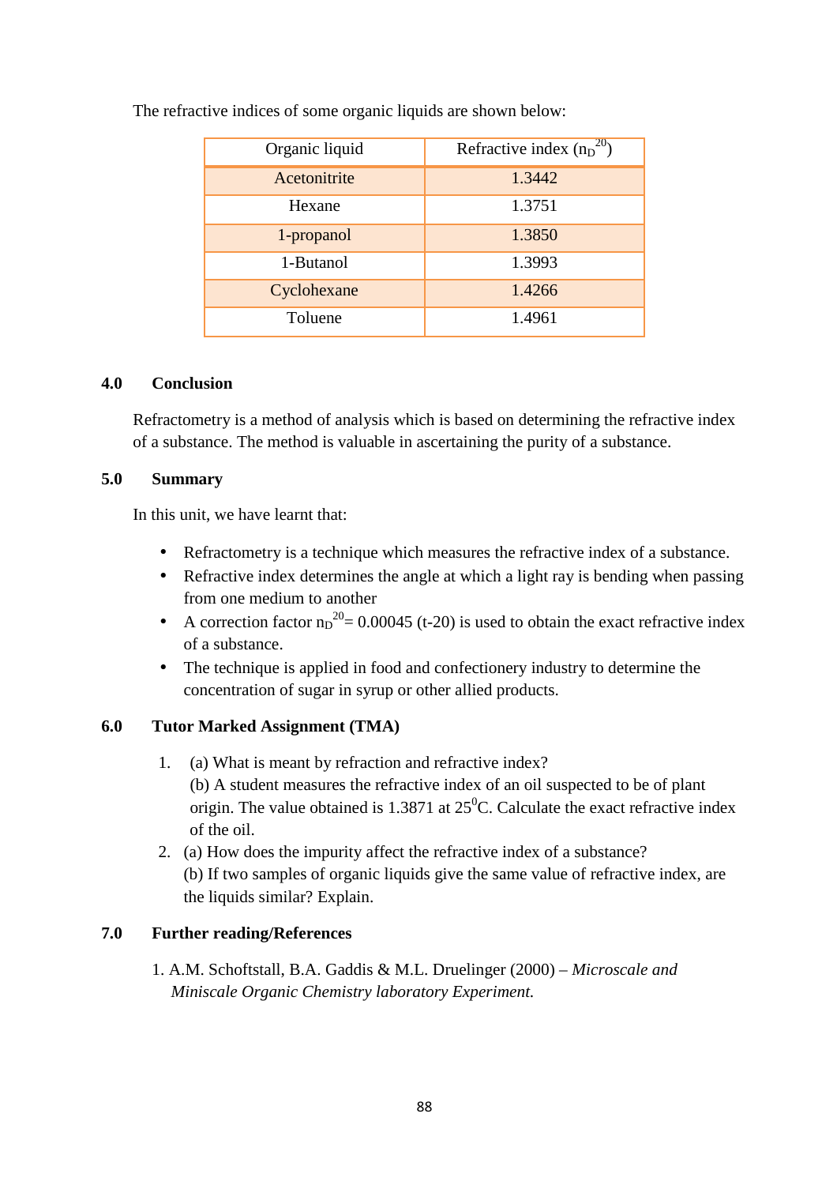The refractive indices of some organic liquids are shown below:

| Organic liquid | Refractive index ($n_D^{20}$) |
|---|---|
| Acetonitrite | 1.3442 |
| Hexane | 1.3751 |
| 1-propanol | 1.3850 |
| 1-Butanol | 1.3993 |
| Cyclohexane | 1.4266 |
| Toluene | 1.4961 |

## 4.0 Conclusion

Refractometry is a method of analysis which is based on determining the refractive index of a substance. The method is valuable in ascertaining the purity of a substance.

## 5.0 Summary

In this unit, we have learnt that:

- Refractometry is a technique which measures the refractive index of a substance.
- Refractive index determines the angle at which a light ray is bending when passing from one medium to another
- A correction factor $n_D^{20} = 0.00045\ (t\text{-}20)$ is used to obtain the exact refractive index of a substance.
- The technique is applied in food and confectionery industry to determine the concentration of sugar in syrup or other allied products.

## 6.0 Tutor Marked Assignment (TMA)

1. (a) What is meant by refraction and refractive index?
   (b) A student measures the refractive index of an oil suspected to be of plant origin. The value obtained is 1.3871 at $25^0$C. Calculate the exact refractive index of the oil.
2. (a) How does the impurity affect the refractive index of a substance?
   (b) If two samples of organic liquids give the same value of refractive index, are the liquids similar? Explain.

## 7.0 Further reading/References

1. A.M. Schoftstall, B.A. Gaddis & M.L. Druelinger (2000) – *Microscale and Miniscale Organic Chemistry laboratory Experiment.*